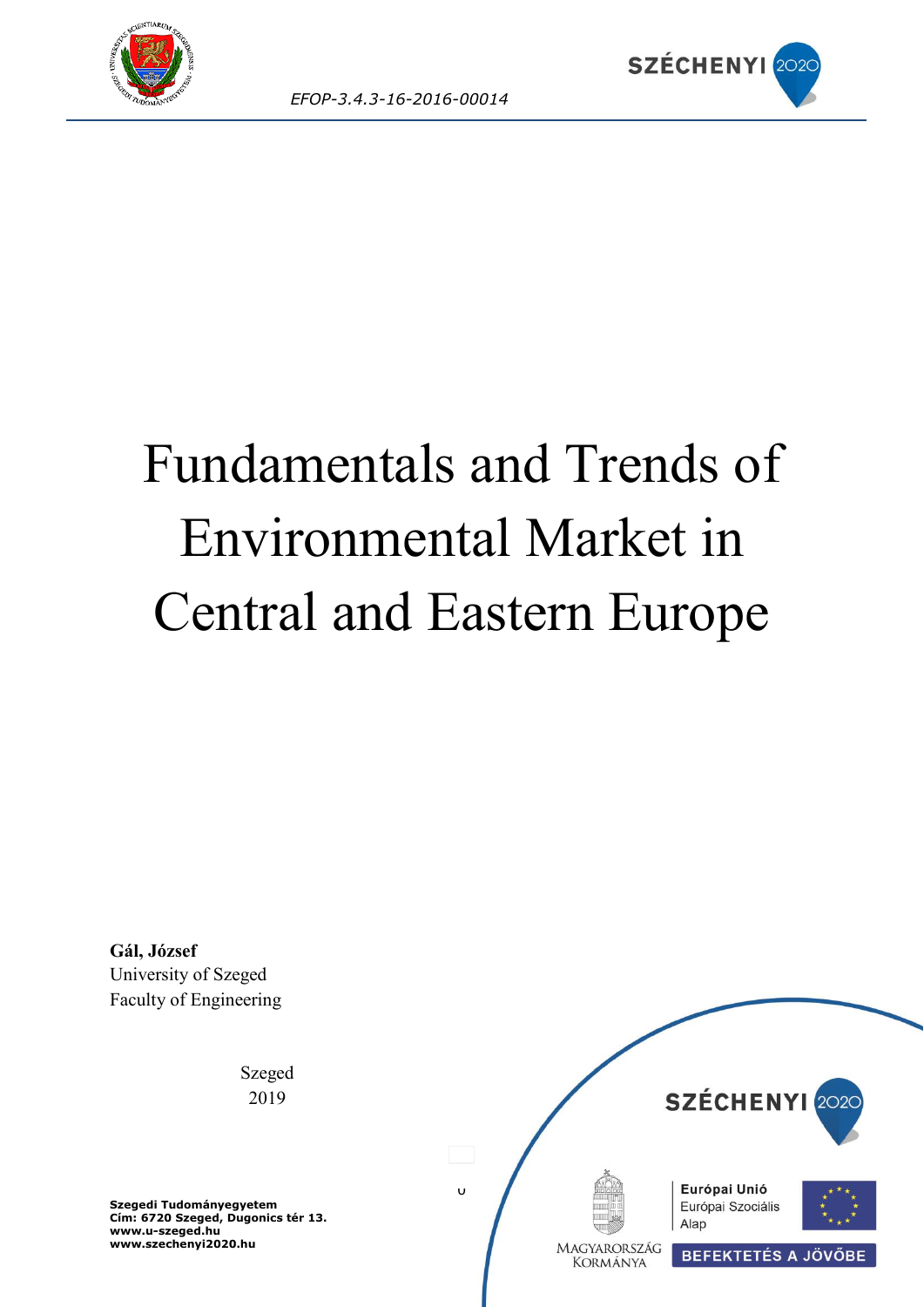EFOP-3.4.3-16-2016-00014

# Fundamentals and Trends of Environmental Market in Central and Eastern Europe

**Gál, József**
University of Szeged
Faculty of Engineering

Szeged
2019

**Szegedi Tudományegyetem**
**Cím: 6720 Szeged, Dugonics tér 13.**
**www.u-szeged.hu**
**www.szechenyi2020.hu**

SZÉCHENYI 2020

Magyarország Kormánya

Európai Unió
Európai Szociális Alap

BEFEKTETÉS A JÖVŐBE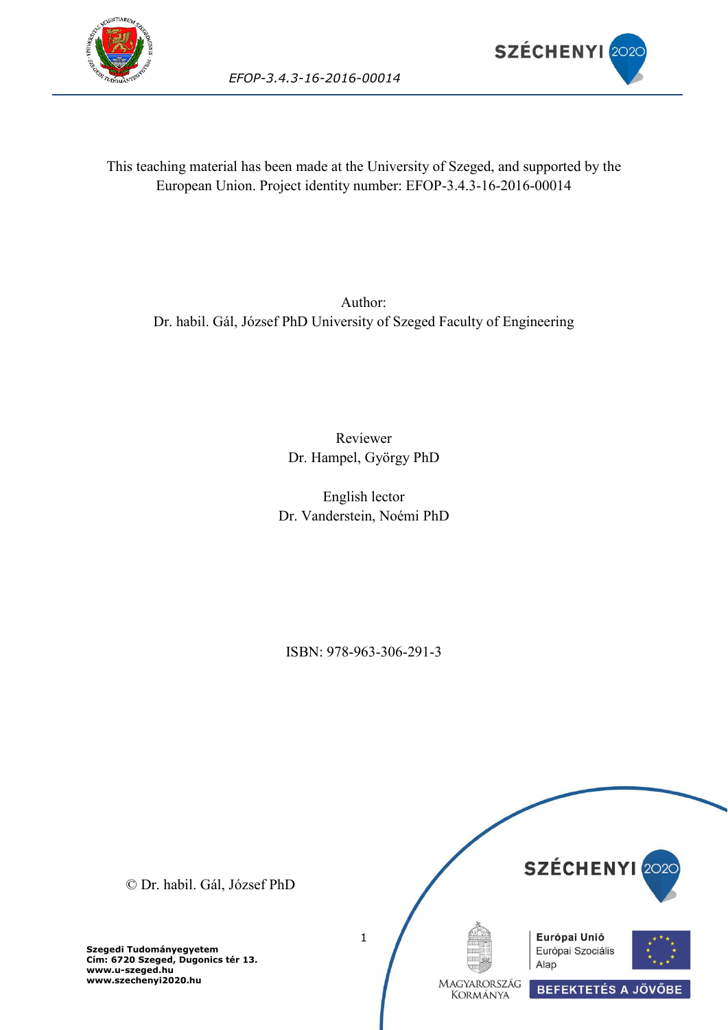This teaching material has been made at the University of Szeged, and supported by the European Union. Project identity number: EFOP-3.4.3-16-2016-00014

Author:
Dr. habil. Gál, József PhD University of Szeged Faculty of Engineering

Reviewer
Dr. Hampel, György PhD

English lector
Dr. Vanderstein, Noémi PhD

ISBN: 978-963-306-291-3

© Dr. habil. Gál, József PhD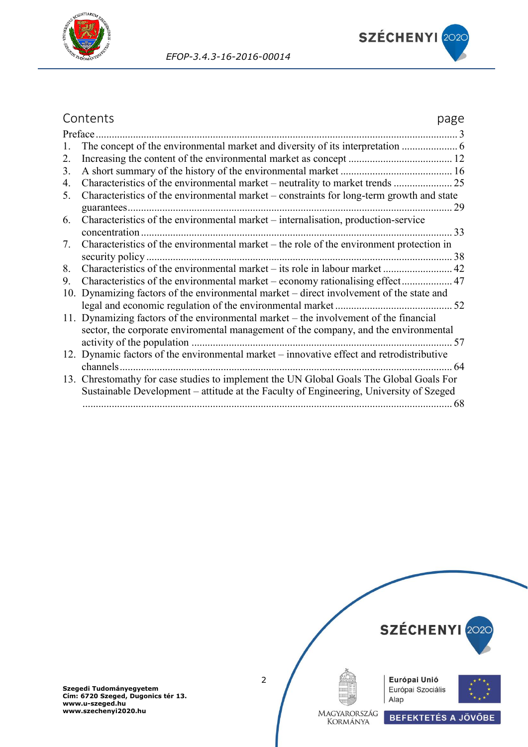## Contents

| Contents | page |
|---|---|
| Preface | 3 |
| 1. The concept of the environmental market and diversity of its interpretation | 6 |
| 2. Increasing the content of the environmental market as concept | 12 |
| 3. A short summary of the history of the environmental market | 16 |
| 4. Characteristics of the environmental market – neutrality to market trends | 25 |
| 5. Characteristics of the environmental market – constraints for long-term growth and state guarantees | 29 |
| 6. Characteristics of the environmental market – internalisation, production-service concentration | 33 |
| 7. Characteristics of the environmental market – the role of the environment protection in security policy | 38 |
| 8. Characteristics of the environmental market – its role in labour market | 42 |
| 9. Characteristics of the environmental market – economy rationalising effect | 47 |
| 10. Dynamizing factors of the environmental market – direct involvement of the state and legal and economic regulation of the environmental market | 52 |
| 11. Dynamizing factors of the environmental market – the involvement of the financial sector, the corporate enviromental management of the company, and the environmental activity of the population | 57 |
| 12. Dynamic factors of the environmental market – innovative effect and retrodistributive channels | 64 |
| 13. Chrestomathy for case studies to implement the UN Global Goals The Global Goals For Sustainable Development – attitude at the Faculty of Engineering, University of Szeged | 68 |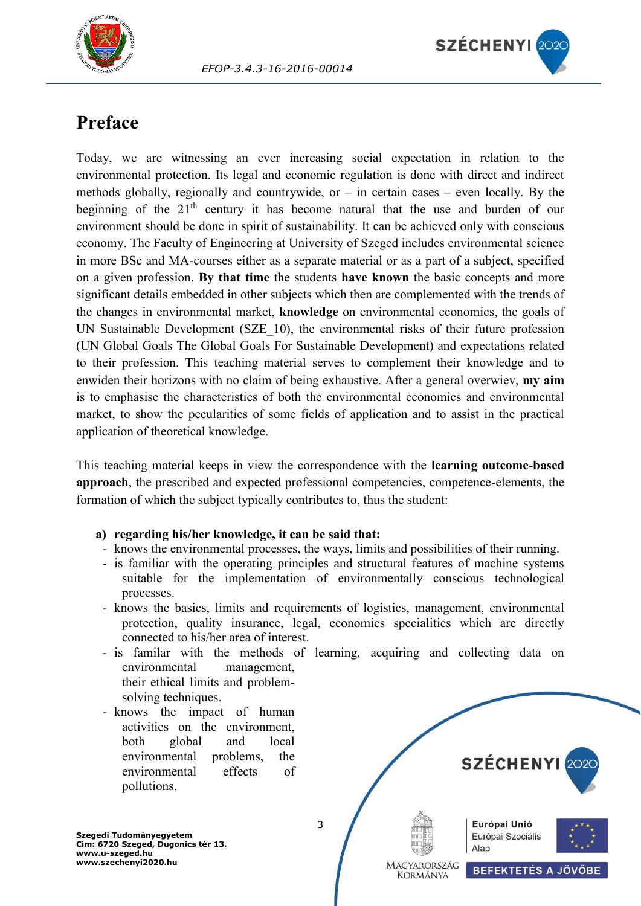# Preface

Today, we are witnessing an ever increasing social expectation in relation to the environmental protection. Its legal and economic regulation is done with direct and indirect methods globally, regionally and countrywide, or – in certain cases – even locally. By the beginning of the 21th century it has become natural that the use and burden of our environment should be done in spirit of sustainability. It can be achieved only with conscious economy. The Faculty of Engineering at University of Szeged includes environmental science in more BSc and MA-courses either as a separate material or as a part of a subject, specified on a given profession. **By that time** the students **have known** the basic concepts and more significant details embedded in other subjects which then are complemented with the trends of the changes in environmental market, **knowledge** on environmental economics, the goals of UN Sustainable Development (SZE_10), the environmental risks of their future profession (UN Global Goals The Global Goals For Sustainable Development) and expectations related to their profession. This teaching material serves to complement their knowledge and to enwiden their horizons with no claim of being exhaustive. After a general overwiev, **my aim** is to emphasise the characteristics of both the environmental economics and environmental market, to show the pecularities of some fields of application and to assist in the practical application of theoretical knowledge.

This teaching material keeps in view the correspondence with the **learning outcome-based approach**, the prescribed and expected professional competencies, competence-elements, the formation of which the subject typically contributes to, thus the student:

**a) regarding his/her knowledge, it can be said that:**

- knows the environmental processes, the ways, limits and possibilities of their running.
- is familiar with the operating principles and structural features of machine systems suitable for the implementation of environmentally conscious technological processes.
- knows the basics, limits and requirements of logistics, management, environmental protection, quality insurance, legal, economics specialities which are directly connected to his/her area of interest.
- is familar with the methods of learning, acquiring and collecting data on environmental management, their ethical limits and problem-solving techniques.
- knows the impact of human activities on the environment, both global and local environmental problems, the environmental effects of pollutions.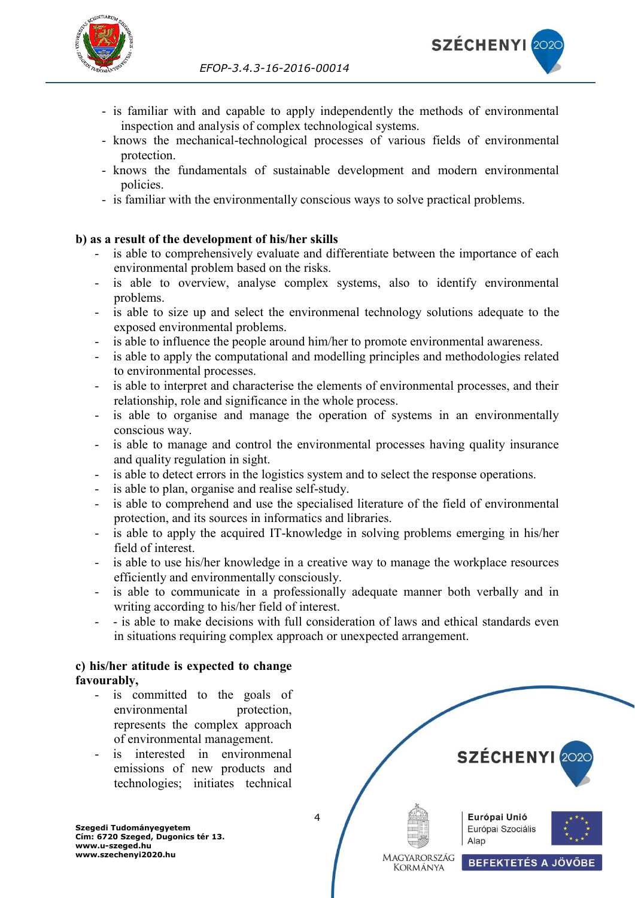- is familiar with and capable to apply independently the methods of environmental inspection and analysis of complex technological systems.
- knows the mechanical-technological processes of various fields of environmental protection.
- knows the fundamentals of sustainable development and modern environmental policies.
- is familiar with the environmentally conscious ways to solve practical problems.

**b) as a result of the development of his/her skills**

- is able to comprehensively evaluate and differentiate between the importance of each environmental problem based on the risks.
- is able to overview, analyse complex systems, also to identify environmental problems.
- is able to size up and select the environmenal technology solutions adequate to the exposed environmental problems.
- is able to influence the people around him/her to promote environmental awareness.
- is able to apply the computational and modelling principles and methodologies related to environmental processes.
- is able to interpret and characterise the elements of environmental processes, and their relationship, role and significance in the whole process.
- is able to organise and manage the operation of systems in an environmentally conscious way.
- is able to manage and control the environmental processes having quality insurance and quality regulation in sight.
- is able to detect errors in the logistics system and to select the response operations.
- is able to plan, organise and realise self-study.
- is able to comprehend and use the specialised literature of the field of environmental protection, and its sources in informatics and libraries.
- is able to apply the acquired IT-knowledge in solving problems emerging in his/her field of interest.
- is able to use his/her knowledge in a creative way to manage the workplace resources efficiently and environmentally consciously.
- is able to communicate in a professionally adequate manner both verbally and in writing according to his/her field of interest.
- - is able to make decisions with full consideration of laws and ethical standards even in situations requiring complex approach or unexpected arrangement.

**c) his/her atitude is expected to change favourably,**

- is committed to the goals of environmental protection, represents the complex approach of environmental management.
- is interested in environmenal emissions of new products and technologies; initiates technical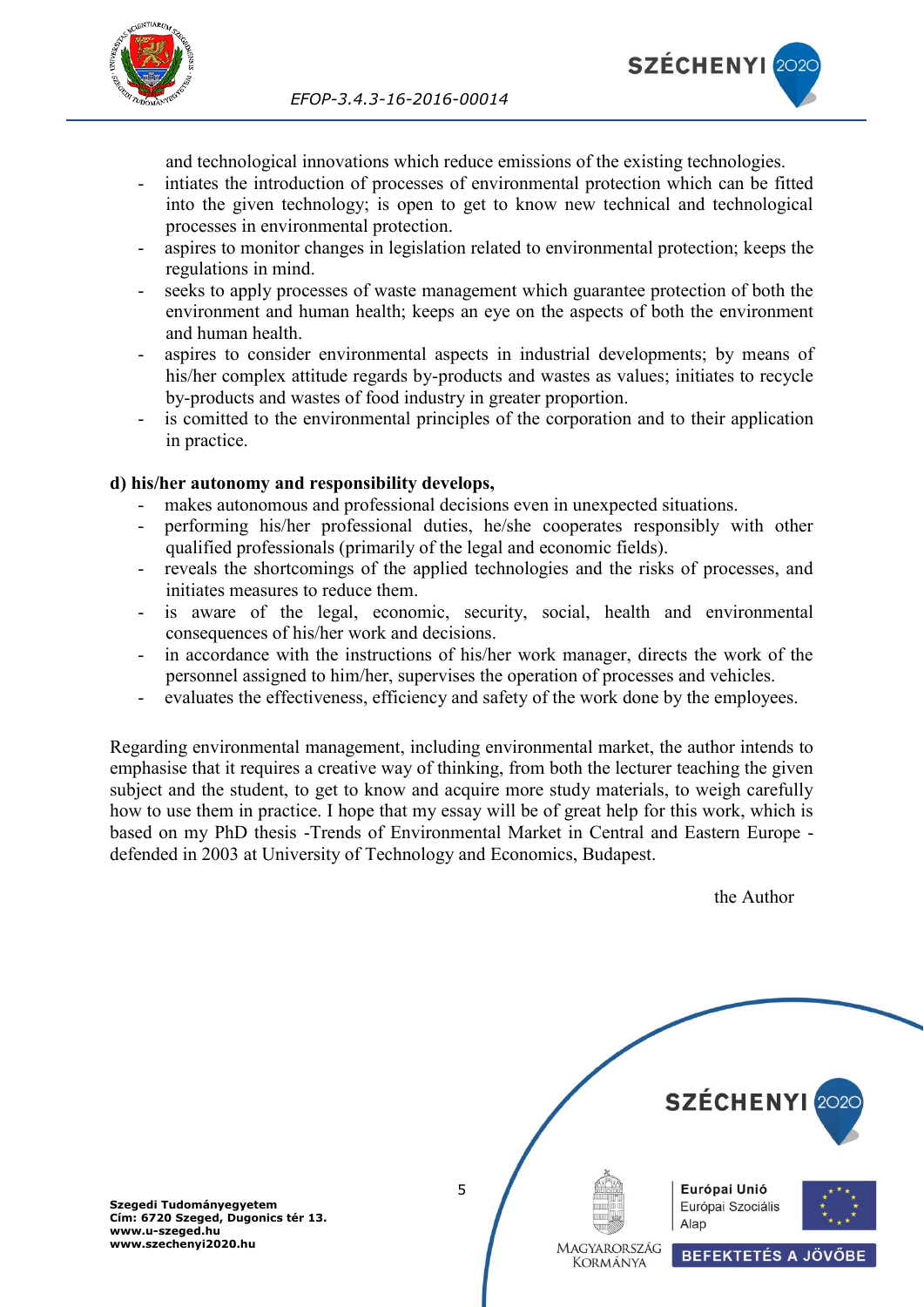and technological innovations which reduce emissions of the existing technologies.

- intiates the introduction of processes of environmental protection which can be fitted into the given technology; is open to get to know new technical and technological processes in environmental protection.
- aspires to monitor changes in legislation related to environmental protection; keeps the regulations in mind.
- seeks to apply processes of waste management which guarantee protection of both the environment and human health; keeps an eye on the aspects of both the environment and human health.
- aspires to consider environmental aspects in industrial developments; by means of his/her complex attitude regards by-products and wastes as values; initiates to recycle by-products and wastes of food industry in greater proportion.
- is comitted to the environmental principles of the corporation and to their application in practice.

**d) his/her autonomy and responsibility develops,**

- makes autonomous and professional decisions even in unexpected situations.
- performing his/her professional duties, he/she cooperates responsibly with other qualified professionals (primarily of the legal and economic fields).
- reveals the shortcomings of the applied technologies and the risks of processes, and initiates measures to reduce them.
- is aware of the legal, economic, security, social, health and environmental consequences of his/her work and decisions.
- in accordance with the instructions of his/her work manager, directs the work of the personnel assigned to him/her, supervises the operation of processes and vehicles.
- evaluates the effectiveness, efficiency and safety of the work done by the employees.

Regarding environmental management, including environmental market, the author intends to emphasise that it requires a creative way of thinking, from both the lecturer teaching the given subject and the student, to get to know and acquire more study materials, to weigh carefully how to use them in practice. I hope that my essay will be of great help for this work, which is based on my PhD thesis -Trends of Environmental Market in Central and Eastern Europe - defended in 2003 at University of Technology and Economics, Budapest.

the Author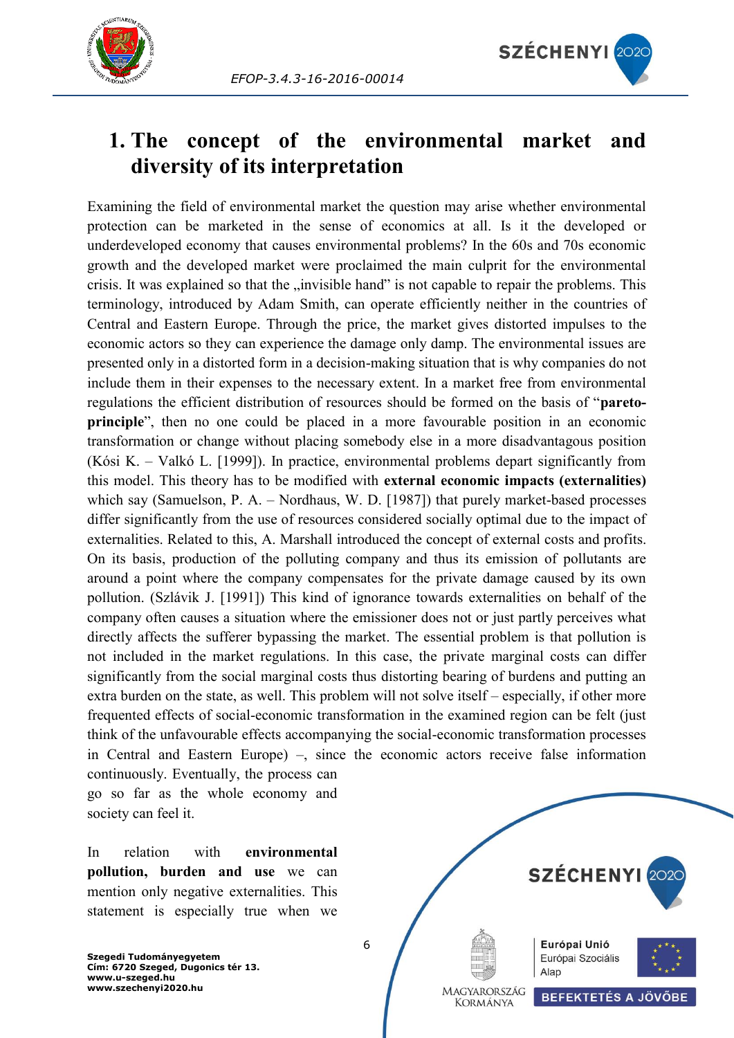# 1. The concept of the environmental market and diversity of its interpretation

Examining the field of environmental market the question may arise whether environmental protection can be marketed in the sense of economics at all. Is it the developed or underdeveloped economy that causes environmental problems? In the 60s and 70s economic growth and the developed market were proclaimed the main culprit for the environmental crisis. It was explained so that the „invisible hand" is not capable to repair the problems. This terminology, introduced by Adam Smith, can operate efficiently neither in the countries of Central and Eastern Europe. Through the price, the market gives distorted impulses to the economic actors so they can experience the damage only damp. The environmental issues are presented only in a distorted form in a decision-making situation that is why companies do not include them in their expenses to the necessary extent. In a market free from environmental regulations the efficient distribution of resources should be formed on the basis of "**pareto-principle**", then no one could be placed in a more favourable position in an economic transformation or change without placing somebody else in a more disadvantagous position (Kósi K. – Valkó L. [1999]). In practice, environmental problems depart significantly from this model. This theory has to be modified with **external economic impacts (externalities)** which say (Samuelson, P. A. – Nordhaus, W. D. [1987]) that purely market-based processes differ significantly from the use of resources considered socially optimal due to the impact of externalities. Related to this, A. Marshall introduced the concept of external costs and profits. On its basis, production of the polluting company and thus its emission of pollutants are around a point where the company compensates for the private damage caused by its own pollution. (Szlávik J. [1991]) This kind of ignorance towards externalities on behalf of the company often causes a situation where the emissioner does not or just partly perceives what directly affects the sufferer bypassing the market. The essential problem is that pollution is not included in the market regulations. In this case, the private marginal costs can differ significantly from the social marginal costs thus distorting bearing of burdens and putting an extra burden on the state, as well. This problem will not solve itself – especially, if other more frequented effects of social-economic transformation in the examined region can be felt (just think of the unfavourable effects accompanying the social-economic transformation processes in Central and Eastern Europe) –, since the economic actors receive false information continuously. Eventually, the process can go so far as the whole economy and society can feel it.

In relation with **environmental pollution, burden and use** we can mention only negative externalities. This statement is especially true when we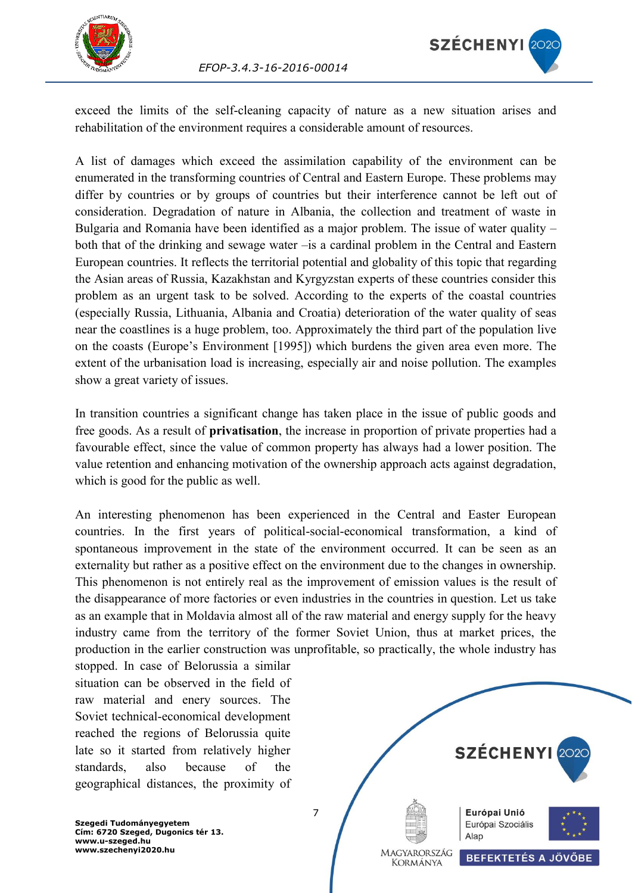exceed the limits of the self-cleaning capacity of nature as a new situation arises and rehabilitation of the environment requires a considerable amount of resources.

A list of damages which exceed the assimilation capability of the environment can be enumerated in the transforming countries of Central and Eastern Europe. These problems may differ by countries or by groups of countries but their interference cannot be left out of consideration. Degradation of nature in Albania, the collection and treatment of waste in Bulgaria and Romania have been identified as a major problem. The issue of water quality – both that of the drinking and sewage water –is a cardinal problem in the Central and Eastern European countries. It reflects the territorial potential and globality of this topic that regarding the Asian areas of Russia, Kazakhstan and Kyrgyzstan experts of these countries consider this problem as an urgent task to be solved. According to the experts of the coastal countries (especially Russia, Lithuania, Albania and Croatia) deterioration of the water quality of seas near the coastlines is a huge problem, too. Approximately the third part of the population live on the coasts (Europe's Environment [1995]) which burdens the given area even more. The extent of the urbanisation load is increasing, especially air and noise pollution. The examples show a great variety of issues.

In transition countries a significant change has taken place in the issue of public goods and free goods. As a result of **privatisation**, the increase in proportion of private properties had a favourable effect, since the value of common property has always had a lower position. The value retention and enhancing motivation of the ownership approach acts against degradation, which is good for the public as well.

An interesting phenomenon has been experienced in the Central and Easter European countries. In the first years of political-social-economical transformation, a kind of spontaneous improvement in the state of the environment occurred. It can be seen as an externality but rather as a positive effect on the environment due to the changes in ownership. This phenomenon is not entirely real as the improvement of emission values is the result of the disappearance of more factories or even industries in the countries in question. Let us take as an example that in Moldavia almost all of the raw material and energy supply for the heavy industry came from the territory of the former Soviet Union, thus at market prices, the production in the earlier construction was unprofitable, so practically, the whole industry has stopped. In case of Belorussia a similar situation can be observed in the field of raw material and enery sources. The Soviet technical-economical development reached the regions of Belorussia quite late so it started from relatively higher standards, also because of the geographical distances, the proximity of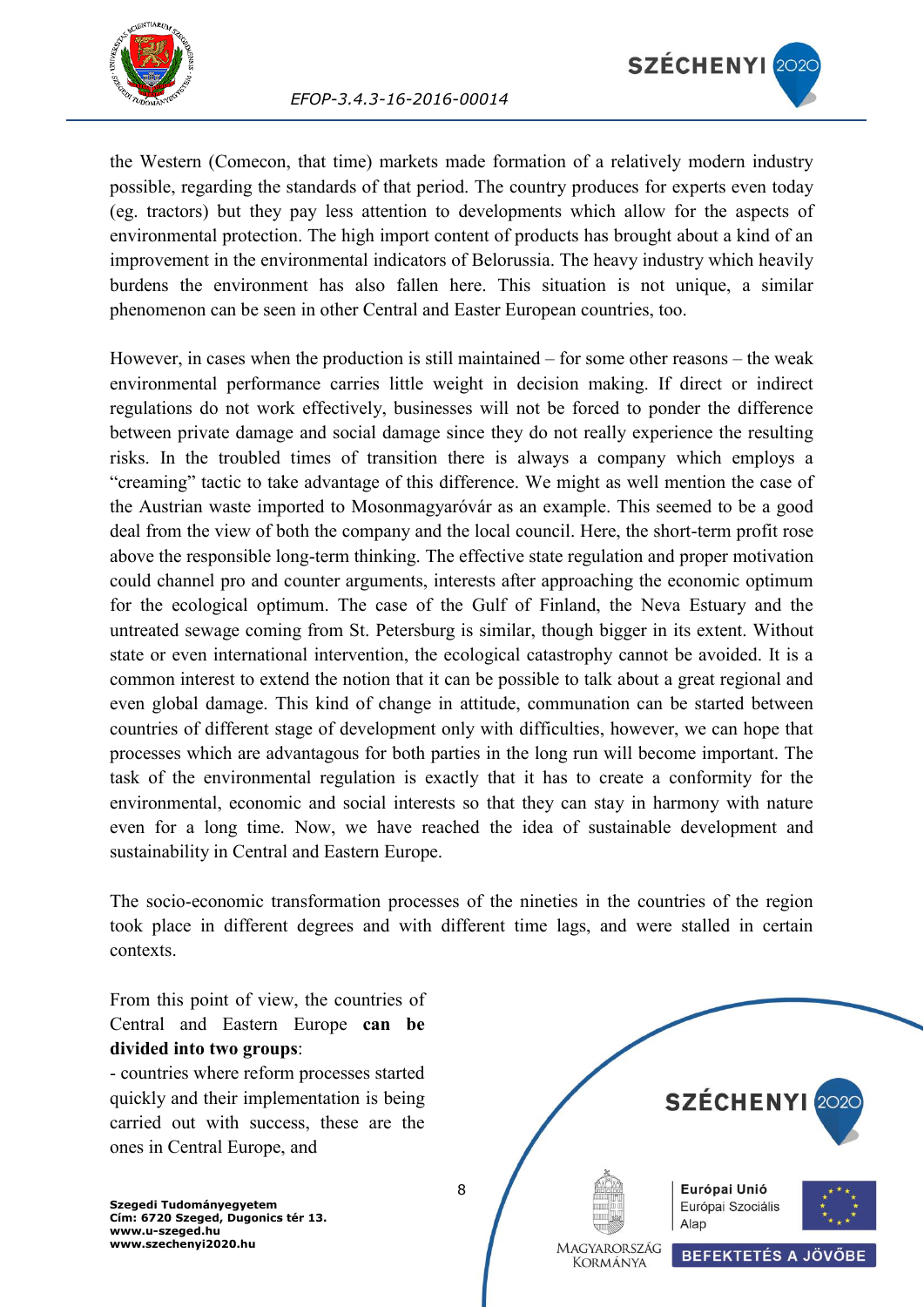the Western (Comecon, that time) markets made formation of a relatively modern industry possible, regarding the standards of that period. The country produces for experts even today (eg. tractors) but they pay less attention to developments which allow for the aspects of environmental protection. The high import content of products has brought about a kind of an improvement in the environmental indicators of Belorussia. The heavy industry which heavily burdens the environment has also fallen here. This situation is not unique, a similar phenomenon can be seen in other Central and Easter European countries, too.

However, in cases when the production is still maintained – for some other reasons – the weak environmental performance carries little weight in decision making. If direct or indirect regulations do not work effectively, businesses will not be forced to ponder the difference between private damage and social damage since they do not really experience the resulting risks. In the troubled times of transition there is always a company which employs a "creaming" tactic to take advantage of this difference. We might as well mention the case of the Austrian waste imported to Mosonmagyaróvár as an example. This seemed to be a good deal from the view of both the company and the local council. Here, the short-term profit rose above the responsible long-term thinking. The effective state regulation and proper motivation could channel pro and counter arguments, interests after approaching the economic optimum for the ecological optimum. The case of the Gulf of Finland, the Neva Estuary and the untreated sewage coming from St. Petersburg is similar, though bigger in its extent. Without state or even international intervention, the ecological catastrophy cannot be avoided. It is a common interest to extend the notion that it can be possible to talk about a great regional and even global damage. This kind of change in attitude, communation can be started between countries of different stage of development only with difficulties, however, we can hope that processes which are advantagous for both parties in the long run will become important. The task of the environmental regulation is exactly that it has to create a conformity for the environmental, economic and social interests so that they can stay in harmony with nature even for a long time. Now, we have reached the idea of sustainable development and sustainability in Central and Eastern Europe.

The socio-economic transformation processes of the nineties in the countries of the region took place in different degrees and with different time lags, and were stalled in certain contexts.

From this point of view, the countries of Central and Eastern Europe **can be divided into two groups**:

- countries where reform processes started quickly and their implementation is being carried out with success, these are the ones in Central Europe, and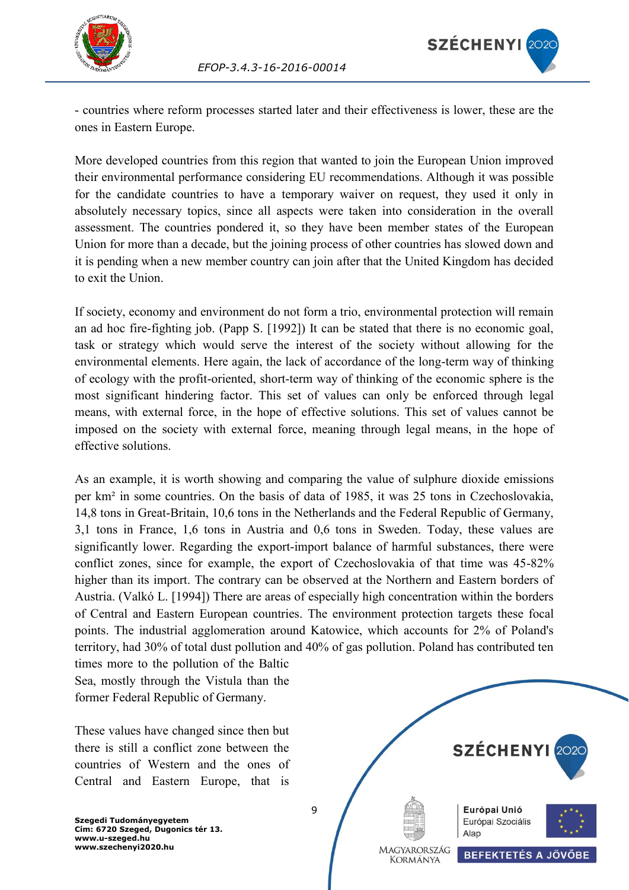- countries where reform processes started later and their effectiveness is lower, these are the ones in Eastern Europe.

More developed countries from this region that wanted to join the European Union improved their environmental performance considering EU recommendations. Although it was possible for the candidate countries to have a temporary waiver on request, they used it only in absolutely necessary topics, since all aspects were taken into consideration in the overall assessment. The countries pondered it, so they have been member states of the European Union for more than a decade, but the joining process of other countries has slowed down and it is pending when a new member country can join after that the United Kingdom has decided to exit the Union.

If society, economy and environment do not form a trio, environmental protection will remain an ad hoc fire-fighting job. (Papp S. [1992]) It can be stated that there is no economic goal, task or strategy which would serve the interest of the society without allowing for the environmental elements. Here again, the lack of accordance of the long-term way of thinking of ecology with the profit-oriented, short-term way of thinking of the economic sphere is the most significant hindering factor. This set of values can only be enforced through legal means, with external force, in the hope of effective solutions. This set of values cannot be imposed on the society with external force, meaning through legal means, in the hope of effective solutions.

As an example, it is worth showing and comparing the value of sulphure dioxide emissions per km² in some countries. On the basis of data of 1985, it was 25 tons in Czechoslovakia, 14,8 tons in Great-Britain, 10,6 tons in the Netherlands and the Federal Republic of Germany, 3,1 tons in France, 1,6 tons in Austria and 0,6 tons in Sweden. Today, these values are significantly lower. Regarding the export-import balance of harmful substances, there were conflict zones, since for example, the export of Czechoslovakia of that time was 45-82% higher than its import. The contrary can be observed at the Northern and Eastern borders of Austria. (Valkó L. [1994]) There are areas of especially high concentration within the borders of Central and Eastern European countries. The environment protection targets these focal points. The industrial agglomeration around Katowice, which accounts for 2% of Poland's territory, had 30% of total dust pollution and 40% of gas pollution. Poland has contributed ten times more to the pollution of the Baltic Sea, mostly through the Vistula than the former Federal Republic of Germany.

These values have changed since then but there is still a conflict zone between the countries of Western and the ones of Central and Eastern Europe, that is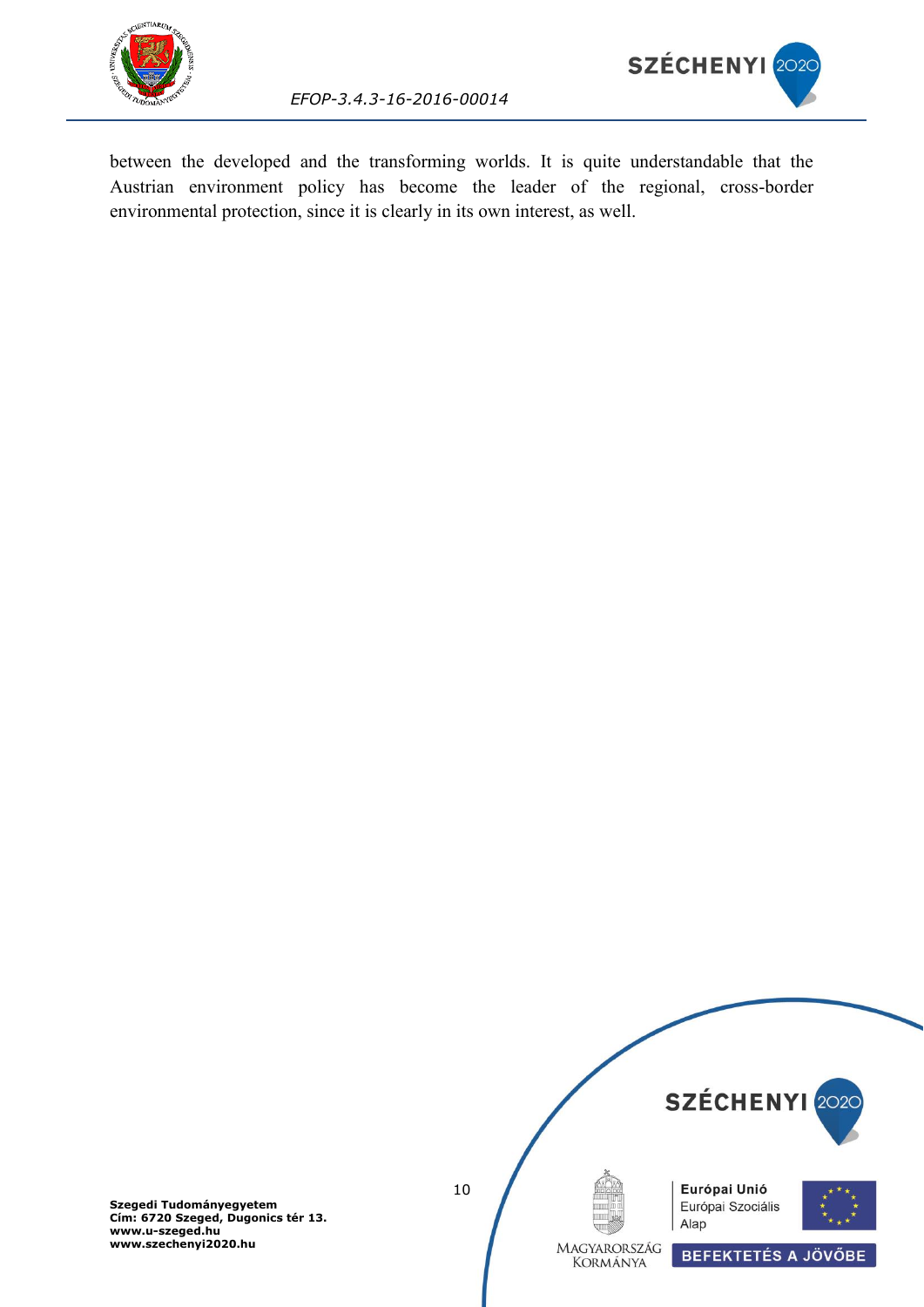between the developed and the transforming worlds. It is quite understandable that the Austrian environment policy has become the leader of the regional, cross-border environmental protection, since it is clearly in its own interest, as well.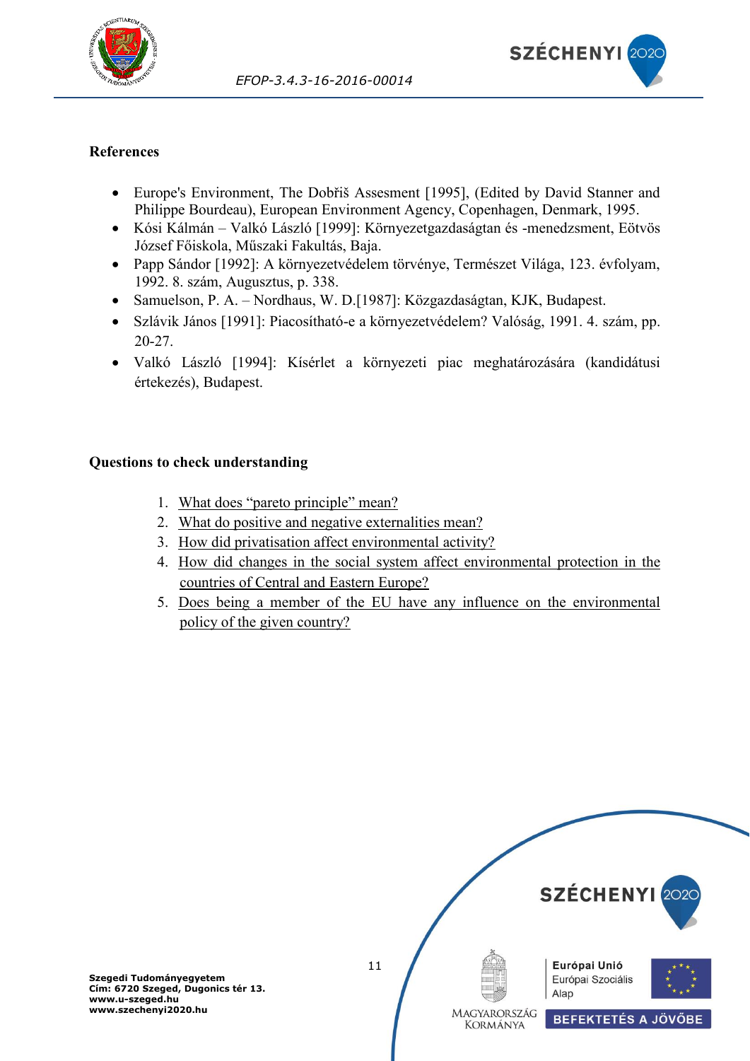## References

- Europe's Environment, The Dobřiš Assesment [1995], (Edited by David Stanner and Philippe Bourdeau), European Environment Agency, Copenhagen, Denmark, 1995.
- Kósi Kálmán – Valkó László [1999]: Környezetgazdaságtan és -menedzsment, Eötvös József Főiskola, Műszaki Fakultás, Baja.
- Papp Sándor [1992]: A környezetvédelem törvénye, Természet Világa, 123. évfolyam, 1992. 8. szám, Augusztus, p. 338.
- Samuelson, P. A. – Nordhaus, W. D.[1987]: Közgazdaságtan, KJK, Budapest.
- Szlávik János [1991]: Piacosítható-e a környezetvédelem? Valóság, 1991. 4. szám, pp. 20-27.
- Valkó László [1994]: Kísérlet a környezeti piac meghatározására (kandidátusi értekezés), Budapest.

## Questions to check understanding

1. What does "pareto principle" mean?
2. What do positive and negative externalities mean?
3. How did privatisation affect environmental activity?
4. How did changes in the social system affect environmental protection in the countries of Central and Eastern Europe?
5. Does being a member of the EU have any influence on the environmental policy of the given country?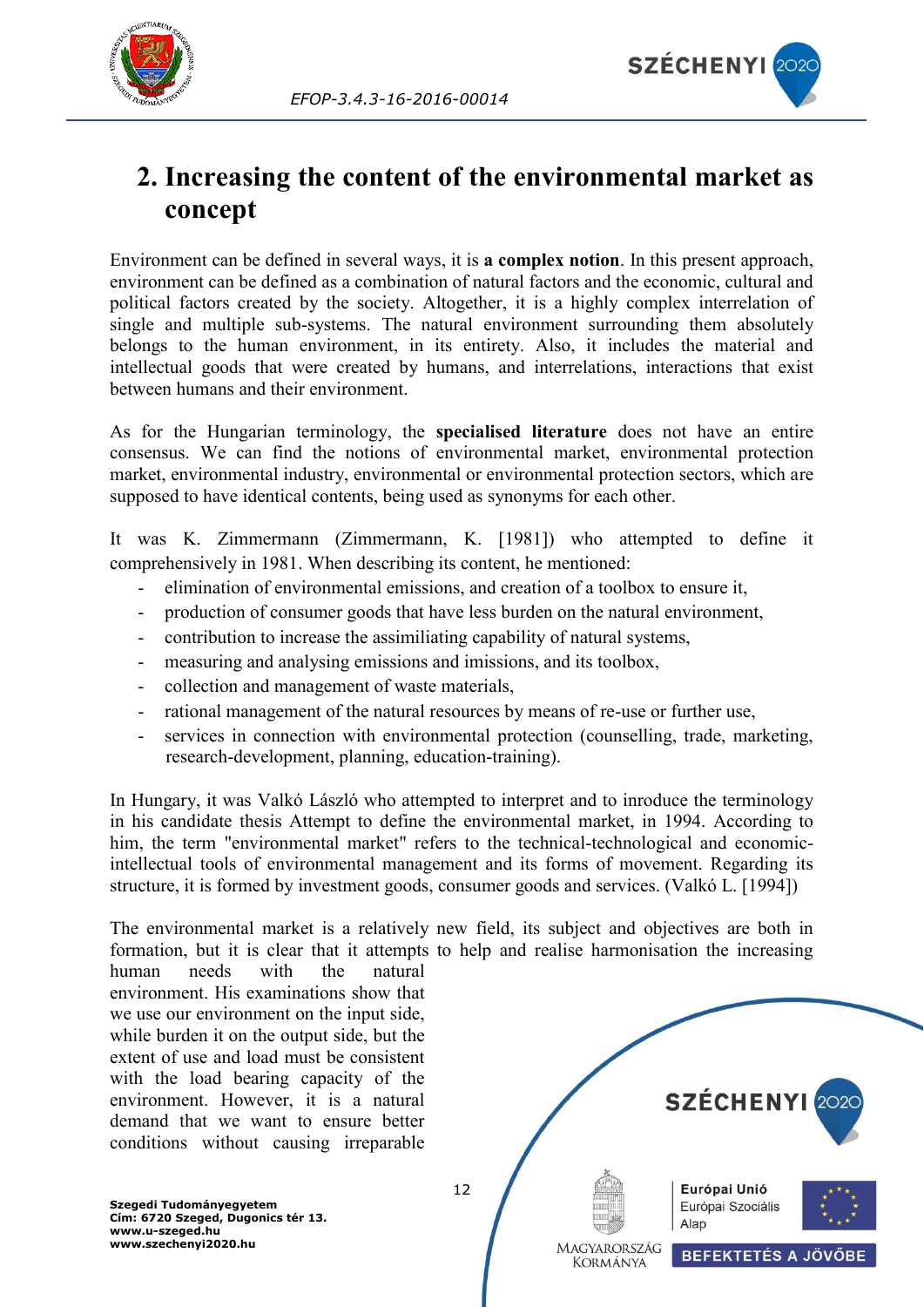# 2. Increasing the content of the environmental market as concept

Environment can be defined in several ways, it is **a complex notion**. In this present approach, environment can be defined as a combination of natural factors and the economic, cultural and political factors created by the society. Altogether, it is a highly complex interrelation of single and multiple sub-systems. The natural environment surrounding them absolutely belongs to the human environment, in its entirety. Also, it includes the material and intellectual goods that were created by humans, and interrelations, interactions that exist between humans and their environment.

As for the Hungarian terminology, the **specialised literature** does not have an entire consensus. We can find the notions of environmental market, environmental protection market, environmental industry, environmental or environmental protection sectors, which are supposed to have identical contents, being used as synonyms for each other.

It was K. Zimmermann (Zimmermann, K. [1981]) who attempted to define it comprehensively in 1981. When describing its content, he mentioned:

- elimination of environmental emissions, and creation of a toolbox to ensure it,
- production of consumer goods that have less burden on the natural environment,
- contribution to increase the assimiliating capability of natural systems,
- measuring and analysing emissions and imissions, and its toolbox,
- collection and management of waste materials,
- rational management of the natural resources by means of re-use or further use,
- services in connection with environmental protection (counselling, trade, marketing, research-development, planning, education-training).

In Hungary, it was Valkó László who attempted to interpret and to inroduce the terminology in his candidate thesis Attempt to define the environmental market, in 1994. According to him, the term "environmental market" refers to the technical-technological and economic-intellectual tools of environmental management and its forms of movement. Regarding its structure, it is formed by investment goods, consumer goods and services. (Valkó L. [1994])

The environmental market is a relatively new field, its subject and objectives are both in formation, but it is clear that it attempts to help and realise harmonisation the increasing human needs with the natural environment. His examinations show that we use our environment on the input side, while burden it on the output side, but the extent of use and load must be consistent with the load bearing capacity of the environment. However, it is a natural demand that we want to ensure better conditions without causing irreparable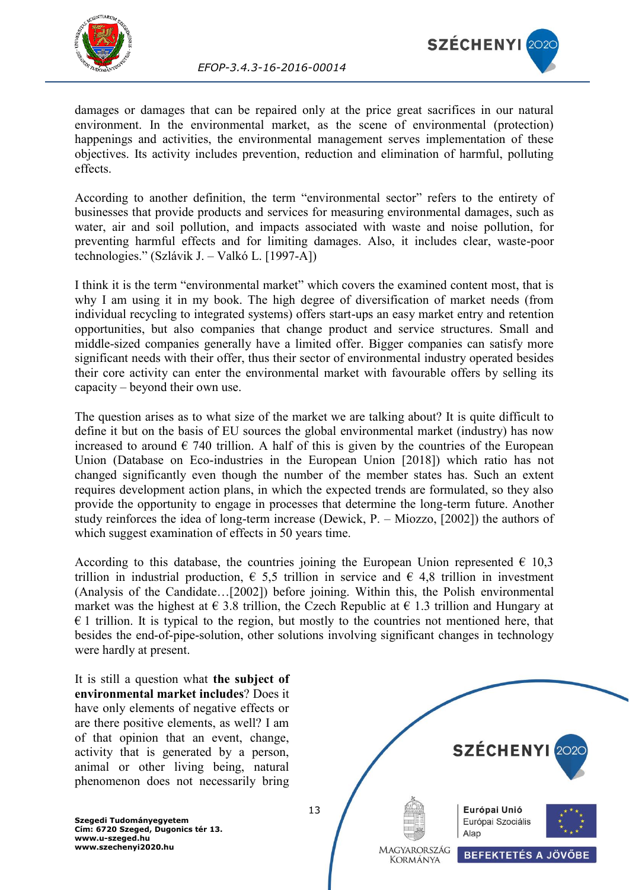damages or damages that can be repaired only at the price great sacrifices in our natural environment. In the environmental market, as the scene of environmental (protection) happenings and activities, the environmental management serves implementation of these objectives. Its activity includes prevention, reduction and elimination of harmful, polluting effects.

According to another definition, the term "environmental sector" refers to the entirety of businesses that provide products and services for measuring environmental damages, such as water, air and soil pollution, and impacts associated with waste and noise pollution, for preventing harmful effects and for limiting damages. Also, it includes clear, waste-poor technologies." (Szlávik J. – Valkó L. [1997-A])

I think it is the term "environmental market" which covers the examined content most, that is why I am using it in my book. The high degree of diversification of market needs (from individual recycling to integrated systems) offers start-ups an easy market entry and retention opportunities, but also companies that change product and service structures. Small and middle-sized companies generally have a limited offer. Bigger companies can satisfy more significant needs with their offer, thus their sector of environmental industry operated besides their core activity can enter the environmental market with favourable offers by selling its capacity – beyond their own use.

The question arises as to what size of the market we are talking about? It is quite difficult to define it but on the basis of EU sources the global environmental market (industry) has now increased to around € 740 trillion. A half of this is given by the countries of the European Union (Database on Eco-industries in the European Union [2018]) which ratio has not changed significantly even though the number of the member states has. Such an extent requires development action plans, in which the expected trends are formulated, so they also provide the opportunity to engage in processes that determine the long-term future. Another study reinforces the idea of long-term increase (Dewick, P. – Miozzo, [2002]) the authors of which suggest examination of effects in 50 years time.

According to this database, the countries joining the European Union represented € 10,3 trillion in industrial production, € 5,5 trillion in service and € 4,8 trillion in investment (Analysis of the Candidate…[2002]) before joining. Within this, the Polish environmental market was the highest at € 3.8 trillion, the Czech Republic at € 1.3 trillion and Hungary at € 1 trillion. It is typical to the region, but mostly to the countries not mentioned here, that besides the end-of-pipe-solution, other solutions involving significant changes in technology were hardly at present.

It is still a question what **the subject of environmental market includes**? Does it have only elements of negative effects or are there positive elements, as well? I am of that opinion that an event, change, activity that is generated by a person, animal or other living being, natural phenomenon does not necessarily bring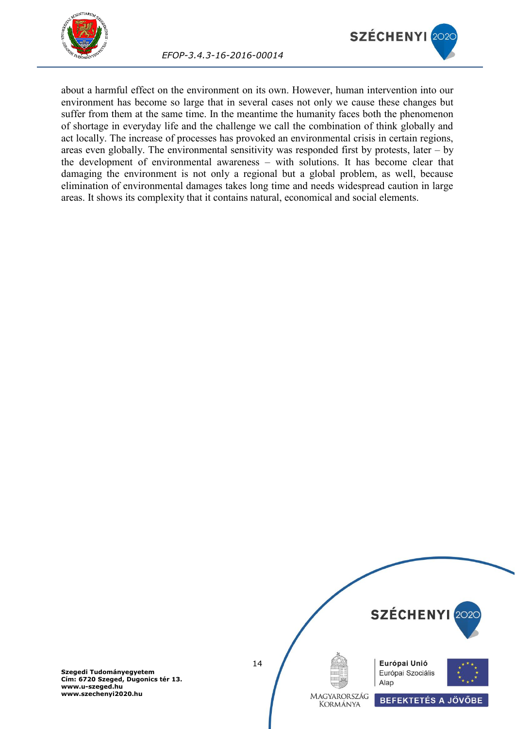about a harmful effect on the environment on its own. However, human intervention into our environment has become so large that in several cases not only we cause these changes but suffer from them at the same time. In the meantime the humanity faces both the phenomenon of shortage in everyday life and the challenge we call the combination of think globally and act locally. The increase of processes has provoked an environmental crisis in certain regions, areas even globally. The environmental sensitivity was responded first by protests, later – by the development of environmental awareness – with solutions. It has become clear that damaging the environment is not only a regional but a global problem, as well, because elimination of environmental damages takes long time and needs widespread caution in large areas. It shows its complexity that it contains natural, economical and social elements.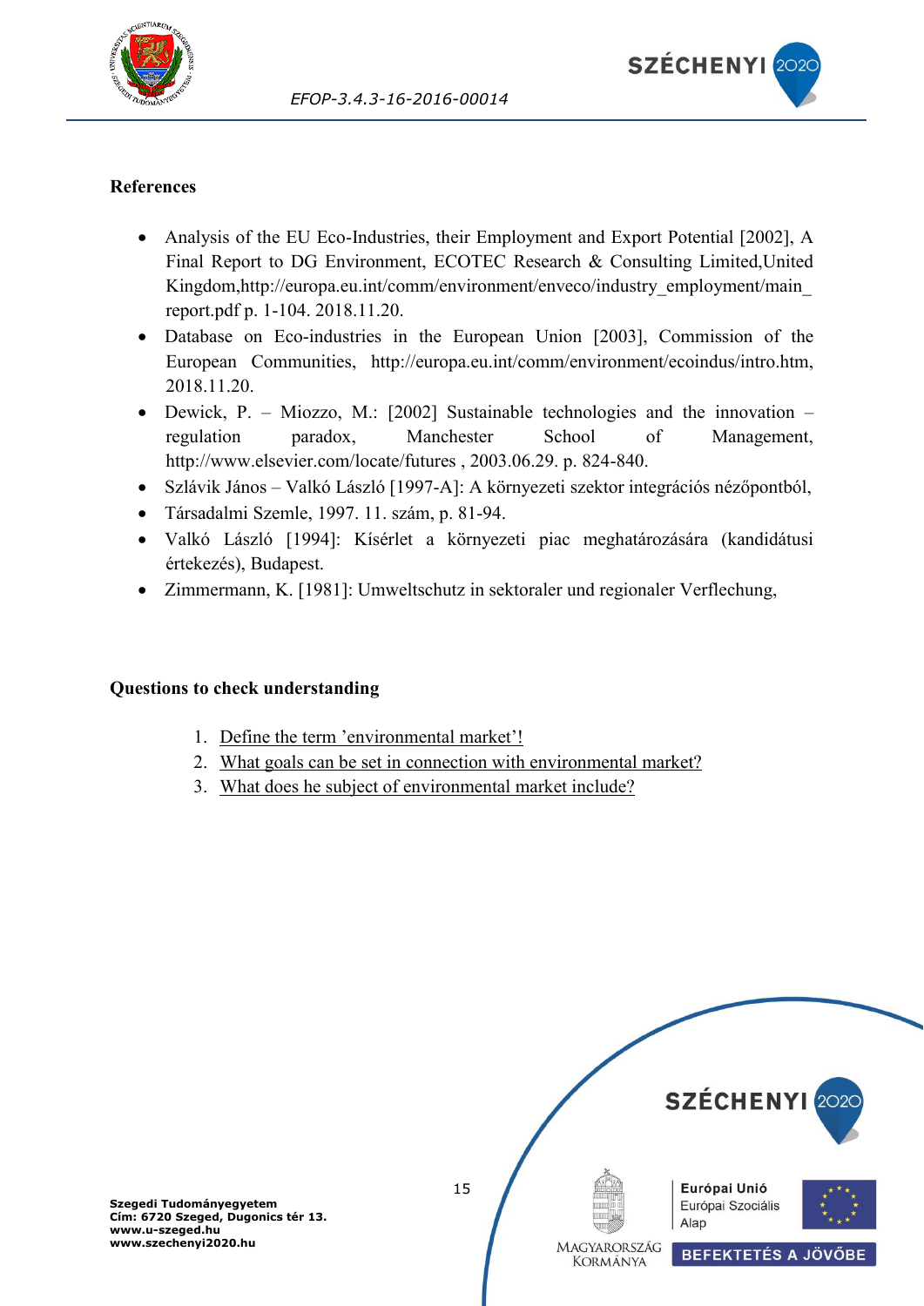**References**

- Analysis of the EU Eco-Industries, their Employment and Export Potential [2002], A Final Report to DG Environment, ECOTEC Research & Consulting Limited,United Kingdom,http://europa.eu.int/comm/environment/enveco/industry_employment/main_report.pdf p. 1-104. 2018.11.20.
- Database on Eco-industries in the European Union [2003], Commission of the European Communities, http://europa.eu.int/comm/environment/ecoindus/intro.htm, 2018.11.20.
- Dewick, P. – Miozzo, M.: [2002] Sustainable technologies and the innovation – regulation paradox, Manchester School of Management, http://www.elsevier.com/locate/futures , 2003.06.29. p. 824-840.
- Szlávik János – Valkó László [1997-A]: A környezeti szektor integrációs nézőpontból,
- Társadalmi Szemle, 1997. 11. szám, p. 81-94.
- Valkó László [1994]: Kísérlet a környezeti piac meghatározására (kandidátusi értekezés), Budapest.
- Zimmermann, K. [1981]: Umweltschutz in sektoraler und regionaler Verflechung,

**Questions to check understanding**

1. Define the term 'environmental market'!
2. What goals can be set in connection with environmental market?
3. What does he subject of environmental market include?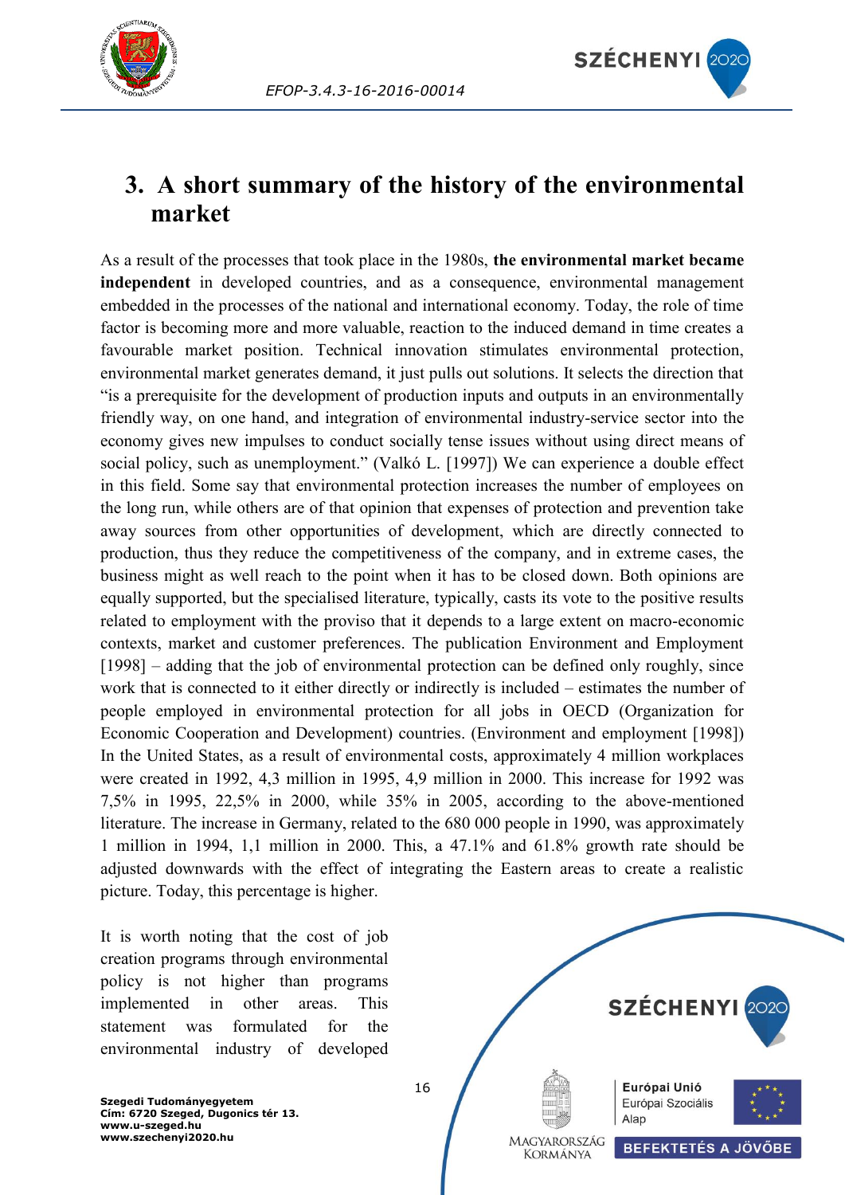# 3. A short summary of the history of the environmental market

As a result of the processes that took place in the 1980s, **the environmental market became independent** in developed countries, and as a consequence, environmental management embedded in the processes of the national and international economy. Today, the role of time factor is becoming more and more valuable, reaction to the induced demand in time creates a favourable market position. Technical innovation stimulates environmental protection, environmental market generates demand, it just pulls out solutions. It selects the direction that "is a prerequisite for the development of production inputs and outputs in an environmentally friendly way, on one hand, and integration of environmental industry-service sector into the economy gives new impulses to conduct socially tense issues without using direct means of social policy, such as unemployment." (Valkó L. [1997]) We can experience a double effect in this field. Some say that environmental protection increases the number of employees on the long run, while others are of that opinion that expenses of protection and prevention take away sources from other opportunities of development, which are directly connected to production, thus they reduce the competitiveness of the company, and in extreme cases, the business might as well reach to the point when it has to be closed down. Both opinions are equally supported, but the specialised literature, typically, casts its vote to the positive results related to employment with the proviso that it depends to a large extent on macro-economic contexts, market and customer preferences. The publication Environment and Employment [1998] – adding that the job of environmental protection can be defined only roughly, since work that is connected to it either directly or indirectly is included – estimates the number of people employed in environmental protection for all jobs in OECD (Organization for Economic Cooperation and Development) countries. (Environment and employment [1998]) In the United States, as a result of environmental costs, approximately 4 million workplaces were created in 1992, 4,3 million in 1995, 4,9 million in 2000. This increase for 1992 was 7,5% in 1995, 22,5% in 2000, while 35% in 2005, according to the above-mentioned literature. The increase in Germany, related to the 680 000 people in 1990, was approximately 1 million in 1994, 1,1 million in 2000. This, a 47.1% and 61.8% growth rate should be adjusted downwards with the effect of integrating the Eastern areas to create a realistic picture. Today, this percentage is higher.

It is worth noting that the cost of job creation programs through environmental policy is not higher than programs implemented in other areas. This statement was formulated for the environmental industry of developed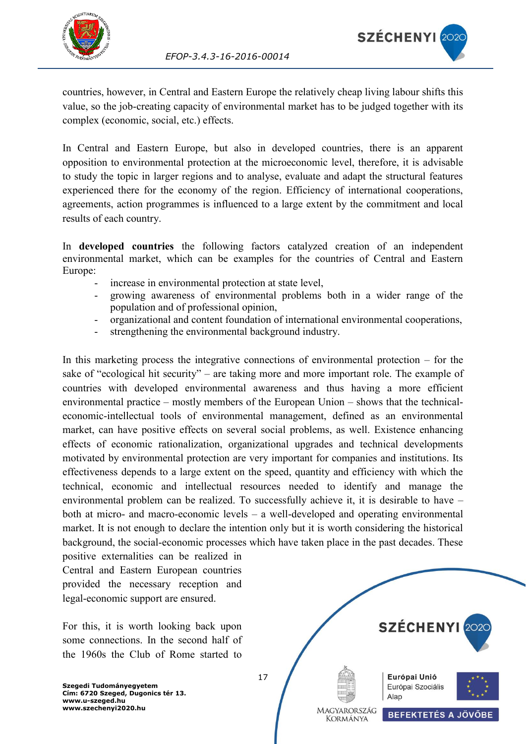countries, however, in Central and Eastern Europe the relatively cheap living labour shifts this value, so the job-creating capacity of environmental market has to be judged together with its complex (economic, social, etc.) effects.

In Central and Eastern Europe, but also in developed countries, there is an apparent opposition to environmental protection at the microeconomic level, therefore, it is advisable to study the topic in larger regions and to analyse, evaluate and adapt the structural features experienced there for the economy of the region. Efficiency of international cooperations, agreements, action programmes is influenced to a large extent by the commitment and local results of each country.

In **developed countries** the following factors catalyzed creation of an independent environmental market, which can be examples for the countries of Central and Eastern Europe:

- increase in environmental protection at state level,
- growing awareness of environmental problems both in a wider range of the population and of professional opinion,
- organizational and content foundation of international environmental cooperations,
- strengthening the environmental background industry.

In this marketing process the integrative connections of environmental protection – for the sake of "ecological hit security" – are taking more and more important role. The example of countries with developed environmental awareness and thus having a more efficient environmental practice – mostly members of the European Union – shows that the technical-economic-intellectual tools of environmental management, defined as an environmental market, can have positive effects on several social problems, as well. Existence enhancing effects of economic rationalization, organizational upgrades and technical developments motivated by environmental protection are very important for companies and institutions. Its effectiveness depends to a large extent on the speed, quantity and efficiency with which the technical, economic and intellectual resources needed to identify and manage the environmental problem can be realized. To successfully achieve it, it is desirable to have – both at micro- and macro-economic levels – a well-developed and operating environmental market. It is not enough to declare the intention only but it is worth considering the historical background, the social-economic processes which have taken place in the past decades. These positive externalities can be realized in Central and Eastern European countries provided the necessary reception and legal-economic support are ensured.

For this, it is worth looking back upon some connections. In the second half of the 1960s the Club of Rome started to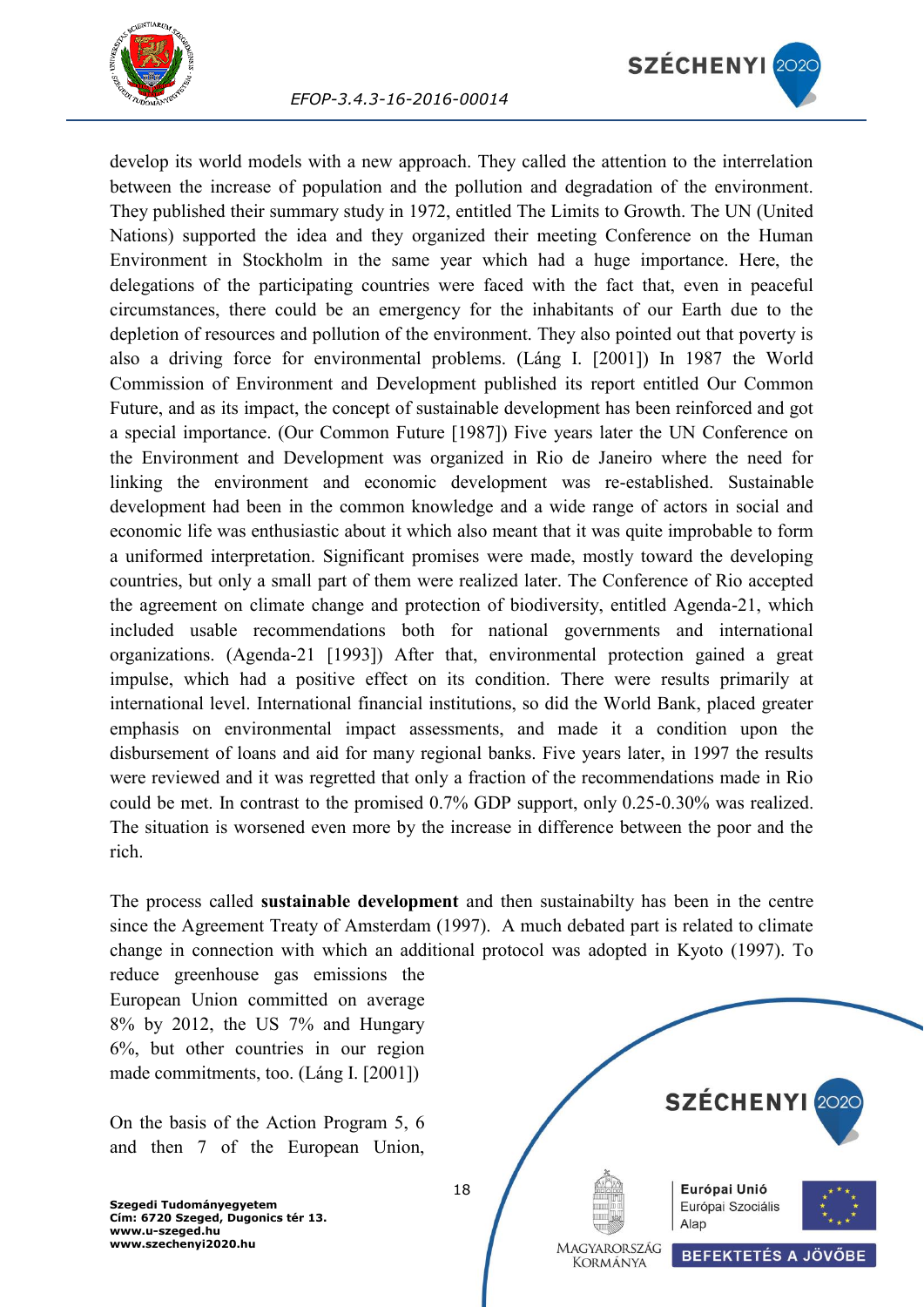develop its world models with a new approach. They called the attention to the interrelation between the increase of population and the pollution and degradation of the environment. They published their summary study in 1972, entitled The Limits to Growth. The UN (United Nations) supported the idea and they organized their meeting Conference on the Human Environment in Stockholm in the same year which had a huge importance. Here, the delegations of the participating countries were faced with the fact that, even in peaceful circumstances, there could be an emergency for the inhabitants of our Earth due to the depletion of resources and pollution of the environment. They also pointed out that poverty is also a driving force for environmental problems. (Láng I. [2001]) In 1987 the World Commission of Environment and Development published its report entitled Our Common Future, and as its impact, the concept of sustainable development has been reinforced and got a special importance. (Our Common Future [1987]) Five years later the UN Conference on the Environment and Development was organized in Rio de Janeiro where the need for linking the environment and economic development was re-established. Sustainable development had been in the common knowledge and a wide range of actors in social and economic life was enthusiastic about it which also meant that it was quite improbable to form a uniformed interpretation. Significant promises were made, mostly toward the developing countries, but only a small part of them were realized later. The Conference of Rio accepted the agreement on climate change and protection of biodiversity, entitled Agenda-21, which included usable recommendations both for national governments and international organizations. (Agenda-21 [1993]) After that, environmental protection gained a great impulse, which had a positive effect on its condition. There were results primarily at international level. International financial institutions, so did the World Bank, placed greater emphasis on environmental impact assessments, and made it a condition upon the disbursement of loans and aid for many regional banks. Five years later, in 1997 the results were reviewed and it was regretted that only a fraction of the recommendations made in Rio could be met. In contrast to the promised 0.7% GDP support, only 0.25-0.30% was realized. The situation is worsened even more by the increase in difference between the poor and the rich.

The process called **sustainable development** and then sustainabilty has been in the centre since the Agreement Treaty of Amsterdam (1997). A much debated part is related to climate change in connection with which an additional protocol was adopted in Kyoto (1997). To reduce greenhouse gas emissions the European Union committed on average 8% by 2012, the US 7% and Hungary 6%, but other countries in our region made commitments, too. (Láng I. [2001])

On the basis of the Action Program 5, 6 and then 7 of the European Union,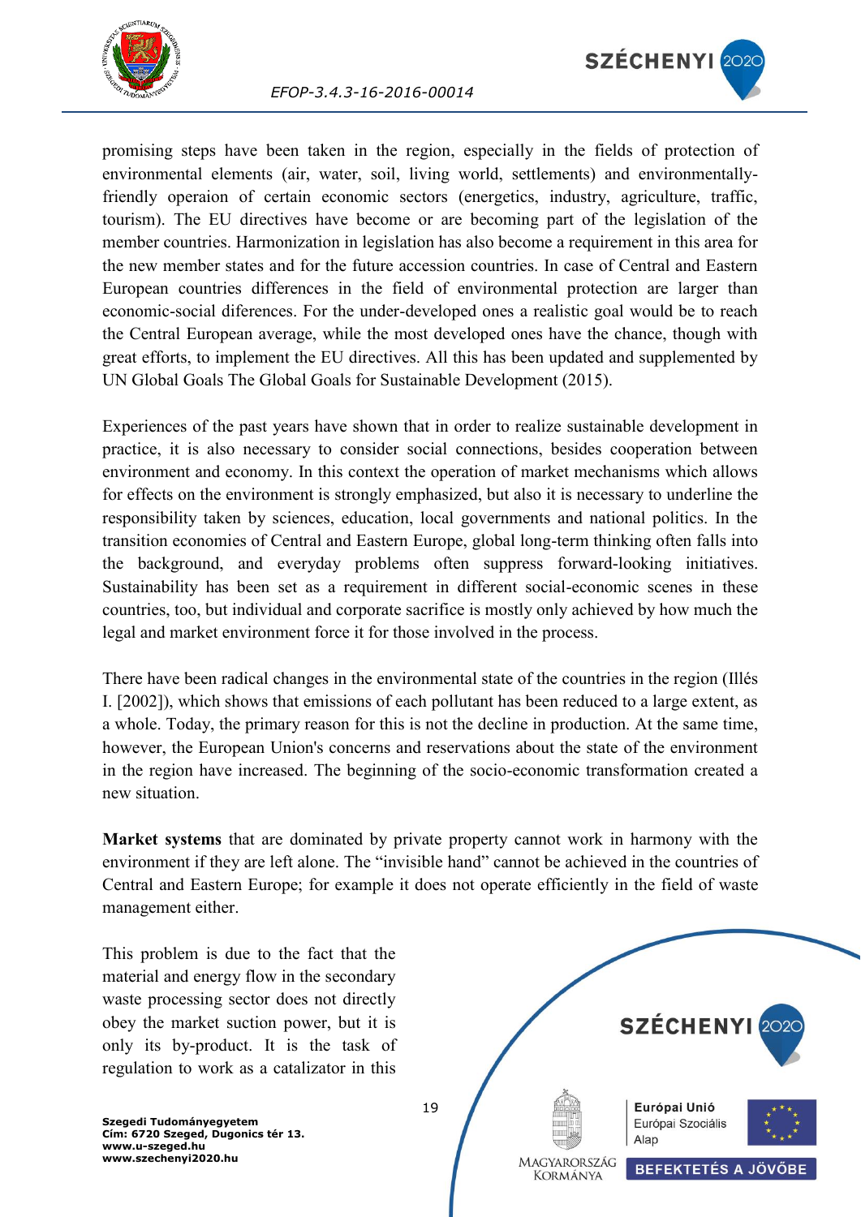promising steps have been taken in the region, especially in the fields of protection of environmental elements (air, water, soil, living world, settlements) and environmentally-friendly operaion of certain economic sectors (energetics, industry, agriculture, traffic, tourism). The EU directives have become or are becoming part of the legislation of the member countries. Harmonization in legislation has also become a requirement in this area for the new member states and for the future accession countries. In case of Central and Eastern European countries differences in the field of environmental protection are larger than economic-social diferences. For the under-developed ones a realistic goal would be to reach the Central European average, while the most developed ones have the chance, though with great efforts, to implement the EU directives. All this has been updated and supplemented by UN Global Goals The Global Goals for Sustainable Development (2015).

Experiences of the past years have shown that in order to realize sustainable development in practice, it is also necessary to consider social connections, besides cooperation between environment and economy. In this context the operation of market mechanisms which allows for effects on the environment is strongly emphasized, but also it is necessary to underline the responsibility taken by sciences, education, local governments and national politics. In the transition economies of Central and Eastern Europe, global long-term thinking often falls into the background, and everyday problems often suppress forward-looking initiatives. Sustainability has been set as a requirement in different social-economic scenes in these countries, too, but individual and corporate sacrifice is mostly only achieved by how much the legal and market environment force it for those involved in the process.

There have been radical changes in the environmental state of the countries in the region (Illés I. [2002]), which shows that emissions of each pollutant has been reduced to a large extent, as a whole. Today, the primary reason for this is not the decline in production. At the same time, however, the European Union's concerns and reservations about the state of the environment in the region have increased. The beginning of the socio-economic transformation created a new situation.

**Market systems** that are dominated by private property cannot work in harmony with the environment if they are left alone. The "invisible hand" cannot be achieved in the countries of Central and Eastern Europe; for example it does not operate efficiently in the field of waste management either.

This problem is due to the fact that the material and energy flow in the secondary waste processing sector does not directly obey the market suction power, but it is only its by-product. It is the task of regulation to work as a catalizator in this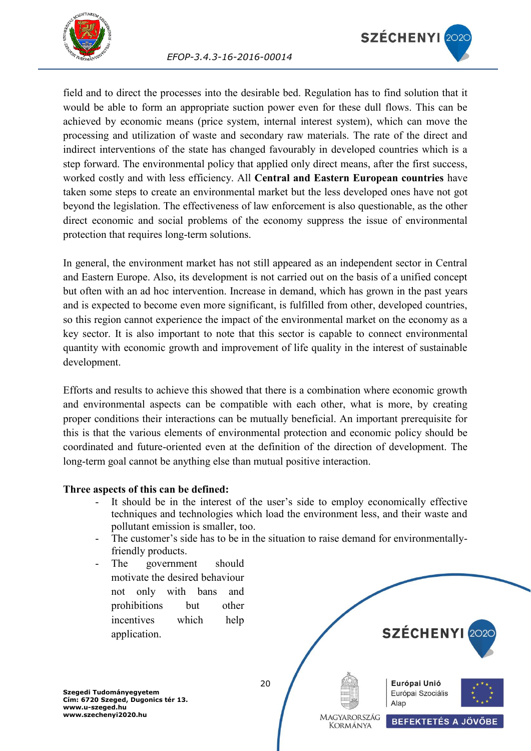field and to direct the processes into the desirable bed. Regulation has to find solution that it would be able to form an appropriate suction power even for these dull flows. This can be achieved by economic means (price system, internal interest system), which can move the processing and utilization of waste and secondary raw materials. The rate of the direct and indirect interventions of the state has changed favourably in developed countries which is a step forward. The environmental policy that applied only direct means, after the first success, worked costly and with less efficiency. All **Central and Eastern European countries** have taken some steps to create an environmental market but the less developed ones have not got beyond the legislation. The effectiveness of law enforcement is also questionable, as the other direct economic and social problems of the economy suppress the issue of environmental protection that requires long-term solutions.

In general, the environment market has not still appeared as an independent sector in Central and Eastern Europe. Also, its development is not carried out on the basis of a unified concept but often with an ad hoc intervention. Increase in demand, which has grown in the past years and is expected to become even more significant, is fulfilled from other, developed countries, so this region cannot experience the impact of the environmental market on the economy as a key sector. It is also important to note that this sector is capable to connect environmental quantity with economic growth and improvement of life quality in the interest of sustainable development.

Efforts and results to achieve this showed that there is a combination where economic growth and environmental aspects can be compatible with each other, what is more, by creating proper conditions their interactions can be mutually beneficial. An important prerequisite for this is that the various elements of environmental protection and economic policy should be coordinated and future-oriented even at the definition of the direction of development. The long-term goal cannot be anything else than mutual positive interaction.

**Three aspects of this can be defined:**

- It should be in the interest of the user's side to employ economically effective techniques and technologies which load the environment less, and their waste and pollutant emission is smaller, too.
- The customer's side has to be in the situation to raise demand for environmentally-friendly products.
- The government should motivate the desired behaviour not only with bans and prohibitions but other incentives which help application.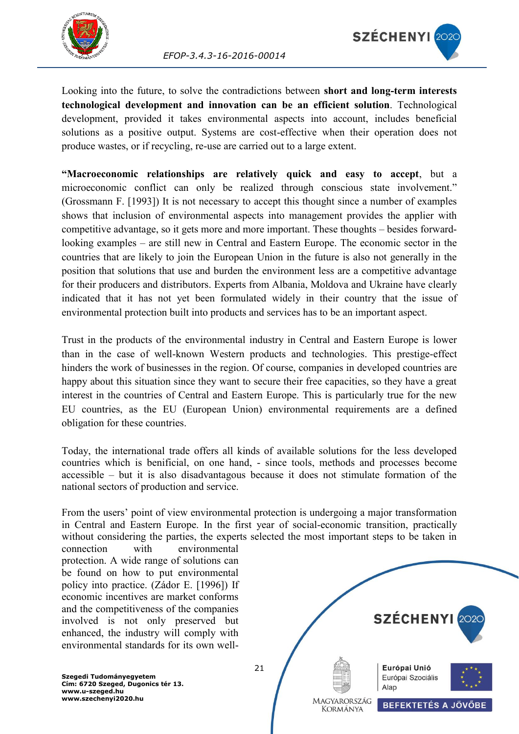Looking into the future, to solve the contradictions between **short and long-term interests technological development and innovation can be an efficient solution**. Technological development, provided it takes environmental aspects into account, includes beneficial solutions as a positive output. Systems are cost-effective when their operation does not produce wastes, or if recycling, re-use are carried out to a large extent.

**"Macroeconomic relationships are relatively quick and easy to accept**, but a microeconomic conflict can only be realized through conscious state involvement." (Grossmann F. [1993]) It is not necessary to accept this thought since a number of examples shows that inclusion of environmental aspects into management provides the applier with competitive advantage, so it gets more and more important. These thoughts – besides forward-looking examples – are still new in Central and Eastern Europe. The economic sector in the countries that are likely to join the European Union in the future is also not generally in the position that solutions that use and burden the environment less are a competitive advantage for their producers and distributors. Experts from Albania, Moldova and Ukraine have clearly indicated that it has not yet been formulated widely in their country that the issue of environmental protection built into products and services has to be an important aspect.

Trust in the products of the environmental industry in Central and Eastern Europe is lower than in the case of well-known Western products and technologies. This prestige-effect hinders the work of businesses in the region. Of course, companies in developed countries are happy about this situation since they want to secure their free capacities, so they have a great interest in the countries of Central and Eastern Europe. This is particularly true for the new EU countries, as the EU (European Union) environmental requirements are a defined obligation for these countries.

Today, the international trade offers all kinds of available solutions for the less developed countries which is beneficial, on one hand, - since tools, methods and processes become accessible – but it is also disadvantageous because it does not stimulate formation of the national sectors of production and service.

From the users' point of view environmental protection is undergoing a major transformation in Central and Eastern Europe. In the first year of social-economic transition, practically without considering the parties, the experts selected the most important steps to be taken in connection with environmental protection. A wide range of solutions can be found on how to put environmental policy into practice. (Zádor E. [1996]) If economic incentives are market conforms and the competitiveness of the companies involved is not only preserved but enhanced, the industry will comply with environmental standards for its own well-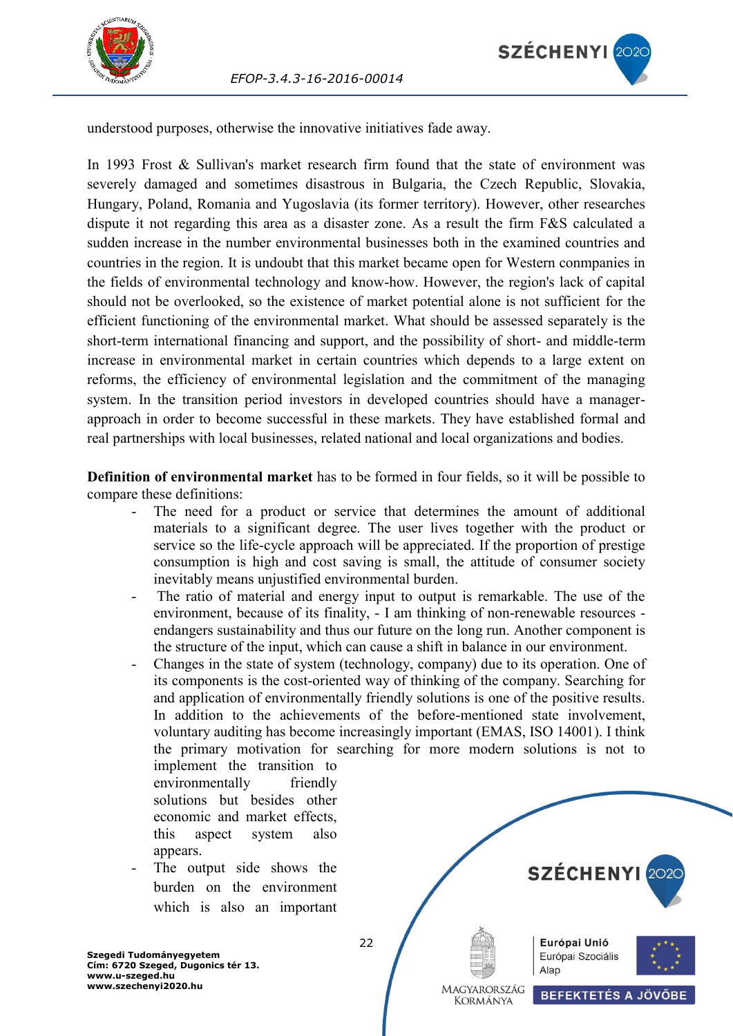understood purposes, otherwise the innovative initiatives fade away.

In 1993 Frost & Sullivan's market research firm found that the state of environment was severely damaged and sometimes disastrous in Bulgaria, the Czech Republic, Slovakia, Hungary, Poland, Romania and Yugoslavia (its former territory). However, other researches dispute it not regarding this area as a disaster zone. As a result the firm F&S calculated a sudden increase in the number environmental businesses both in the examined countries and countries in the region. It is undoubt that this market became open for Western conmpanies in the fields of environmental technology and know-how. However, the region's lack of capital should not be overlooked, so the existence of market potential alone is not sufficient for the efficient functioning of the environmental market. What should be assessed separately is the short-term international financing and support, and the possibility of short- and middle-term increase in environmental market in certain countries which depends to a large extent on reforms, the efficiency of environmental legislation and the commitment of the managing system. In the transition period investors in developed countries should have a manager-approach in order to become successful in these markets. They have established formal and real partnerships with local businesses, related national and local organizations and bodies.

**Definition of environmental market** has to be formed in four fields, so it will be possible to compare these definitions:

- The need for a product or service that determines the amount of additional materials to a significant degree. The user lives together with the product or service so the life-cycle approach will be appreciated. If the proportion of prestige consumption is high and cost saving is small, the attitude of consumer society inevitably means unjustified environmental burden.
- The ratio of material and energy input to output is remarkable. The use of the environment, because of its finality, - I am thinking of non-renewable resources - endangers sustainability and thus our future on the long run. Another component is the structure of the input, which can cause a shift in balance in our environment.
- Changes in the state of system (technology, company) due to its operation. One of its components is the cost-oriented way of thinking of the company. Searching for and application of environmentally friendly solutions is one of the positive results. In addition to the achievements of the before-mentioned state involvement, voluntary auditing has become increasingly important (EMAS, ISO 14001). I think the primary motivation for searching for more modern solutions is not to implement the transition to environmentally friendly solutions but besides other economic and market effects, this aspect system also appears.
- The output side shows the burden on the environment which is also an important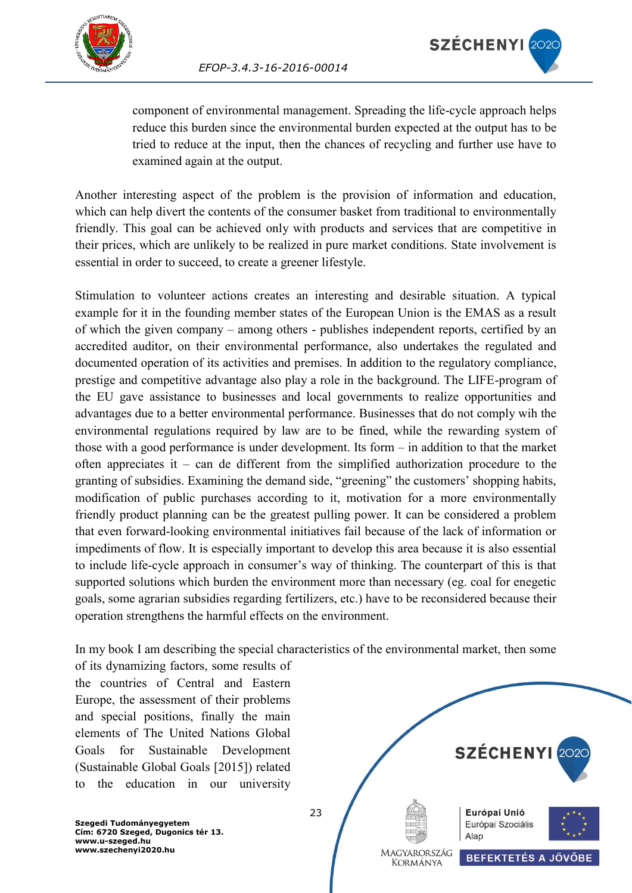component of environmental management. Spreading the life-cycle approach helps reduce this burden since the environmental burden expected at the output has to be tried to reduce at the input, then the chances of recycling and further use have to examined again at the output.

Another interesting aspect of the problem is the provision of information and education, which can help divert the contents of the consumer basket from traditional to environmentally friendly. This goal can be achieved only with products and services that are competitive in their prices, which are unlikely to be realized in pure market conditions. State involvement is essential in order to succeed, to create a greener lifestyle.

Stimulation to volunteer actions creates an interesting and desirable situation. A typical example for it in the founding member states of the European Union is the EMAS as a result of which the given company – among others - publishes independent reports, certified by an accredited auditor, on their environmental performance, also undertakes the regulated and documented operation of its activities and premises. In addition to the regulatory compliance, prestige and competitive advantage also play a role in the background. The LIFE-program of the EU gave assistance to businesses and local governments to realize opportunities and advantages due to a better environmental performance. Businesses that do not comply wih the environmental regulations required by law are to be fined, while the rewarding system of those with a good performance is under development. Its form – in addition to that the market often appreciates it – can de different from the simplified authorization procedure to the granting of subsidies. Examining the demand side, "greening" the customers' shopping habits, modification of public purchases according to it, motivation for a more environmentally friendly product planning can be the greatest pulling power. It can be considered a problem that even forward-looking environmental initiatives fail because of the lack of information or impediments of flow. It is especially important to develop this area because it is also essential to include life-cycle approach in consumer's way of thinking. The counterpart of this is that supported solutions which burden the environment more than necessary (eg. coal for enegetic goals, some agrarian subsidies regarding fertilizers, etc.) have to be reconsidered because their operation strengthens the harmful effects on the environment.

In my book I am describing the special characteristics of the environmental market, then some of its dynamizing factors, some results of the countries of Central and Eastern Europe, the assessment of their problems and special positions, finally the main elements of The United Nations Global Goals for Sustainable Development (Sustainable Global Goals [2015]) related to the education in our university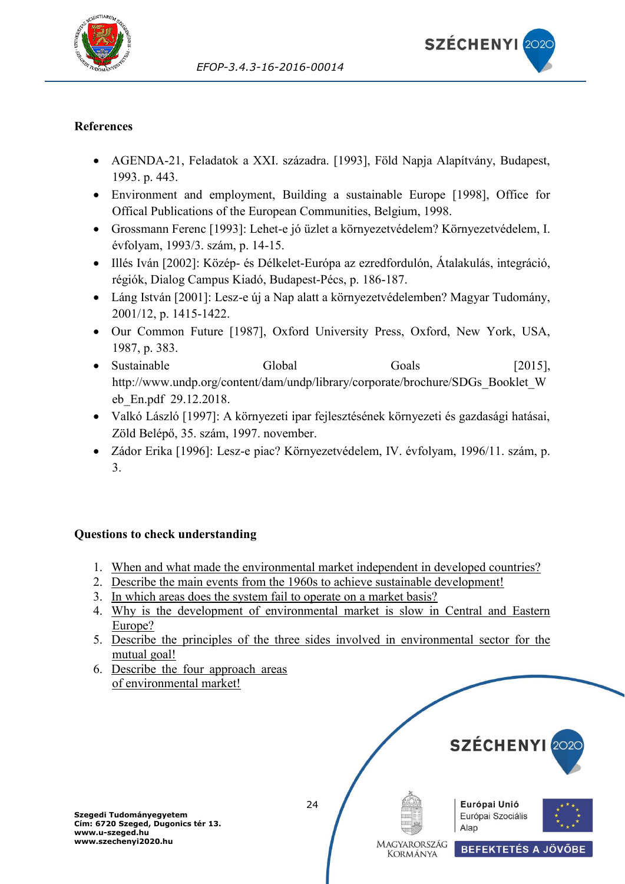**References**

- AGENDA-21, Feladatok a XXI. századra. [1993], Föld Napja Alapítvány, Budapest, 1993. p. 443.
- Environment and employment, Building a sustainable Europe [1998], Office for Offical Publications of the European Communities, Belgium, 1998.
- Grossmann Ferenc [1993]: Lehet-e jó üzlet a környezetvédelem? Környezetvédelem, I. évfolyam, 1993/3. szám, p. 14-15.
- Illés Iván [2002]: Közép- és Délkelet-Európa az ezredfordulón, Átalakulás, integráció, régiók, Dialog Campus Kiadó, Budapest-Pécs, p. 186-187.
- Láng István [2001]: Lesz-e új a Nap alatt a környezetvédelemben? Magyar Tudomány, 2001/12, p. 1415-1422.
- Our Common Future [1987], Oxford University Press, Oxford, New York, USA, 1987, p. 383.
- Sustainable Global Goals [2015], http://www.undp.org/content/dam/undp/library/corporate/brochure/SDGs_Booklet_Web_En.pdf 29.12.2018.
- Valkó László [1997]: A környezeti ipar fejlesztésének környezeti és gazdasági hatásai, Zöld Belépő, 35. szám, 1997. november.
- Zádor Erika [1996]: Lesz-e piac? Környezetvédelem, IV. évfolyam, 1996/11. szám, p. 3.

**Questions to check understanding**

1. When and what made the environmental market independent in developed countries?
2. Describe the main events from the 1960s to achieve sustainable development!
3. In which areas does the system fail to operate on a market basis?
4. Why is the development of environmental market is slow in Central and Eastern Europe?
5. Describe the principles of the three sides involved in environmental sector for the mutual goal!
6. Describe the four approach areas of environmental market!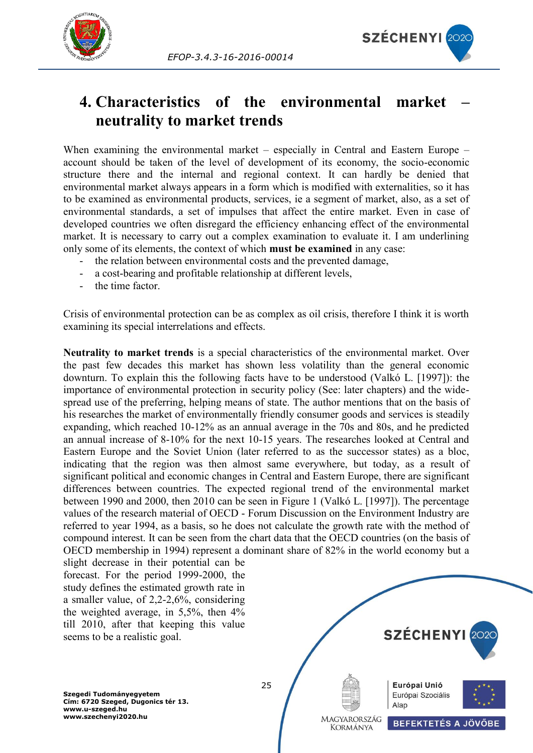# 4. Characteristics of the environmental market – neutrality to market trends

When examining the environmental market – especially in Central and Eastern Europe – account should be taken of the level of development of its economy, the socio-economic structure there and the internal and regional context. It can hardly be denied that environmental market always appears in a form which is modified with externalities, so it has to be examined as environmental products, services, ie a segment of market, also, as a set of environmental standards, a set of impulses that affect the entire market. Even in case of developed countries we often disregard the efficiency enhancing effect of the environmental market. It is necessary to carry out a complex examination to evaluate it. I am underlining only some of its elements, the context of which **must be examined** in any case:

- the relation between environmental costs and the prevented damage,
- a cost-bearing and profitable relationship at different levels,
- the time factor.

Crisis of environmental protection can be as complex as oil crisis, therefore I think it is worth examining its special interrelations and effects.

**Neutrality to market trends** is a special characteristics of the environmental market. Over the past few decades this market has shown less volatility than the general economic downturn. To explain this the following facts have to be understood (Valkó L. [1997]): the importance of environmental protection in security policy (See: later chapters) and the wide-spread use of the preferring, helping means of state. The author mentions that on the basis of his researches the market of environmentally friendly consumer goods and services is steadily expanding, which reached 10-12% as an annual average in the 70s and 80s, and he predicted an annual increase of 8-10% for the next 10-15 years. The researches looked at Central and Eastern Europe and the Soviet Union (later referred to as the successor states) as a bloc, indicating that the region was then almost same everywhere, but today, as a result of significant political and economic changes in Central and Eastern Europe, there are significant differences between countries. The expected regional trend of the environmental market between 1990 and 2000, then 2010 can be seen in Figure 1 (Valkó L. [1997]). The percentage values of the research material of OECD - Forum Discussion on the Environment Industry are referred to year 1994, as a basis, so he does not calculate the growth rate with the method of compound interest. It can be seen from the chart data that the OECD countries (on the basis of OECD membership in 1994) represent a dominant share of 82% in the world economy but a slight decrease in their potential can be forecast. For the period 1999-2000, the study defines the estimated growth rate in a smaller value, of 2,2-2,6%, considering the weighted average, in 5,5%, then 4% till 2010, after that keeping this value seems to be a realistic goal.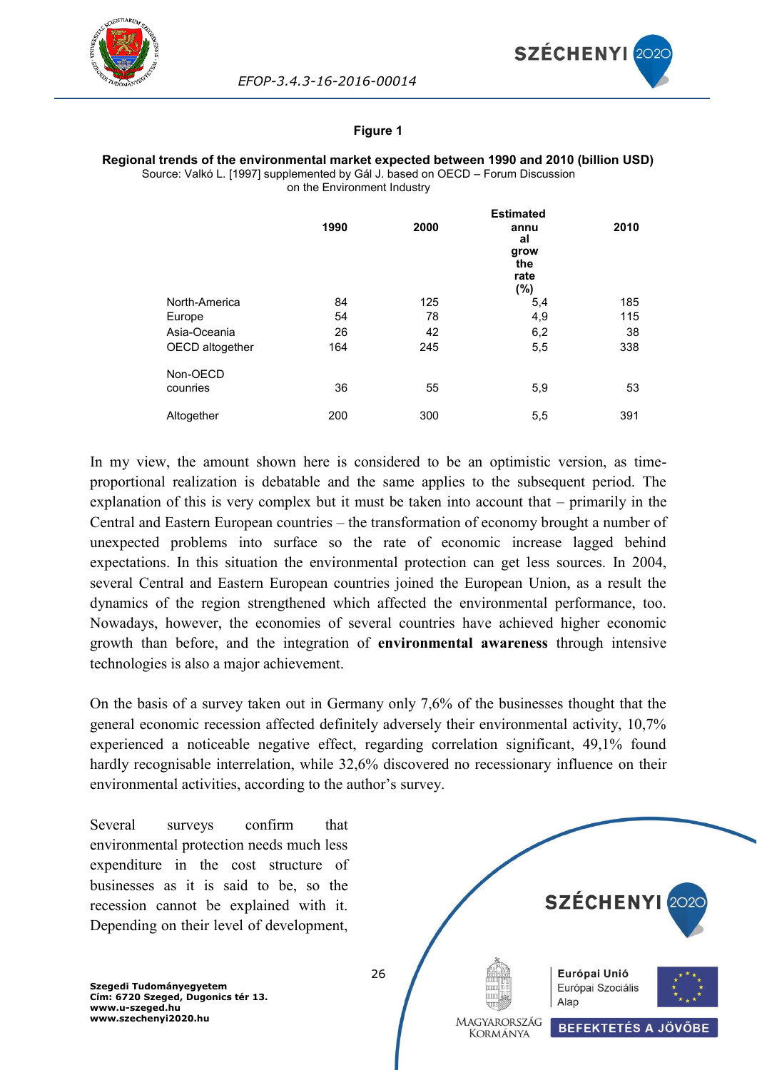**Figure 1**

**Regional trends of the environmental market expected between 1990 and 2010 (billion USD)**
Source: Valkó L. [1997] supplemented by Gál J. based on OECD – Forum Discussion on the Environment Industry

| | 1990 | 2000 | Estimated annual growthe rate (%) | 2010 |
|---|---|---|---|---|
| North-America | 84 | 125 | 5,4 | 185 |
| Europe | 54 | 78 | 4,9 | 115 |
| Asia-Oceania | 26 | 42 | 6,2 | 38 |
| OECD altogether | 164 | 245 | 5,5 | 338 |
| Non-OECD counries | 36 | 55 | 5,9 | 53 |
| Altogether | 200 | 300 | 5,5 | 391 |

In my view, the amount shown here is considered to be an optimistic version, as time-proportional realization is debatable and the same applies to the subsequent period. The explanation of this is very complex but it must be taken into account that – primarily in the Central and Eastern European countries – the transformation of economy brought a number of unexpected problems into surface so the rate of economic increase lagged behind expectations. In this situation the environmental protection can get less sources. In 2004, several Central and Eastern European countries joined the European Union, as a result the dynamics of the region strengthened which affected the environmental performance, too. Nowadays, however, the economies of several countries have achieved higher economic growth than before, and the integration of **environmental awareness** through intensive technologies is also a major achievement.

On the basis of a survey taken out in Germany only 7,6% of the businesses thought that the general economic recession affected definitely adversely their environmental activity, 10,7% experienced a noticeable negative effect, regarding correlation significant, 49,1% found hardly recognisable interrelation, while 32,6% discovered no recessionary influence on their environmental activities, according to the author's survey.

Several surveys confirm that environmental protection needs much less expenditure in the cost structure of businesses as it is said to be, so the recession cannot be explained with it. Depending on their level of development,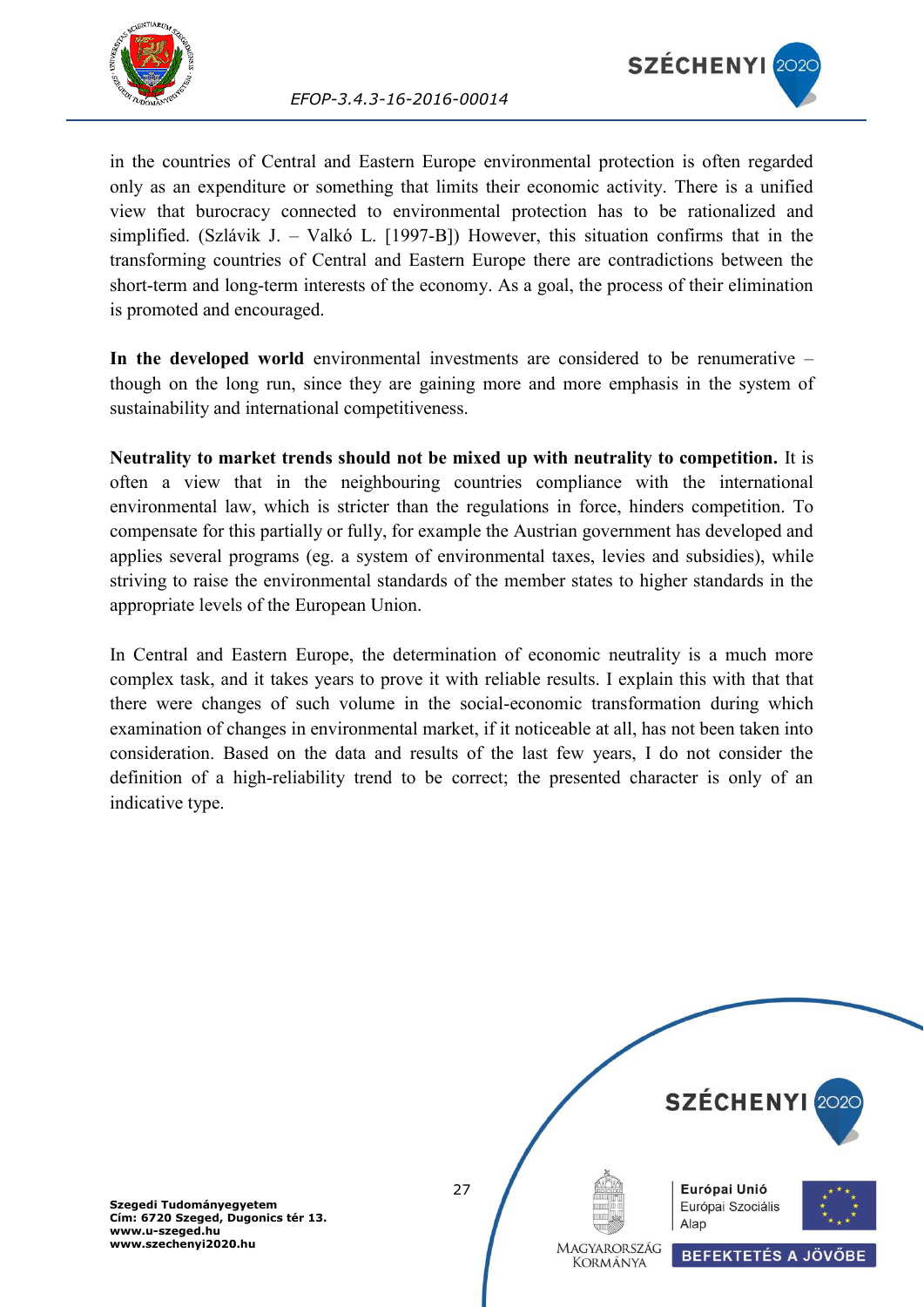in the countries of Central and Eastern Europe environmental protection is often regarded only as an expenditure or something that limits their economic activity. There is a unified view that burocracy connected to environmental protection has to be rationalized and simplified. (Szlávik J. – Valkó L. [1997-B]) However, this situation confirms that in the transforming countries of Central and Eastern Europe there are contradictions between the short-term and long-term interests of the economy. As a goal, the process of their elimination is promoted and encouraged.

**In the developed world** environmental investments are considered to be renumerative – though on the long run, since they are gaining more and more emphasis in the system of sustainability and international competitiveness.

**Neutrality to market trends should not be mixed up with neutrality to competition.** It is often a view that in the neighbouring countries compliance with the international environmental law, which is stricter than the regulations in force, hinders competition. To compensate for this partially or fully, for example the Austrian government has developed and applies several programs (eg. a system of environmental taxes, levies and subsidies), while striving to raise the environmental standards of the member states to higher standards in the appropriate levels of the European Union.

In Central and Eastern Europe, the determination of economic neutrality is a much more complex task, and it takes years to prove it with reliable results. I explain this with that that there were changes of such volume in the social-economic transformation during which examination of changes in environmental market, if it noticeable at all, has not been taken into consideration. Based on the data and results of the last few years, I do not consider the definition of a high-reliability trend to be correct; the presented character is only of an indicative type.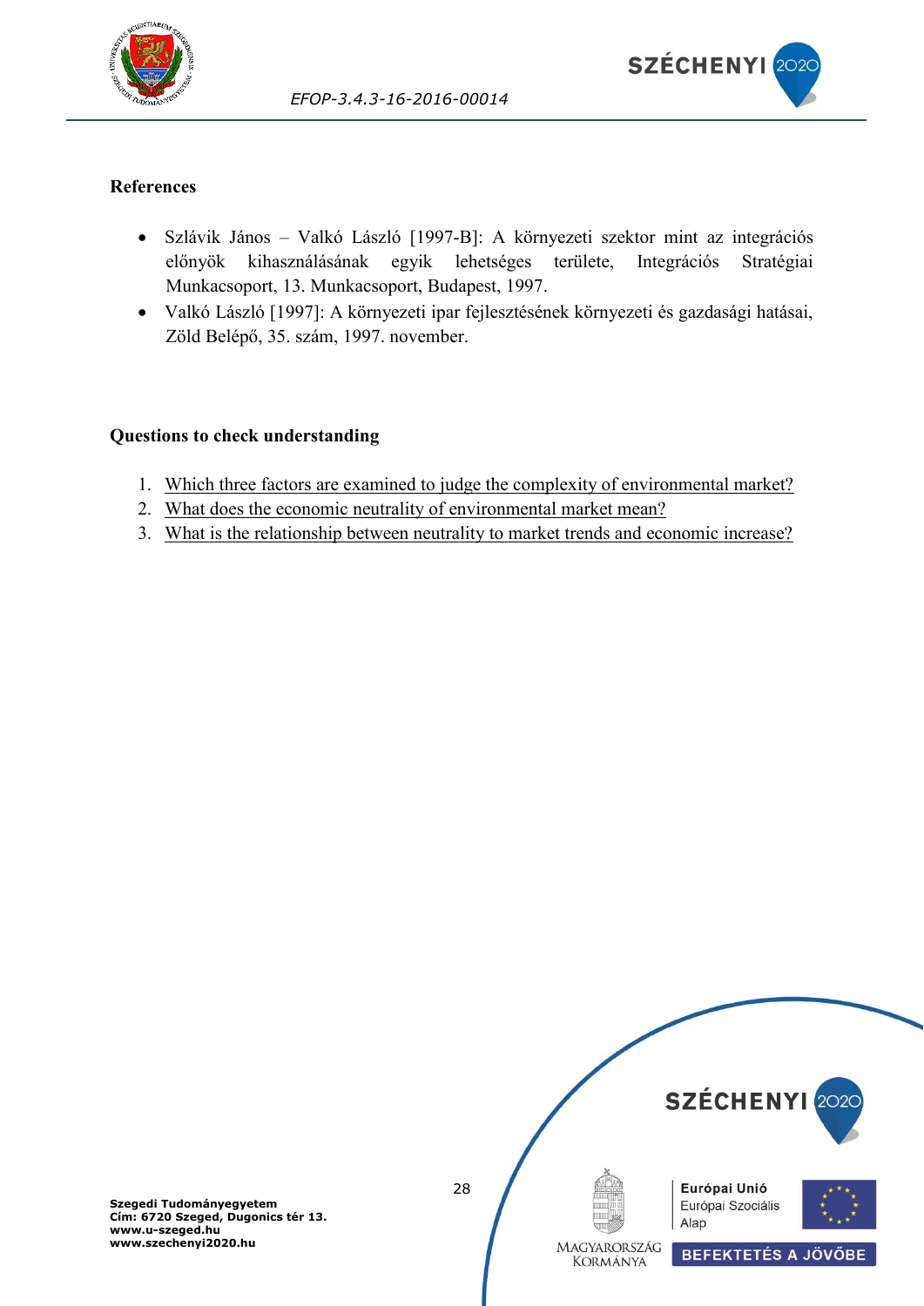**References**

- Szlávik János – Valkó László [1997-B]: A környezeti szektor mint az integrációs előnyök kihasználásának egyik lehetséges területe, Integrációs Stratégiai Munkacsoport, 13. Munkacsoport, Budapest, 1997.
- Valkó László [1997]: A környezeti ipar fejlesztésének környezeti és gazdasági hatásai, Zöld Belépő, 35. szám, 1997. november.

**Questions to check understanding**

1. Which three factors are examined to judge the complexity of environmental market?
2. What does the economic neutrality of environmental market mean?
3. What is the relationship between neutrality to market trends and economic increase?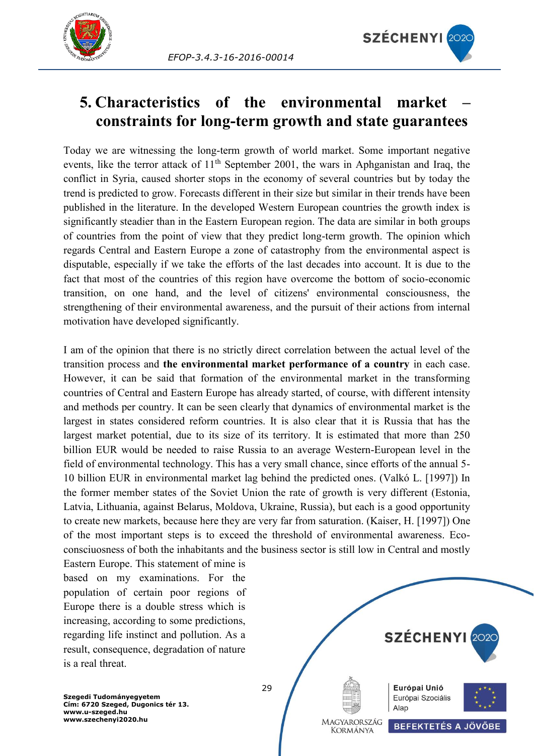# 5. Characteristics of the environmental market – constraints for long-term growth and state guarantees

Today we are witnessing the long-term growth of world market. Some important negative events, like the terror attack of 11th September 2001, the wars in Aphganistan and Iraq, the conflict in Syria, caused shorter stops in the economy of several countries but by today the trend is predicted to grow. Forecasts different in their size but similar in their trends have been published in the literature. In the developed Western European countries the growth index is significantly steadier than in the Eastern European region. The data are similar in both groups of countries from the point of view that they predict long-term growth. The opinion which regards Central and Eastern Europe a zone of catastrophy from the environmental aspect is disputable, especially if we take the efforts of the last decades into account. It is due to the fact that most of the countries of this region have overcome the bottom of socio-economic transition, on one hand, and the level of citizens' environmental consciousness, the strengthening of their environmental awareness, and the pursuit of their actions from internal motivation have developed significantly.

I am of the opinion that there is no strictly direct correlation between the actual level of the transition process and **the environmental market performance of a country** in each case. However, it can be said that formation of the environmental market in the transforming countries of Central and Eastern Europe has already started, of course, with different intensity and methods per country. It can be seen clearly that dynamics of environmental market is the largest in states considered reform countries. It is also clear that it is Russia that has the largest market potential, due to its size of its territory. It is estimated that more than 250 billion EUR would be needed to raise Russia to an average Western-European level in the field of environmental technology. This has a very small chance, since efforts of the annual 5-10 billion EUR in environmental market lag behind the predicted ones. (Valkó L. [1997]) In the former member states of the Soviet Union the rate of growth is very different (Estonia, Latvia, Lithuania, against Belarus, Moldova, Ukraine, Russia), but each is a good opportunity to create new markets, because here they are very far from saturation. (Kaiser, H. [1997]) One of the most important steps is to exceed the threshold of environmental awareness. Eco-consciuosness of both the inhabitants and the business sector is still low in Central and mostly Eastern Europe. This statement of mine is based on my examinations. For the population of certain poor regions of Europe there is a double stress which is increasing, according to some predictions, regarding life instinct and pollution. As a result, consequence, degradation of nature is a real threat.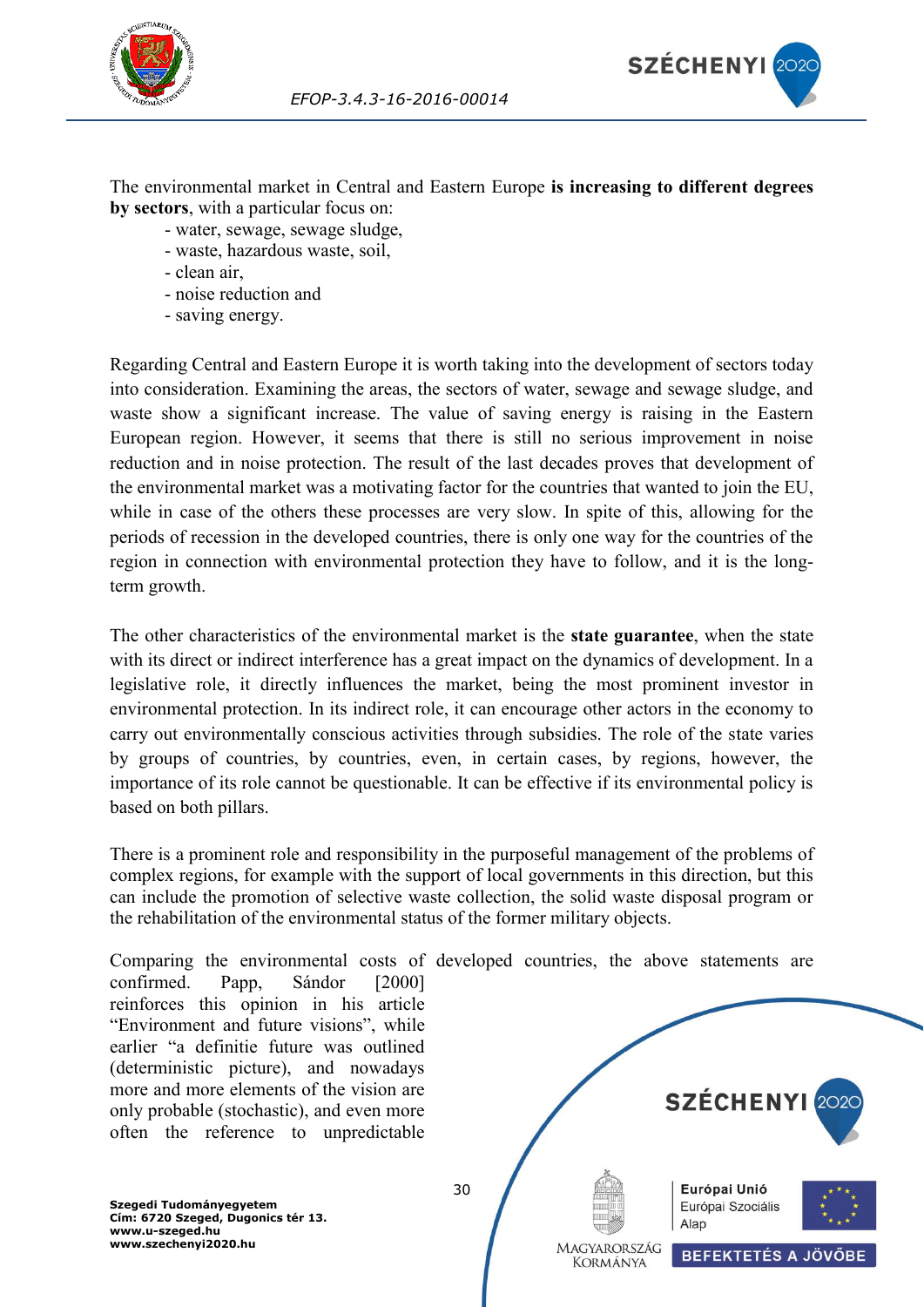The environmental market in Central and Eastern Europe **is increasing to different degrees by sectors**, with a particular focus on:

- water, sewage, sewage sludge,
- waste, hazardous waste, soil,
- clean air,
- noise reduction and
- saving energy.

Regarding Central and Eastern Europe it is worth taking into the development of sectors today into consideration. Examining the areas, the sectors of water, sewage and sewage sludge, and waste show a significant increase. The value of saving energy is raising in the Eastern European region. However, it seems that there is still no serious improvement in noise reduction and in noise protection. The result of the last decades proves that development of the environmental market was a motivating factor for the countries that wanted to join the EU, while in case of the others these processes are very slow. In spite of this, allowing for the periods of recession in the developed countries, there is only one way for the countries of the region in connection with environmental protection they have to follow, and it is the long-term growth.

The other characteristics of the environmental market is the **state guarantee**, when the state with its direct or indirect interference has a great impact on the dynamics of development. In a legislative role, it directly influences the market, being the most prominent investor in environmental protection. In its indirect role, it can encourage other actors in the economy to carry out environmentally conscious activities through subsidies. The role of the state varies by groups of countries, by countries, even, in certain cases, by regions, however, the importance of its role cannot be questionable. It can be effective if its environmental policy is based on both pillars.

There is a prominent role and responsibility in the purposeful management of the problems of complex regions, for example with the support of local governments in this direction, but this can include the promotion of selective waste collection, the solid waste disposal program or the rehabilitation of the environmental status of the former military objects.

Comparing the environmental costs of developed countries, the above statements are confirmed. Papp, Sándor [2000] reinforces this opinion in his article "Environment and future visions", while earlier "a definitie future was outlined (deterministic picture), and nowadays more and more elements of the vision are only probable (stochastic), and even more often the reference to unpredictable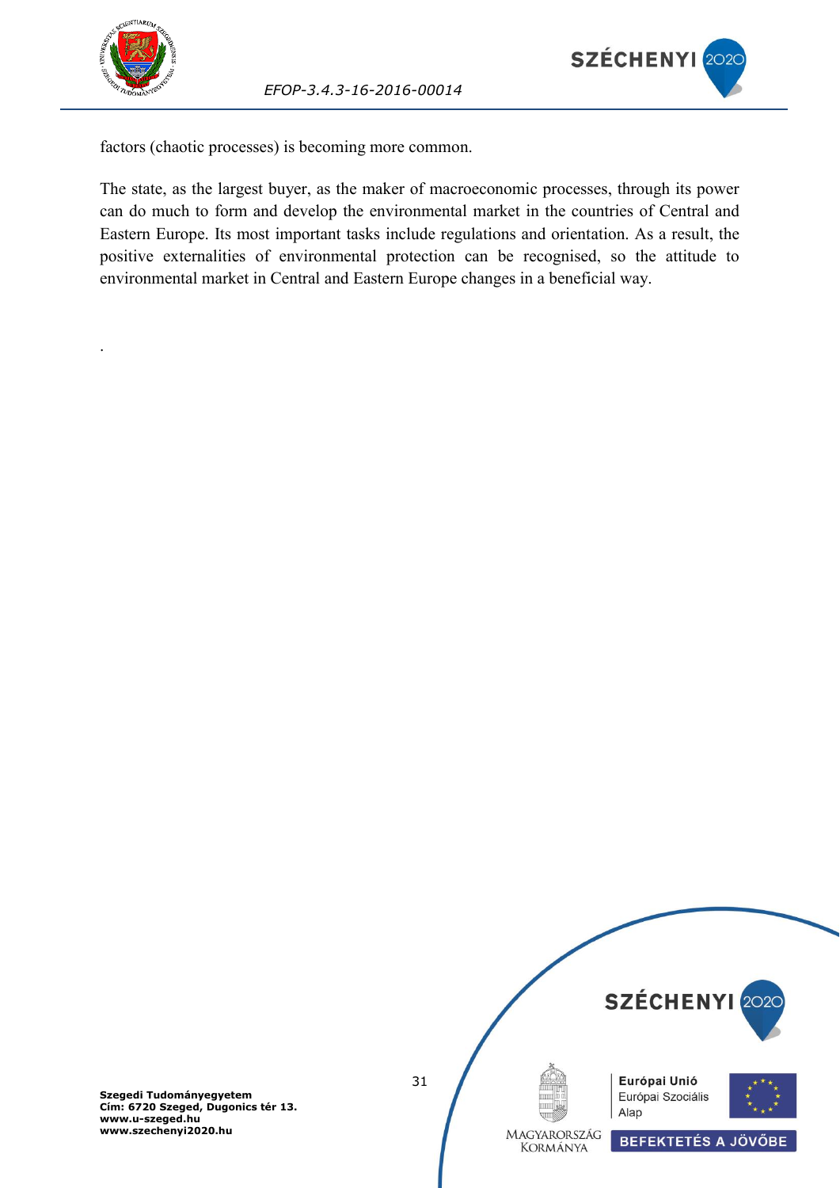factors (chaotic processes) is becoming more common.

The state, as the largest buyer, as the maker of macroeconomic processes, through its power can do much to form and develop the environmental market in the countries of Central and Eastern Europe. Its most important tasks include regulations and orientation. As a result, the positive externalities of environmental protection can be recognised, so the attitude to environmental market in Central and Eastern Europe changes in a beneficial way.

.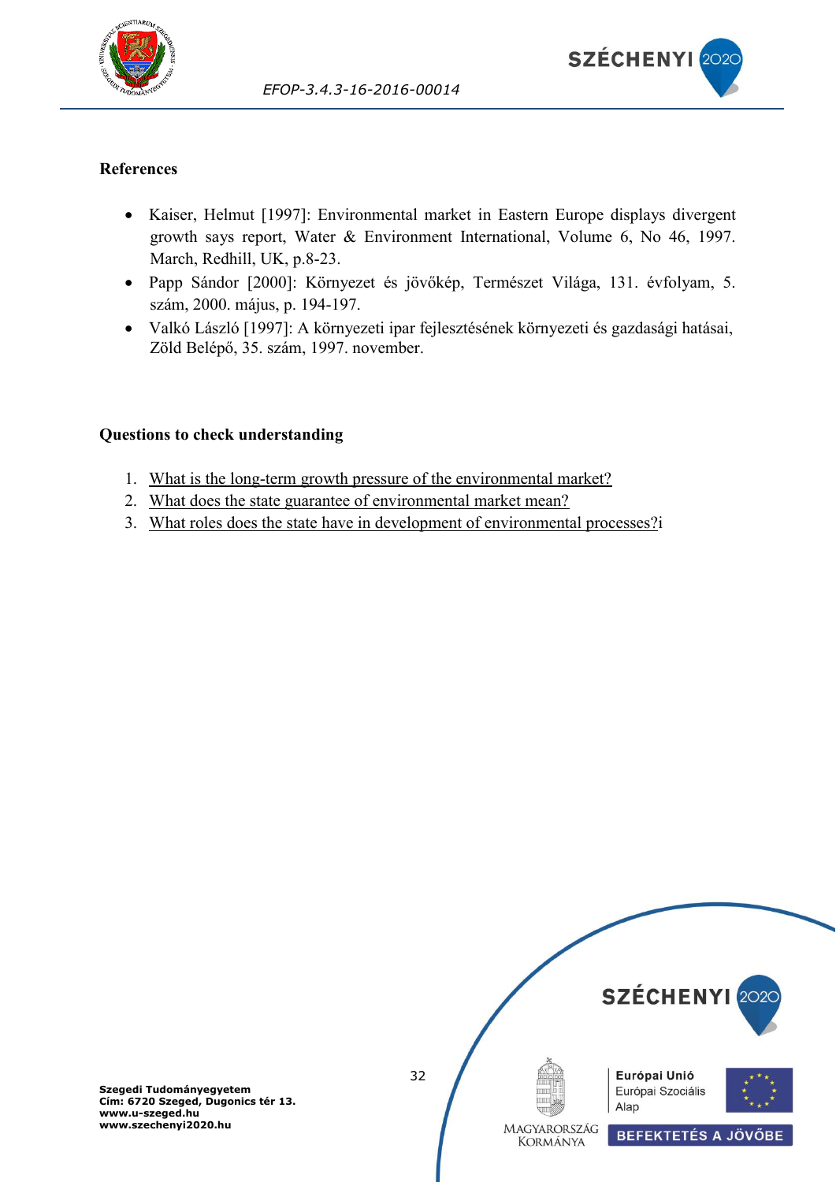**References**

- Kaiser, Helmut [1997]: Environmental market in Eastern Europe displays divergent growth says report, Water & Environment International, Volume 6, No 46, 1997. March, Redhill, UK, p.8-23.
- Papp Sándor [2000]: Környezet és jövőkép, Természet Világa, 131. évfolyam, 5. szám, 2000. május, p. 194-197.
- Valkó László [1997]: A környezeti ipar fejlesztésének környezeti és gazdasági hatásai, Zöld Belépő, 35. szám, 1997. november.

**Questions to check understanding**

1. What is the long-term growth pressure of the environmental market?
2. What does the state guarantee of environmental market mean?
3. What roles does the state have in development of environmental processes?i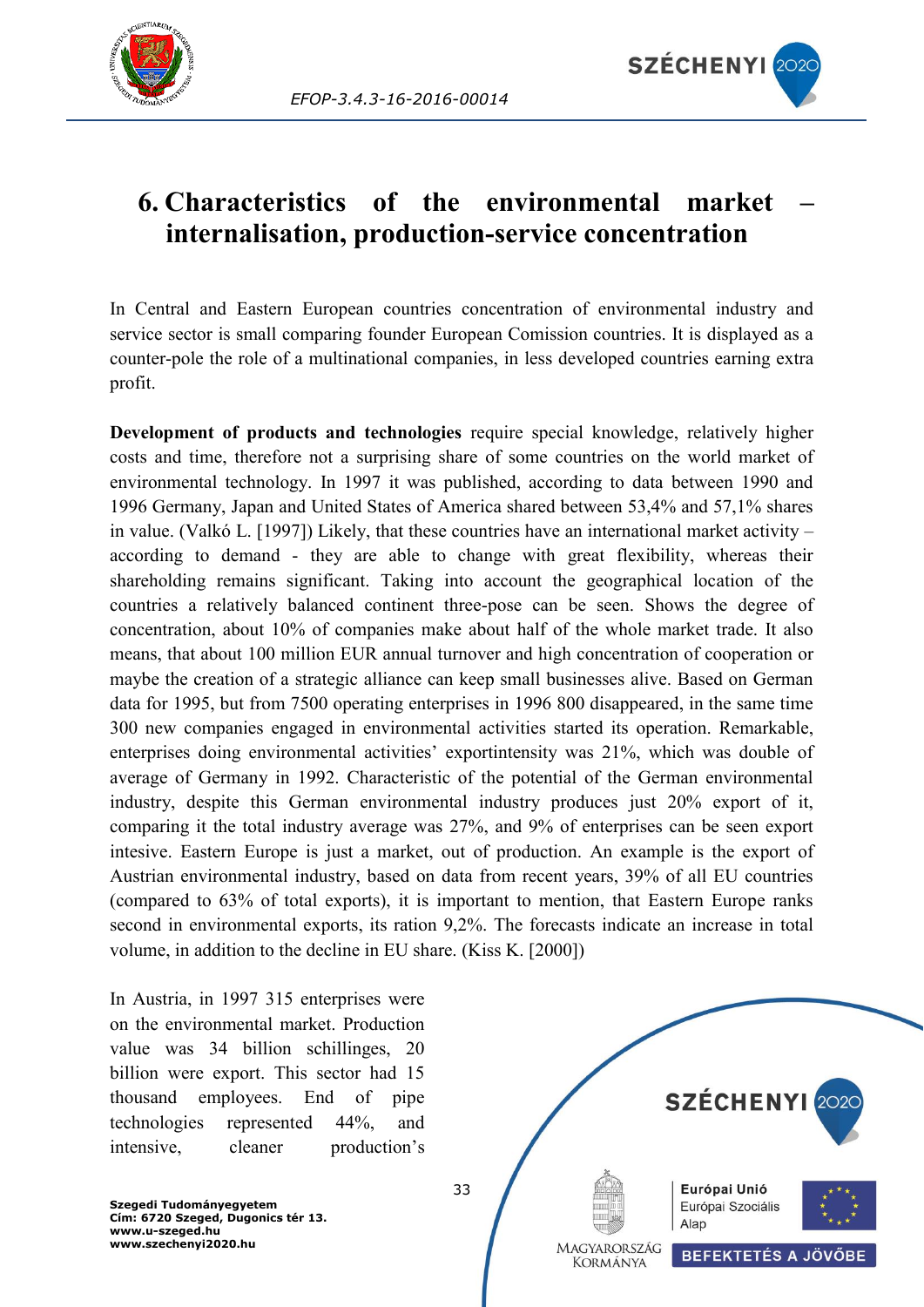# 6. Characteristics of the environmental market – internalisation, production-service concentration

In Central and Eastern European countries concentration of environmental industry and service sector is small comparing founder European Comission countries. It is displayed as a counter-pole the role of a multinational companies, in less developed countries earning extra profit.

**Development of products and technologies** require special knowledge, relatively higher costs and time, therefore not a surprising share of some countries on the world market of environmental technology. In 1997 it was published, according to data between 1990 and 1996 Germany, Japan and United States of America shared between 53,4% and 57,1% shares in value. (Valkó L. [1997]) Likely, that these countries have an international market activity – according to demand - they are able to change with great flexibility, whereas their shareholding remains significant. Taking into account the geographical location of the countries a relatively balanced continent three-pose can be seen. Shows the degree of concentration, about 10% of companies make about half of the whole market trade. It also means, that about 100 million EUR annual turnover and high concentration of cooperation or maybe the creation of a strategic alliance can keep small businesses alive. Based on German data for 1995, but from 7500 operating enterprises in 1996 800 disappeared, in the same time 300 new companies engaged in environmental activities started its operation. Remarkable, enterprises doing environmental activities' exportintensity was 21%, which was double of average of Germany in 1992. Characteristic of the potential of the German environmental industry, despite this German environmental industry produces just 20% export of it, comparing it the total industry average was 27%, and 9% of enterprises can be seen export intesive. Eastern Europe is just a market, out of production. An example is the export of Austrian environmental industry, based on data from recent years, 39% of all EU countries (compared to 63% of total exports), it is important to mention, that Eastern Europe ranks second in environmental exports, its ration 9,2%. The forecasts indicate an increase in total volume, in addition to the decline in EU share. (Kiss K. [2000])

In Austria, in 1997 315 enterprises were on the environmental market. Production value was 34 billion schillinges, 20 billion were export. This sector had 15 thousand employees. End of pipe technologies represented 44%, and intensive, cleaner production's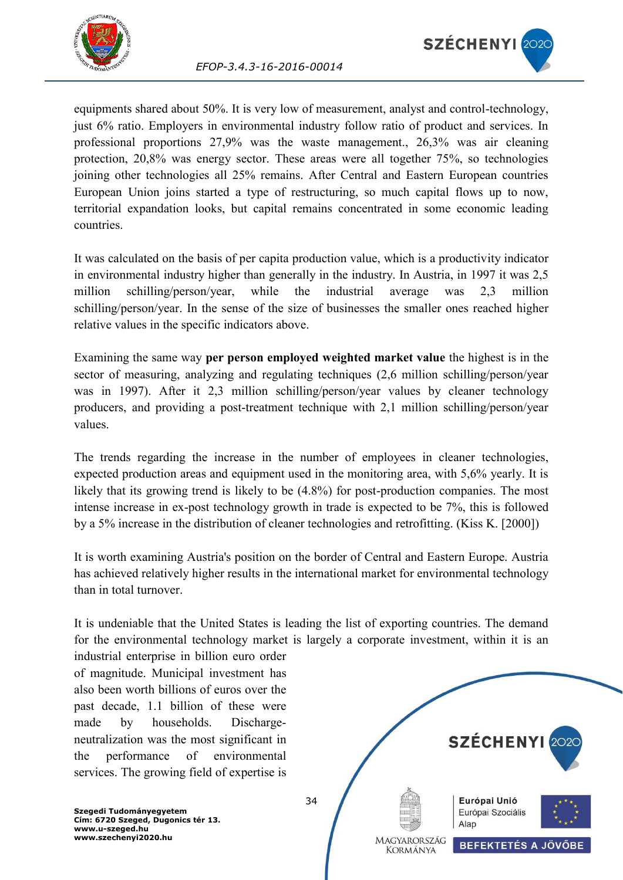equipments shared about 50%. It is very low of measurement, analyst and control-technology, just 6% ratio. Employers in environmental industry follow ratio of product and services. In professional proportions 27,9% was the waste management., 26,3% was air cleaning protection, 20,8% was energy sector. These areas were all together 75%, so technologies joining other technologies all 25% remains. After Central and Eastern European countries European Union joins started a type of restructuring, so much capital flows up to now, territorial expandation looks, but capital remains concentrated in some economic leading countries.

It was calculated on the basis of per capita production value, which is a productivity indicator in environmental industry higher than generally in the industry. In Austria, in 1997 it was 2,5 million schilling/person/year, while the industrial average was 2,3 million schilling/person/year. In the sense of the size of businesses the smaller ones reached higher relative values in the specific indicators above.

Examining the same way **per person employed weighted market value** the highest is in the sector of measuring, analyzing and regulating techniques (2,6 million schilling/person/year was in 1997). After it 2,3 million schilling/person/year values by cleaner technology producers, and providing a post-treatment technique with 2,1 million schilling/person/year values.

The trends regarding the increase in the number of employees in cleaner technologies, expected production areas and equipment used in the monitoring area, with 5,6% yearly. It is likely that its growing trend is likely to be (4.8%) for post-production companies. The most intense increase in ex-post technology growth in trade is expected to be 7%, this is followed by a 5% increase in the distribution of cleaner technologies and retrofitting. (Kiss K. [2000])

It is worth examining Austria's position on the border of Central and Eastern Europe. Austria has achieved relatively higher results in the international market for environmental technology than in total turnover.

It is undeniable that the United States is leading the list of exporting countries. The demand for the environmental technology market is largely a corporate investment, within it is an industrial enterprise in billion euro order of magnitude. Municipal investment has also been worth billions of euros over the past decade, 1.1 billion of these were made by households. Discharge-neutralization was the most significant in the performance of environmental services. The growing field of expertise is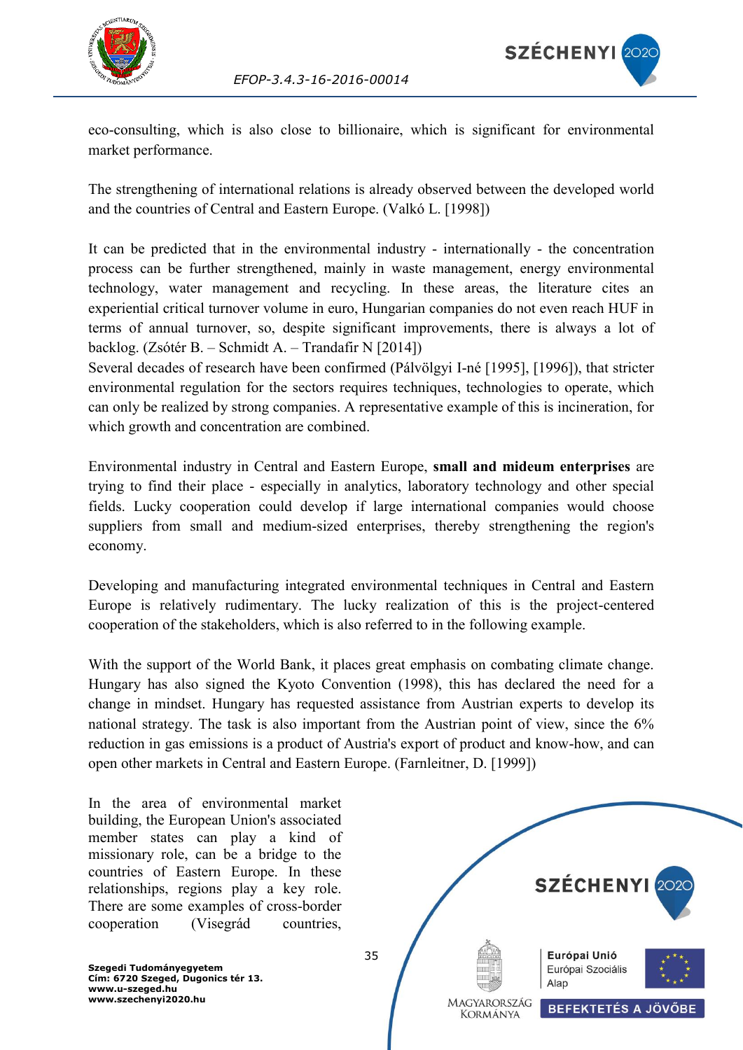eco-consulting, which is also close to billionaire, which is significant for environmental market performance.

The strengthening of international relations is already observed between the developed world and the countries of Central and Eastern Europe. (Valkó L. [1998])

It can be predicted that in the environmental industry - internationally - the concentration process can be further strengthened, mainly in waste management, energy environmental technology, water management and recycling. In these areas, the literature cites an experiential critical turnover volume in euro, Hungarian companies do not even reach HUF in terms of annual turnover, so, despite significant improvements, there is always a lot of backlog. (Zsótér B. – Schmidt A. – Trandafir N [2014])
Several decades of research have been confirmed (Pálvölgyi I-né [1995], [1996]), that stricter environmental regulation for the sectors requires techniques, technologies to operate, which can only be realized by strong companies. A representative example of this is incineration, for which growth and concentration are combined.

Environmental industry in Central and Eastern Europe, **small and mideum enterprises** are trying to find their place - especially in analytics, laboratory technology and other special fields. Lucky cooperation could develop if large international companies would choose suppliers from small and medium-sized enterprises, thereby strengthening the region's economy.

Developing and manufacturing integrated environmental techniques in Central and Eastern Europe is relatively rudimentary. The lucky realization of this is the project-centered cooperation of the stakeholders, which is also referred to in the following example.

With the support of the World Bank, it places great emphasis on combating climate change. Hungary has also signed the Kyoto Convention (1998), this has declared the need for a change in mindset. Hungary has requested assistance from Austrian experts to develop its national strategy. The task is also important from the Austrian point of view, since the 6% reduction in gas emissions is a product of Austria's export of product and know-how, and can open other markets in Central and Eastern Europe. (Farnleitner, D. [1999])

In the area of environmental market building, the European Union's associated member states can play a kind of missionary role, can be a bridge to the countries of Eastern Europe. In these relationships, regions play a key role. There are some examples of cross-border cooperation (Visegrád countries,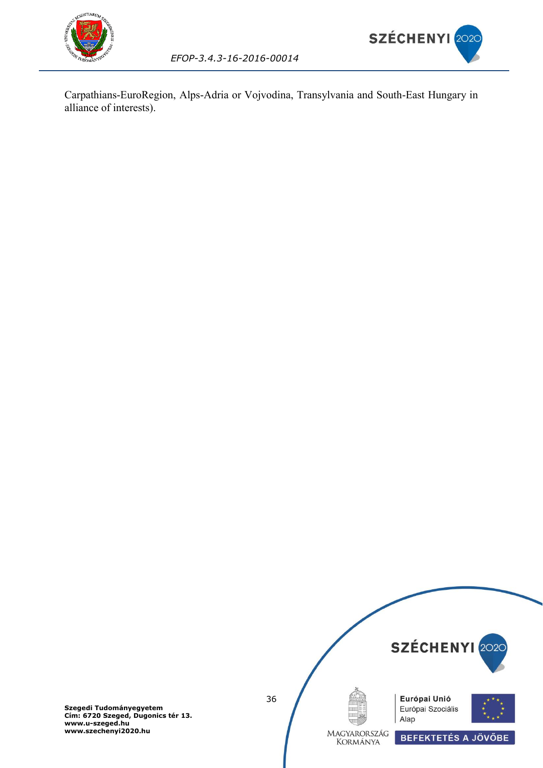Carpathians-EuroRegion, Alps-Adria or Vojvodina, Transylvania and South-East Hungary in alliance of interests).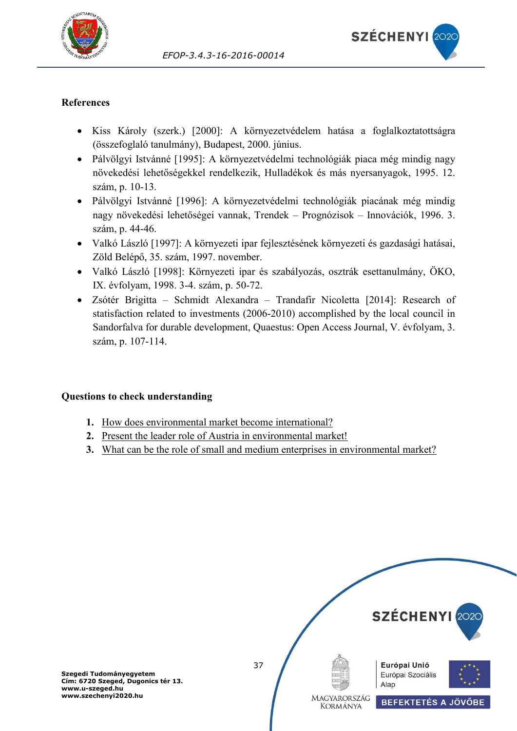**References**

- Kiss Károly (szerk.) [2000]: A környezetvédelem hatása a foglalkoztatottságra (összefoglaló tanulmány), Budapest, 2000. június.
- Pálvölgyi Istvánné [1995]: A környezetvédelmi technológiák piaca még mindig nagy növekedési lehetőségekkel rendelkezik, Hulladékok és más nyersanyagok, 1995. 12. szám, p. 10-13.
- Pálvölgyi Istvánné [1996]: A környezetvédelmi technológiák piacának még mindig nagy növekedési lehetőségei vannak, Trendek – Prognózisok – Innovációk, 1996. 3. szám, p. 44-46.
- Valkó László [1997]: A környezeti ipar fejlesztésének környezeti és gazdasági hatásai, Zöld Belépő, 35. szám, 1997. november.
- Valkó László [1998]: Környezeti ipar és szabályozás, osztrák esettanulmány, ÖKO, IX. évfolyam, 1998. 3-4. szám, p. 50-72.
- Zsótér Brigitta – Schmidt Alexandra – Trandafir Nicoletta [2014]: Research of statisfaction related to investments (2006-2010) accomplished by the local council in Sandorfalva for durable development, Quaestus: Open Access Journal, V. évfolyam, 3. szám, p. 107-114.

**Questions to check understanding**

1. How does environmental market become international?
2. Present the leader role of Austria in environmental market!
3. What can be the role of small and medium enterprises in environmental market?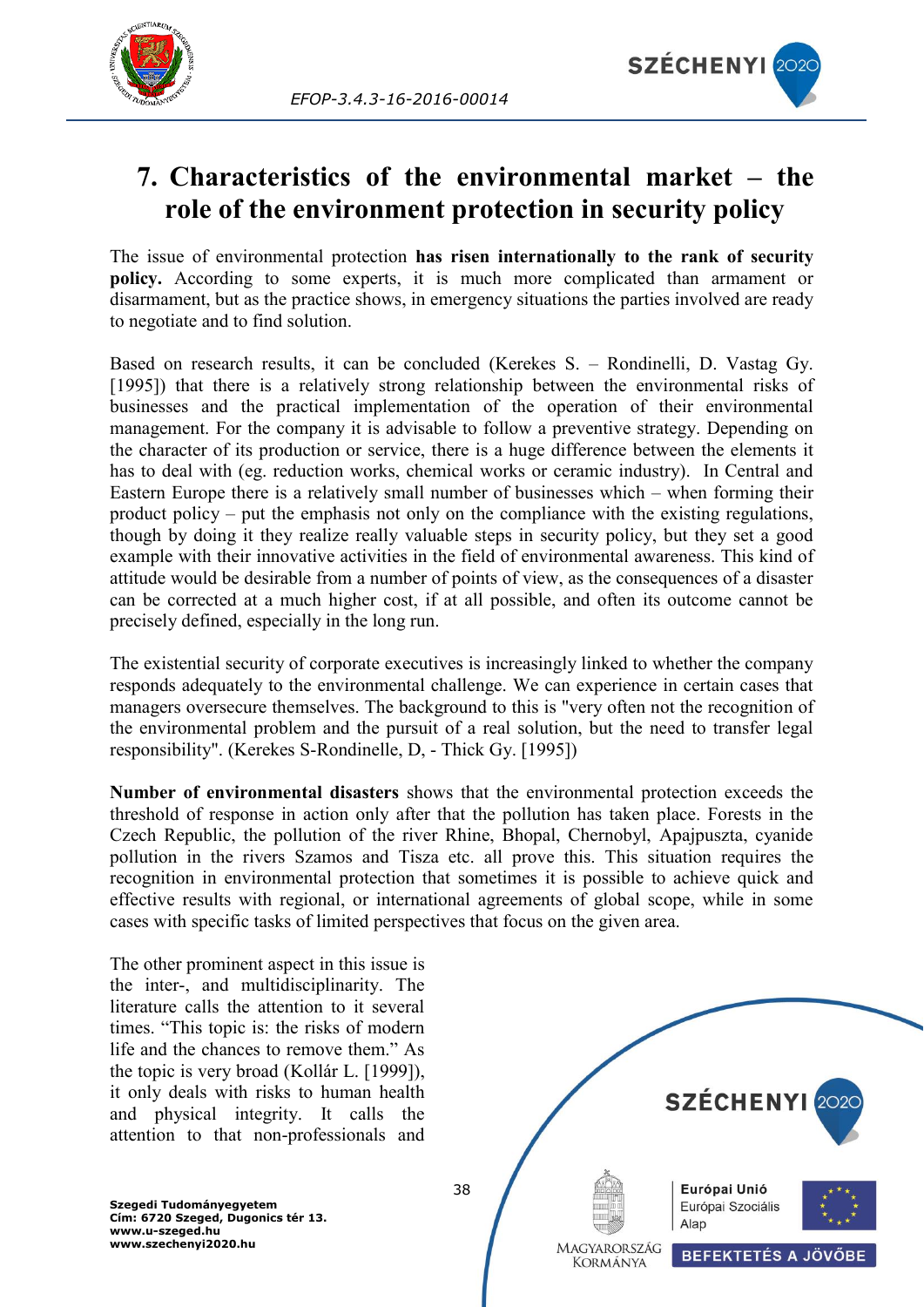# 7. Characteristics of the environmental market – the role of the environment protection in security policy

The issue of environmental protection **has risen internationally to the rank of security policy.** According to some experts, it is much more complicated than armament or disarmament, but as the practice shows, in emergency situations the parties involved are ready to negotiate and to find solution.

Based on research results, it can be concluded (Kerekes S. – Rondinelli, D. Vastag Gy. [1995]) that there is a relatively strong relationship between the environmental risks of businesses and the practical implementation of the operation of their environmental management. For the company it is advisable to follow a preventive strategy. Depending on the character of its production or service, there is a huge difference between the elements it has to deal with (eg. reduction works, chemical works or ceramic industry). In Central and Eastern Europe there is a relatively small number of businesses which – when forming their product policy – put the emphasis not only on the compliance with the existing regulations, though by doing it they realize really valuable steps in security policy, but they set a good example with their innovative activities in the field of environmental awareness. This kind of attitude would be desirable from a number of points of view, as the consequences of a disaster can be corrected at a much higher cost, if at all possible, and often its outcome cannot be precisely defined, especially in the long run.

The existential security of corporate executives is increasingly linked to whether the company responds adequately to the environmental challenge. We can experience in certain cases that managers oversecure themselves. The background to this is "very often not the recognition of the environmental problem and the pursuit of a real solution, but the need to transfer legal responsibility". (Kerekes S-Rondinelle, D, - Thick Gy. [1995])

**Number of environmental disasters** shows that the environmental protection exceeds the threshold of response in action only after that the pollution has taken place. Forests in the Czech Republic, the pollution of the river Rhine, Bhopal, Chernobyl, Apajpuszta, cyanide pollution in the rivers Szamos and Tisza etc. all prove this. This situation requires the recognition in environmental protection that sometimes it is possible to achieve quick and effective results with regional, or international agreements of global scope, while in some cases with specific tasks of limited perspectives that focus on the given area.

The other prominent aspect in this issue is the inter-, and multidisciplinarity. The literature calls the attention to it several times. "This topic is: the risks of modern life and the chances to remove them." As the topic is very broad (Kollár L. [1999]), it only deals with risks to human health and physical integrity. It calls the attention to that non-professionals and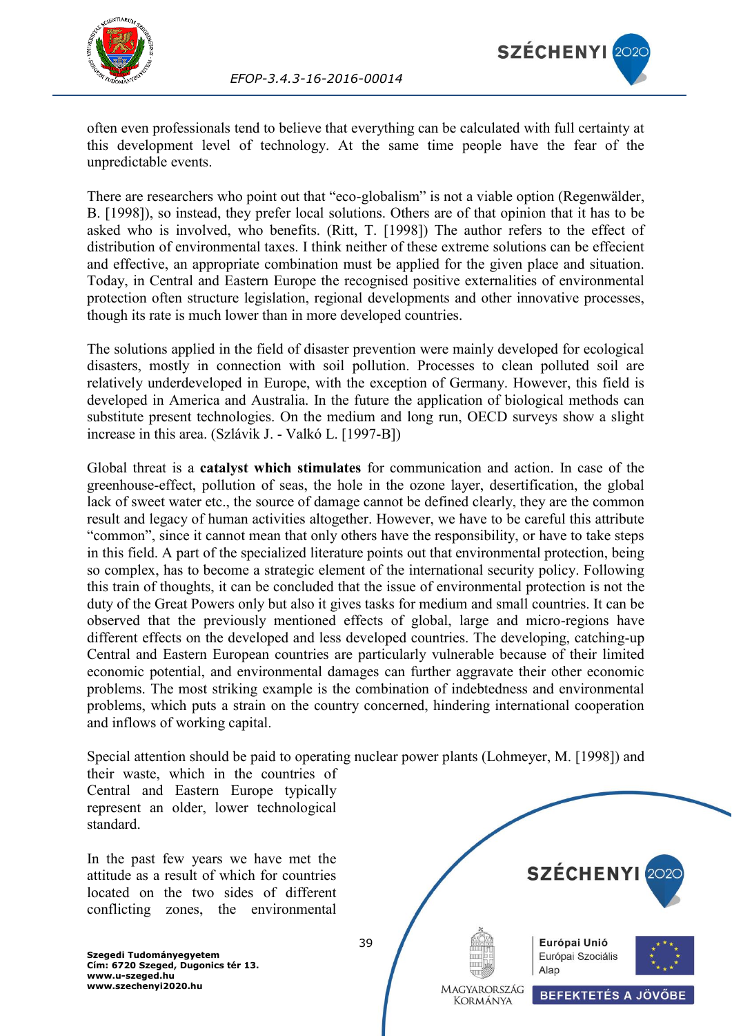often even professionals tend to believe that everything can be calculated with full certainty at this development level of technology. At the same time people have the fear of the unpredictable events.

There are researchers who point out that "eco-globalism" is not a viable option (Regenwälder, B. [1998]), so instead, they prefer local solutions. Others are of that opinion that it has to be asked who is involved, who benefits. (Ritt, T. [1998]) The author refers to the effect of distribution of environmental taxes. I think neither of these extreme solutions can be effecient and effective, an appropriate combination must be applied for the given place and situation. Today, in Central and Eastern Europe the recognised positive externalities of environmental protection often structure legislation, regional developments and other innovative processes, though its rate is much lower than in more developed countries.

The solutions applied in the field of disaster prevention were mainly developed for ecological disasters, mostly in connection with soil pollution. Processes to clean polluted soil are relatively underdeveloped in Europe, with the exception of Germany. However, this field is developed in America and Australia. In the future the application of biological methods can substitute present technologies. On the medium and long run, OECD surveys show a slight increase in this area. (Szlávik J. - Valkó L. [1997-B])

Global threat is a **catalyst which stimulates** for communication and action. In case of the greenhouse-effect, pollution of seas, the hole in the ozone layer, desertification, the global lack of sweet water etc., the source of damage cannot be defined clearly, they are the common result and legacy of human activities altogether. However, we have to be careful this attribute "common", since it cannot mean that only others have the responsibility, or have to take steps in this field. A part of the specialized literature points out that environmental protection, being so complex, has to become a strategic element of the international security policy. Following this train of thoughts, it can be concluded that the issue of environmental protection is not the duty of the Great Powers only but also it gives tasks for medium and small countries. It can be observed that the previously mentioned effects of global, large and micro-regions have different effects on the developed and less developed countries. The developing, catching-up Central and Eastern European countries are particularly vulnerable because of their limited economic potential, and environmental damages can further aggravate their other economic problems. The most striking example is the combination of indebtedness and environmental problems, which puts a strain on the country concerned, hindering international cooperation and inflows of working capital.

Special attention should be paid to operating nuclear power plants (Lohmeyer, M. [1998]) and their waste, which in the countries of Central and Eastern Europe typically represent an older, lower technological standard.

In the past few years we have met the attitude as a result of which for countries located on the two sides of different conflicting zones, the environmental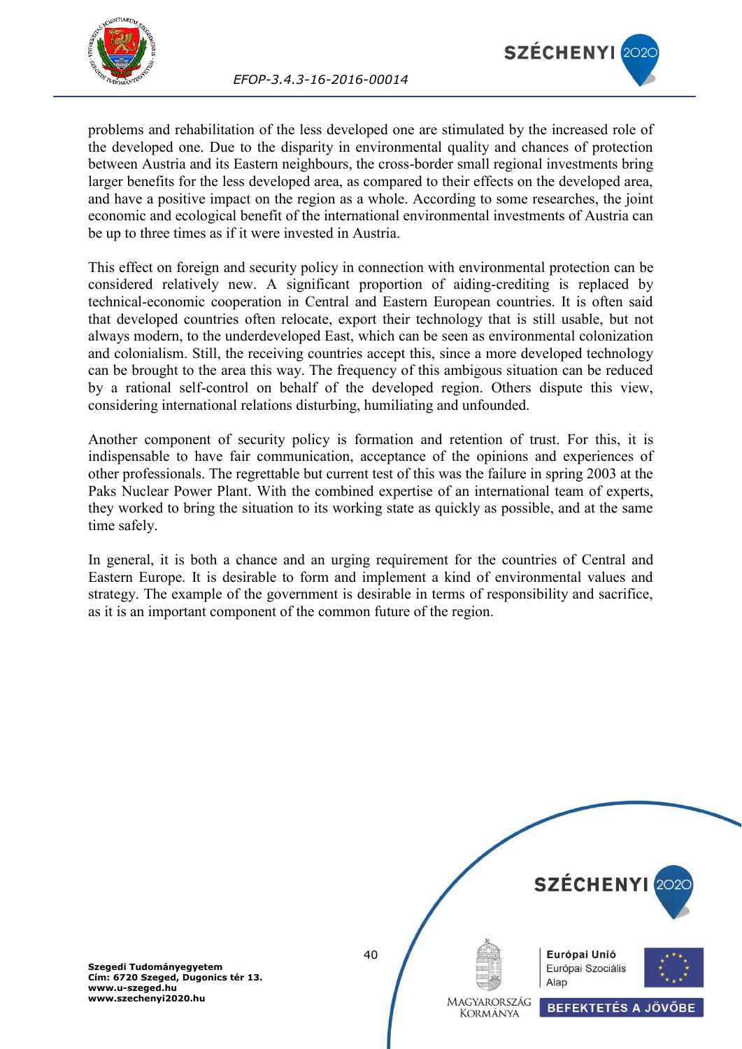problems and rehabilitation of the less developed one are stimulated by the increased role of the developed one. Due to the disparity in environmental quality and chances of protection between Austria and its Eastern neighbours, the cross-border small regional investments bring larger benefits for the less developed area, as compared to their effects on the developed area, and have a positive impact on the region as a whole. According to some researches, the joint economic and ecological benefit of the international environmental investments of Austria can be up to three times as if it were invested in Austria.

This effect on foreign and security policy in connection with environmental protection can be considered relatively new. A significant proportion of aiding-crediting is replaced by technical-economic cooperation in Central and Eastern European countries. It is often said that developed countries often relocate, export their technology that is still usable, but not always modern, to the underdeveloped East, which can be seen as environmental colonization and colonialism. Still, the receiving countries accept this, since a more developed technology can be brought to the area this way. The frequency of this ambigous situation can be reduced by a rational self-control on behalf of the developed region. Others dispute this view, considering international relations disturbing, humiliating and unfounded.

Another component of security policy is formation and retention of trust. For this, it is indispensable to have fair communication, acceptance of the opinions and experiences of other professionals. The regrettable but current test of this was the failure in spring 2003 at the Paks Nuclear Power Plant. With the combined expertise of an international team of experts, they worked to bring the situation to its working state as quickly as possible, and at the same time safely.

In general, it is both a chance and an urging requirement for the countries of Central and Eastern Europe. It is desirable to form and implement a kind of environmental values and strategy. The example of the government is desirable in terms of responsibility and sacrifice, as it is an important component of the common future of the region.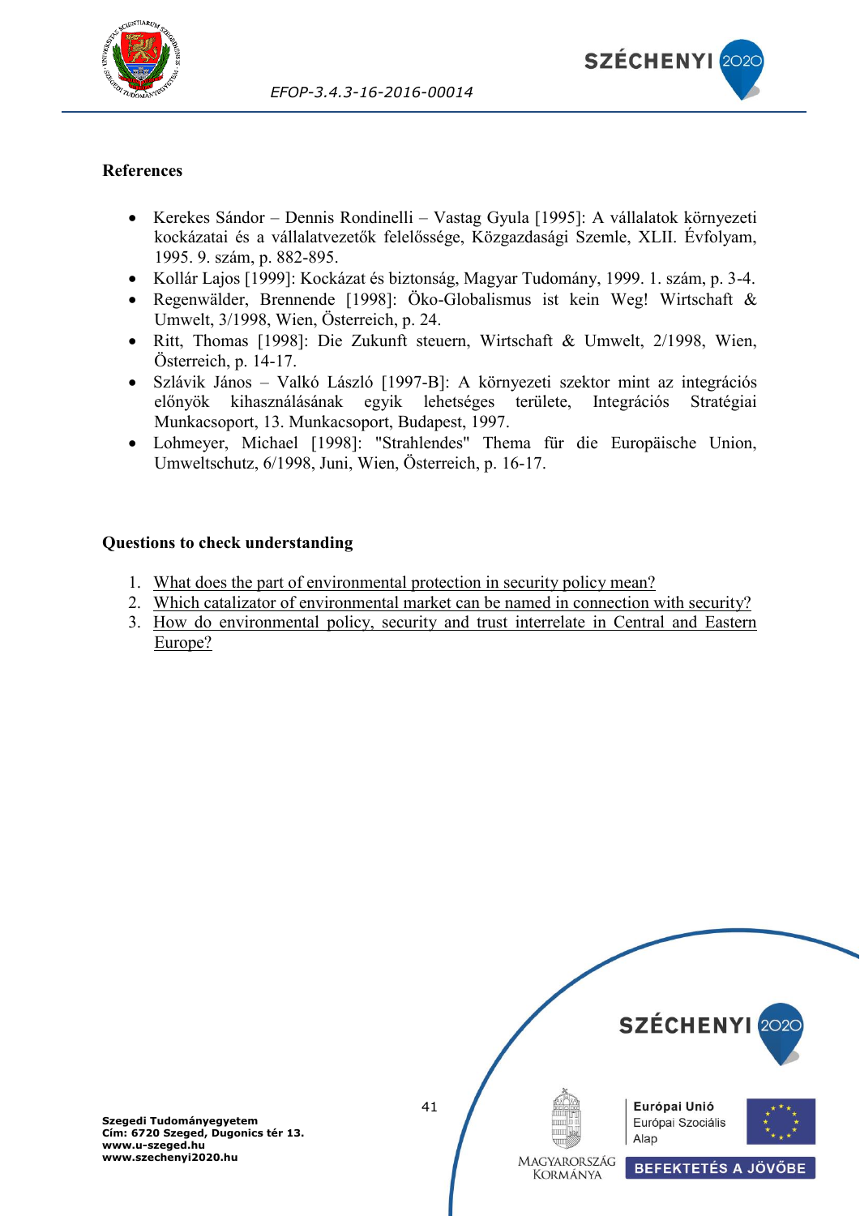## References

- Kerekes Sándor – Dennis Rondinelli – Vastag Gyula [1995]: A vállalatok környezeti kockázatai és a vállalatvezetők felelőssége, Közgazdasági Szemle, XLII. Évfolyam, 1995. 9. szám, p. 882-895.
- Kollár Lajos [1999]: Kockázat és biztonság, Magyar Tudomány, 1999. 1. szám, p. 3-4.
- Regenwälder, Brennende [1998]: Öko-Globalismus ist kein Weg! Wirtschaft & Umwelt, 3/1998, Wien, Österreich, p. 24.
- Ritt, Thomas [1998]: Die Zukunft steuern, Wirtschaft & Umwelt, 2/1998, Wien, Österreich, p. 14-17.
- Szlávik János – Valkó László [1997-B]: A környezeti szektor mint az integrációs előnyök kihasználásának egyik lehetséges területe, Integrációs Stratégiai Munkacsoport, 13. Munkacsoport, Budapest, 1997.
- Lohmeyer, Michael [1998]: "Strahlendes" Thema für die Europäische Union, Umweltschutz, 6/1998, Juni, Wien, Österreich, p. 16-17.

## Questions to check understanding

1. What does the part of environmental protection in security policy mean?
2. Which catalizator of environmental market can be named in connection with security?
3. How do environmental policy, security and trust interrelate in Central and Eastern Europe?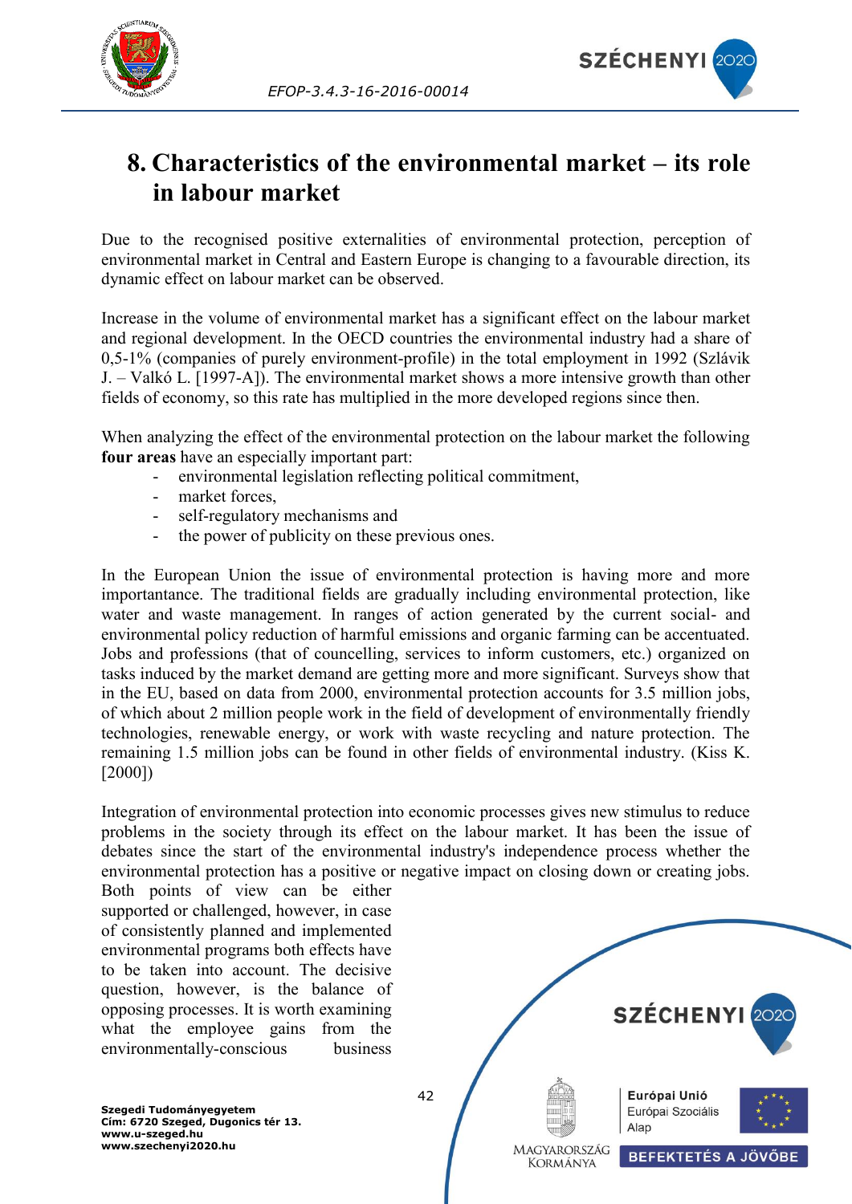# 8. Characteristics of the environmental market – its role in labour market

Due to the recognised positive externalities of environmental protection, perception of environmental market in Central and Eastern Europe is changing to a favourable direction, its dynamic effect on labour market can be observed.

Increase in the volume of environmental market has a significant effect on the labour market and regional development. In the OECD countries the environmental industry had a share of 0,5-1% (companies of purely environment-profile) in the total employment in 1992 (Szlávik J. – Valkó L. [1997-A]). The environmental market shows a more intensive growth than other fields of economy, so this rate has multiplied in the more developed regions since then.

When analyzing the effect of the environmental protection on the labour market the following **four areas** have an especially important part:

- environmental legislation reflecting political commitment,
- market forces,
- self-regulatory mechanisms and
- the power of publicity on these previous ones.

In the European Union the issue of environmental protection is having more and more importantance. The traditional fields are gradually including environmental protection, like water and waste management. In ranges of action generated by the current social- and environmental policy reduction of harmful emissions and organic farming can be accentuated. Jobs and professions (that of councelling, services to inform customers, etc.) organized on tasks induced by the market demand are getting more and more significant. Surveys show that in the EU, based on data from 2000, environmental protection accounts for 3.5 million jobs, of which about 2 million people work in the field of development of environmentally friendly technologies, renewable energy, or work with waste recycling and nature protection. The remaining 1.5 million jobs can be found in other fields of environmental industry. (Kiss K. [2000])

Integration of environmental protection into economic processes gives new stimulus to reduce problems in the society through its effect on the labour market. It has been the issue of debates since the start of the environmental industry's independence process whether the environmental protection has a positive or negative impact on closing down or creating jobs. Both points of view can be either supported or challenged, however, in case of consistently planned and implemented environmental programs both effects have to be taken into account. The decisive question, however, is the balance of opposing processes. It is worth examining what the employee gains from the environmentally-conscious business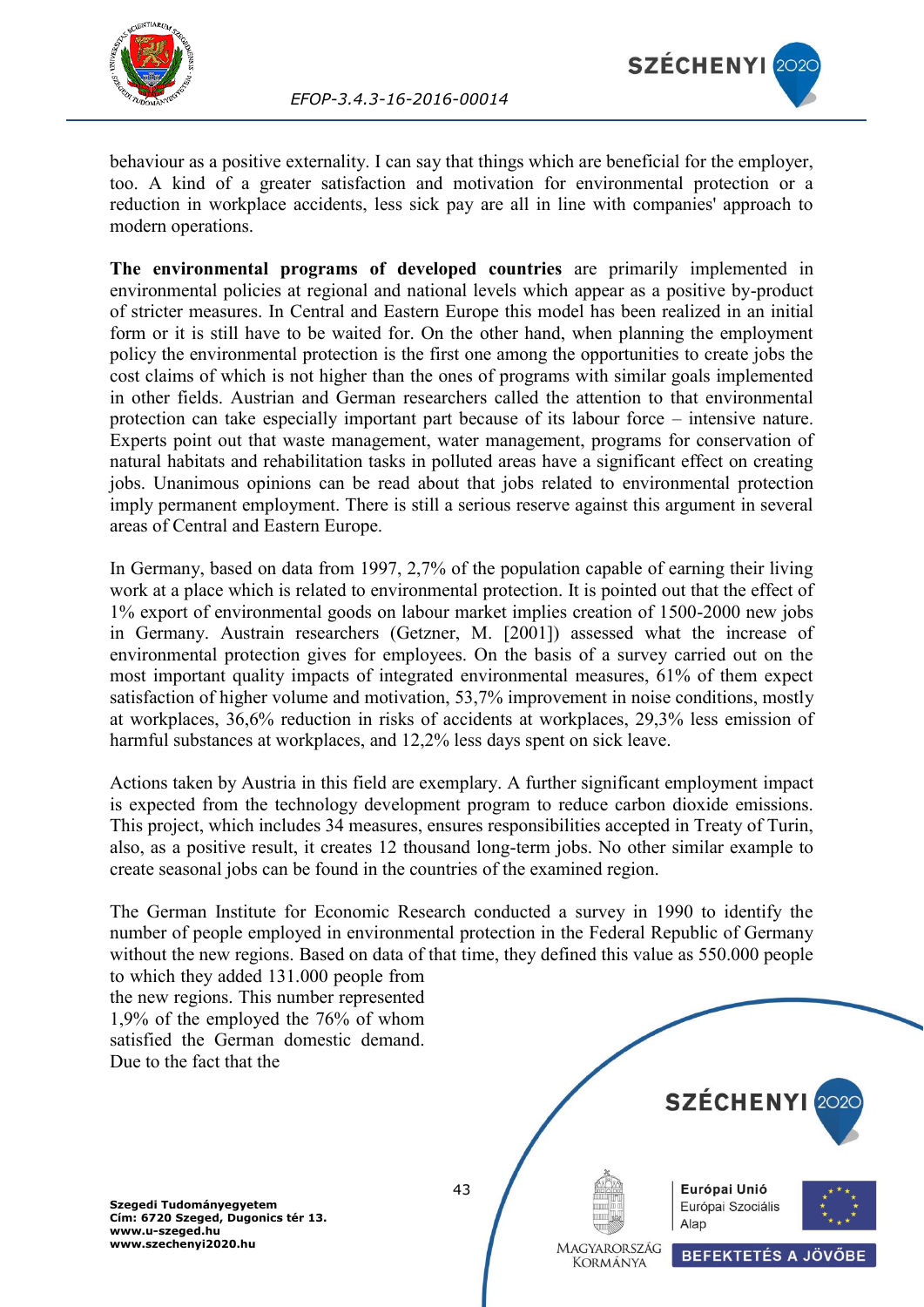behaviour as a positive externality. I can say that things which are beneficial for the employer, too. A kind of a greater satisfaction and motivation for environmental protection or a reduction in workplace accidents, less sick pay are all in line with companies' approach to modern operations.

**The environmental programs of developed countries** are primarily implemented in environmental policies at regional and national levels which appear as a positive by-product of stricter measures. In Central and Eastern Europe this model has been realized in an initial form or it is still have to be waited for. On the other hand, when planning the employment policy the environmental protection is the first one among the opportunities to create jobs the cost claims of which is not higher than the ones of programs with similar goals implemented in other fields. Austrian and German researchers called the attention to that environmental protection can take especially important part because of its labour force – intensive nature. Experts point out that waste management, water management, programs for conservation of natural habitats and rehabilitation tasks in polluted areas have a significant effect on creating jobs. Unanimous opinions can be read about that jobs related to environmental protection imply permanent employment. There is still a serious reserve against this argument in several areas of Central and Eastern Europe.

In Germany, based on data from 1997, 2,7% of the population capable of earning their living work at a place which is related to environmental protection. It is pointed out that the effect of 1% export of environmental goods on labour market implies creation of 1500-2000 new jobs in Germany. Austrain researchers (Getzner, M. [2001]) assessed what the increase of environmental protection gives for employees. On the basis of a survey carried out on the most important quality impacts of integrated environmental measures, 61% of them expect satisfaction of higher volume and motivation, 53,7% improvement in noise conditions, mostly at workplaces, 36,6% reduction in risks of accidents at workplaces, 29,3% less emission of harmful substances at workplaces, and 12,2% less days spent on sick leave.

Actions taken by Austria in this field are exemplary. A further significant employment impact is expected from the technology development program to reduce carbon dioxide emissions. This project, which includes 34 measures, ensures responsibilities accepted in Treaty of Turin, also, as a positive result, it creates 12 thousand long-term jobs. No other similar example to create seasonal jobs can be found in the countries of the examined region.

The German Institute for Economic Research conducted a survey in 1990 to identify the number of people employed in environmental protection in the Federal Republic of Germany without the new regions. Based on data of that time, they defined this value as 550.000 people to which they added 131.000 people from the new regions. This number represented 1,9% of the employed the 76% of whom satisfied the German domestic demand. Due to the fact that the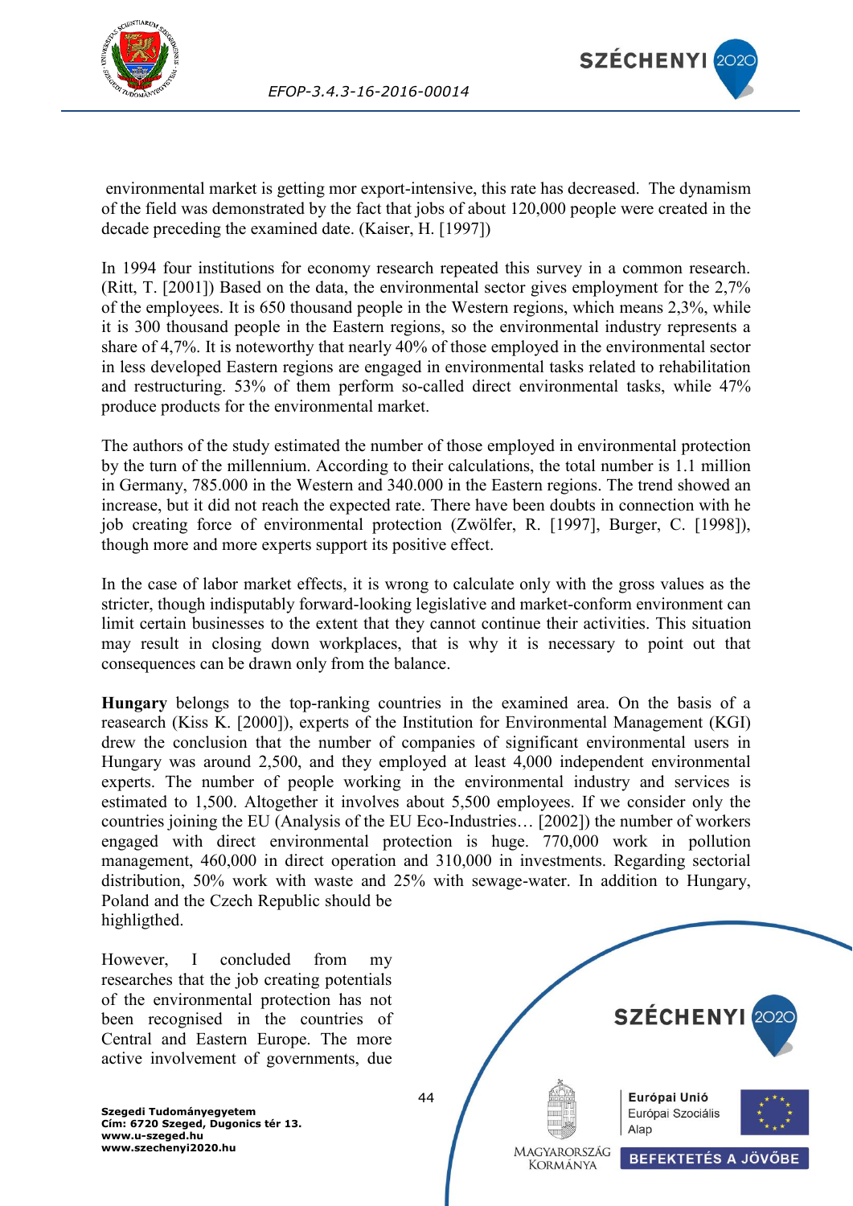environmental market is getting mor export-intensive, this rate has decreased. The dynamism of the field was demonstrated by the fact that jobs of about 120,000 people were created in the decade preceding the examined date. (Kaiser, H. [1997])

In 1994 four institutions for economy research repeated this survey in a common research. (Ritt, T. [2001]) Based on the data, the environmental sector gives employment for the 2,7% of the employees. It is 650 thousand people in the Western regions, which means 2,3%, while it is 300 thousand people in the Eastern regions, so the environmental industry represents a share of 4,7%. It is noteworthy that nearly 40% of those employed in the environmental sector in less developed Eastern regions are engaged in environmental tasks related to rehabilitation and restructuring. 53% of them perform so-called direct environmental tasks, while 47% produce products for the environmental market.

The authors of the study estimated the number of those employed in environmental protection by the turn of the millennium. According to their calculations, the total number is 1.1 million in Germany, 785.000 in the Western and 340.000 in the Eastern regions. The trend showed an increase, but it did not reach the expected rate. There have been doubts in connection with he job creating force of environmental protection (Zwölfer, R. [1997], Burger, C. [1998]), though more and more experts support its positive effect.

In the case of labor market effects, it is wrong to calculate only with the gross values as the stricter, though indisputably forward-looking legislative and market-conform environment can limit certain businesses to the extent that they cannot continue their activities. This situation may result in closing down workplaces, that is why it is necessary to point out that consequences can be drawn only from the balance.

**Hungary** belongs to the top-ranking countries in the examined area. On the basis of a reasearch (Kiss K. [2000]), experts of the Institution for Environmental Management (KGI) drew the conclusion that the number of companies of significant environmental users in Hungary was around 2,500, and they employed at least 4,000 independent environmental experts. The number of people working in the environmental industry and services is estimated to 1,500. Altogether it involves about 5,500 employees. If we consider only the countries joining the EU (Analysis of the EU Eco-Industries… [2002]) the number of workers engaged with direct environmental protection is huge. 770,000 work in pollution management, 460,000 in direct operation and 310,000 in investments. Regarding sectorial distribution, 50% work with waste and 25% with sewage-water. In addition to Hungary, Poland and the Czech Republic should be highligthed.

However, I concluded from my researches that the job creating potentials of the environmental protection has not been recognised in the countries of Central and Eastern Europe. The more active involvement of governments, due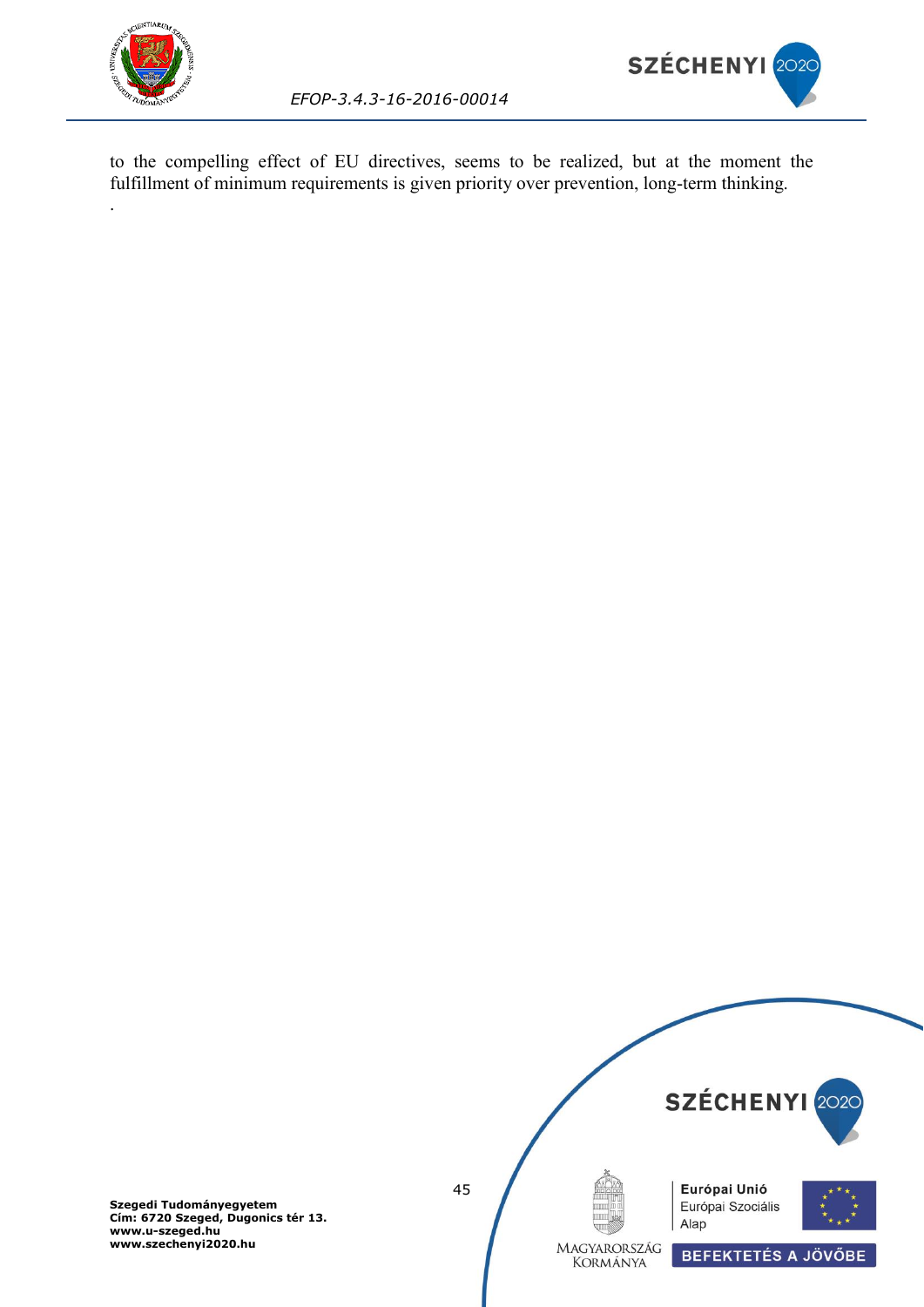to the compelling effect of EU directives, seems to be realized, but at the moment the fulfillment of minimum requirements is given priority over prevention, long-term thinking.

.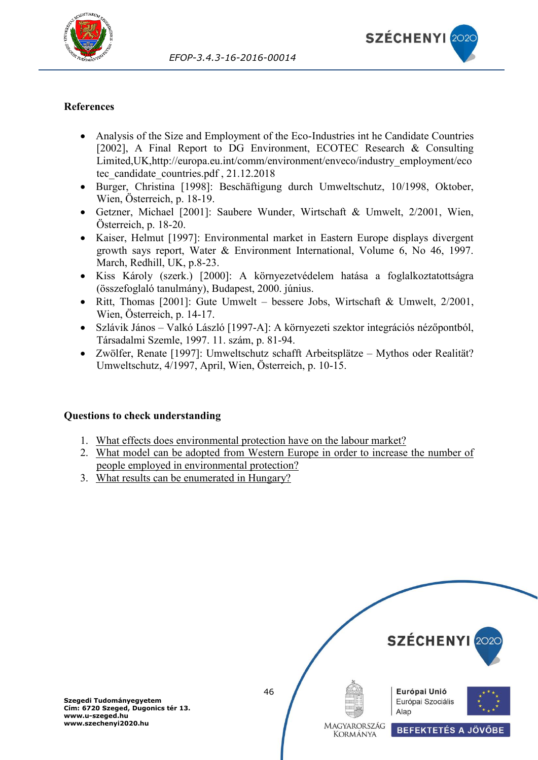**References**

- Analysis of the Size and Employment of the Eco-Industries int he Candidate Countries [2002], A Final Report to DG Environment, ECOTEC Research & Consulting Limited,UK,http://europa.eu.int/comm/environment/enveco/industry_employment/ecotec_candidate_countries.pdf , 21.12.2018
- Burger, Christina [1998]: Beschäftigung durch Umweltschutz, 10/1998, Oktober, Wien, Österreich, p. 18-19.
- Getzner, Michael [2001]: Saubere Wunder, Wirtschaft & Umwelt, 2/2001, Wien, Österreich, p. 18-20.
- Kaiser, Helmut [1997]: Environmental market in Eastern Europe displays divergent growth says report, Water & Environment International, Volume 6, No 46, 1997. March, Redhill, UK, p.8-23.
- Kiss Károly (szerk.) [2000]: A környezetvédelem hatása a foglalkoztatottságra (összefoglaló tanulmány), Budapest, 2000. június.
- Ritt, Thomas [2001]: Gute Umwelt – bessere Jobs, Wirtschaft & Umwelt, 2/2001, Wien, Österreich, p. 14-17.
- Szlávik János – Valkó László [1997-A]: A környezeti szektor integrációs nézőpontból, Társadalmi Szemle, 1997. 11. szám, p. 81-94.
- Zwölfer, Renate [1997]: Umweltschutz schafft Arbeitsplätze – Mythos oder Realität? Umweltschutz, 4/1997, April, Wien, Österreich, p. 10-15.

**Questions to check understanding**

1. What effects does environmental protection have on the labour market?
2. What model can be adopted from Western Europe in order to increase the number of people employed in environmental protection?
3. What results can be enumerated in Hungary?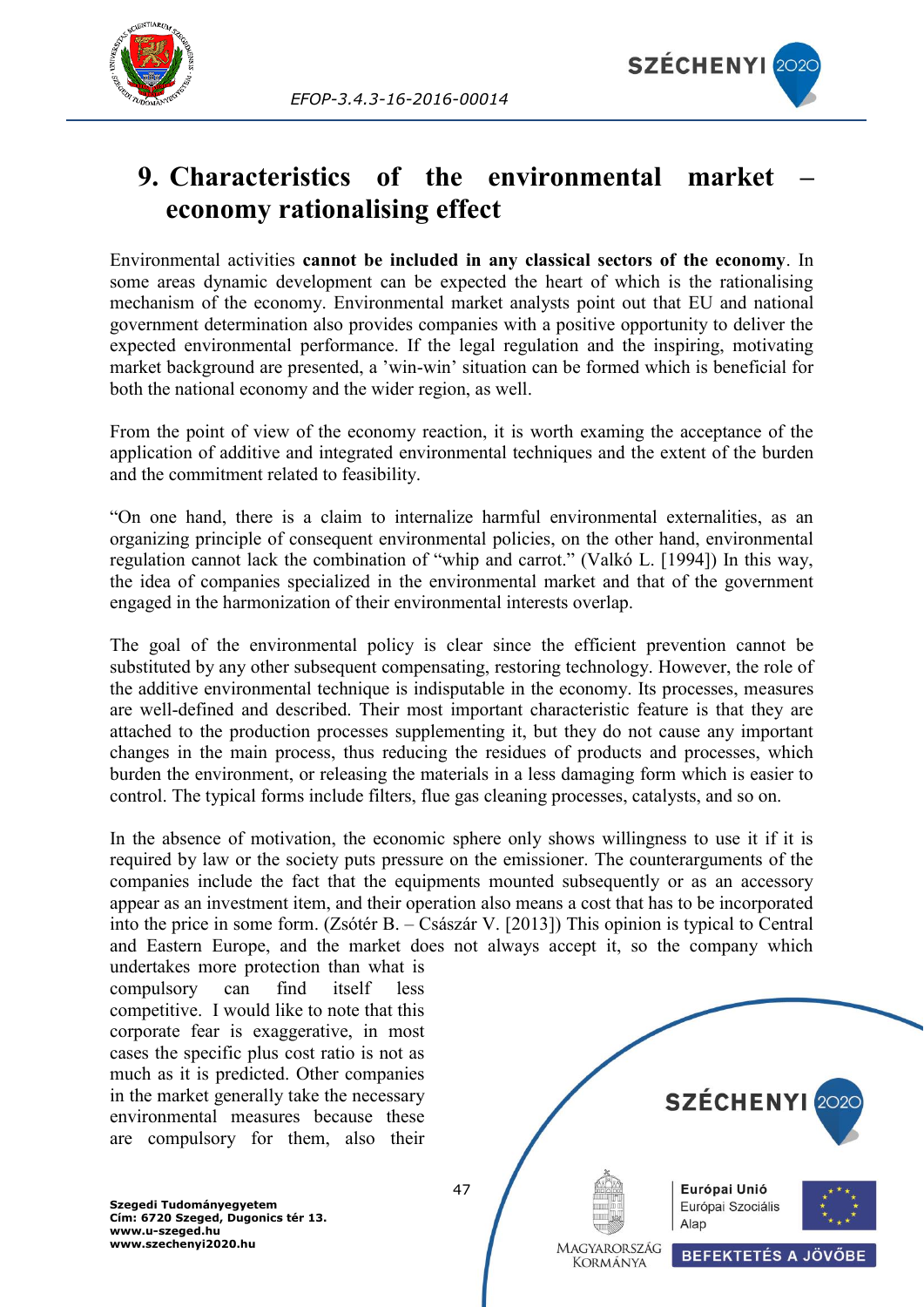# 9. Characteristics of the environmental market – economy rationalising effect

Environmental activities **cannot be included in any classical sectors of the economy**. In some areas dynamic development can be expected the heart of which is the rationalising mechanism of the economy. Environmental market analysts point out that EU and national government determination also provides companies with a positive opportunity to deliver the expected environmental performance. If the legal regulation and the inspiring, motivating market background are presented, a 'win-win' situation can be formed which is beneficial for both the national economy and the wider region, as well.

From the point of view of the economy reaction, it is worth examing the acceptance of the application of additive and integrated environmental techniques and the extent of the burden and the commitment related to feasibility.

"On one hand, there is a claim to internalize harmful environmental externalities, as an organizing principle of consequent environmental policies, on the other hand, environmental regulation cannot lack the combination of "whip and carrot." (Valkó L. [1994]) In this way, the idea of companies specialized in the environmental market and that of the government engaged in the harmonization of their environmental interests overlap.

The goal of the environmental policy is clear since the efficient prevention cannot be substituted by any other subsequent compensating, restoring technology. However, the role of the additive environmental technique is indisputable in the economy. Its processes, measures are well-defined and described. Their most important characteristic feature is that they are attached to the production processes supplementing it, but they do not cause any important changes in the main process, thus reducing the residues of products and processes, which burden the environment, or releasing the materials in a less damaging form which is easier to control. The typical forms include filters, flue gas cleaning processes, catalysts, and so on.

In the absence of motivation, the economic sphere only shows willingness to use it if it is required by law or the society puts pressure on the emissioner. The counterarguments of the companies include the fact that the equipments mounted subsequently or as an accessory appear as an investment item, and their operation also means a cost that has to be incorporated into the price in some form. (Zsótér B. – Császár V. [2013]) This opinion is typical to Central and Eastern Europe, and the market does not always accept it, so the company which undertakes more protection than what is compulsory can find itself less competitive. I would like to note that this corporate fear is exaggerative, in most cases the specific plus cost ratio is not as much as it is predicted. Other companies in the market generally take the necessary environmental measures because these are compulsory for them, also their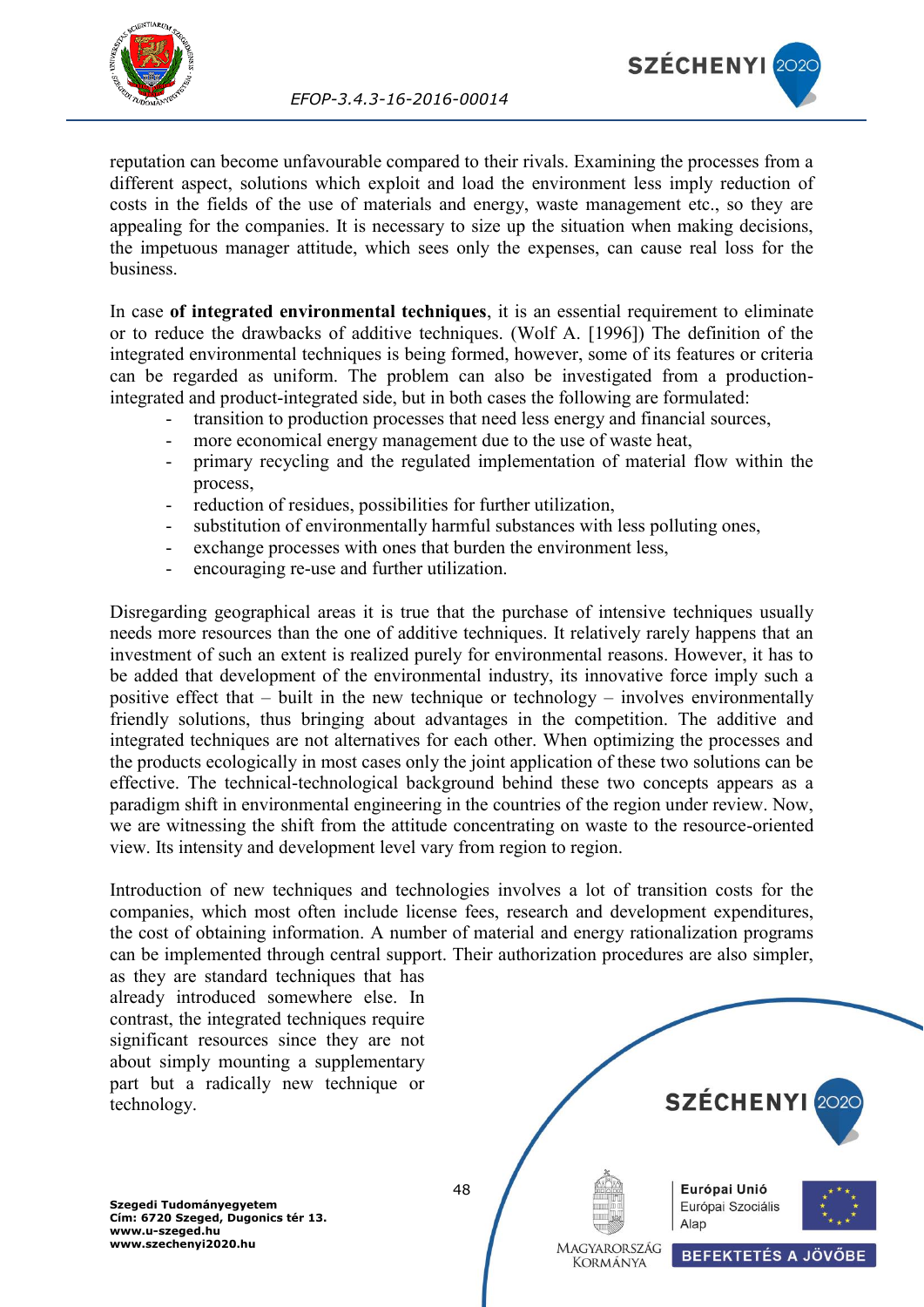reputation can become unfavourable compared to their rivals. Examining the processes from a different aspect, solutions which exploit and load the environment less imply reduction of costs in the fields of the use of materials and energy, waste management etc., so they are appealing for the companies. It is necessary to size up the situation when making decisions, the impetuous manager attitude, which sees only the expenses, can cause real loss for the business.

In case **of integrated environmental techniques**, it is an essential requirement to eliminate or to reduce the drawbacks of additive techniques. (Wolf A. [1996]) The definition of the integrated environmental techniques is being formed, however, some of its features or criteria can be regarded as uniform. The problem can also be investigated from a production-integrated and product-integrated side, but in both cases the following are formulated:

- transition to production processes that need less energy and financial sources,
- more economical energy management due to the use of waste heat,
- primary recycling and the regulated implementation of material flow within the process,
- reduction of residues, possibilities for further utilization,
- substitution of environmentally harmful substances with less polluting ones,
- exchange processes with ones that burden the environment less,
- encouraging re-use and further utilization.

Disregarding geographical areas it is true that the purchase of intensive techniques usually needs more resources than the one of additive techniques. It relatively rarely happens that an investment of such an extent is realized purely for environmental reasons. However, it has to be added that development of the environmental industry, its innovative force imply such a positive effect that – built in the new technique or technology – involves environmentally friendly solutions, thus bringing about advantages in the competition. The additive and integrated techniques are not alternatives for each other. When optimizing the processes and the products ecologically in most cases only the joint application of these two solutions can be effective. The technical-technological background behind these two concepts appears as a paradigm shift in environmental engineering in the countries of the region under review. Now, we are witnessing the shift from the attitude concentrating on waste to the resource-oriented view. Its intensity and development level vary from region to region.

Introduction of new techniques and technologies involves a lot of transition costs for the companies, which most often include license fees, research and development expenditures, the cost of obtaining information. A number of material and energy rationalization programs can be implemented through central support. Their authorization procedures are also simpler, as they are standard techniques that has already introduced somewhere else. In contrast, the integrated techniques require significant resources since they are not about simply mounting a supplementary part but a radically new technique or technology.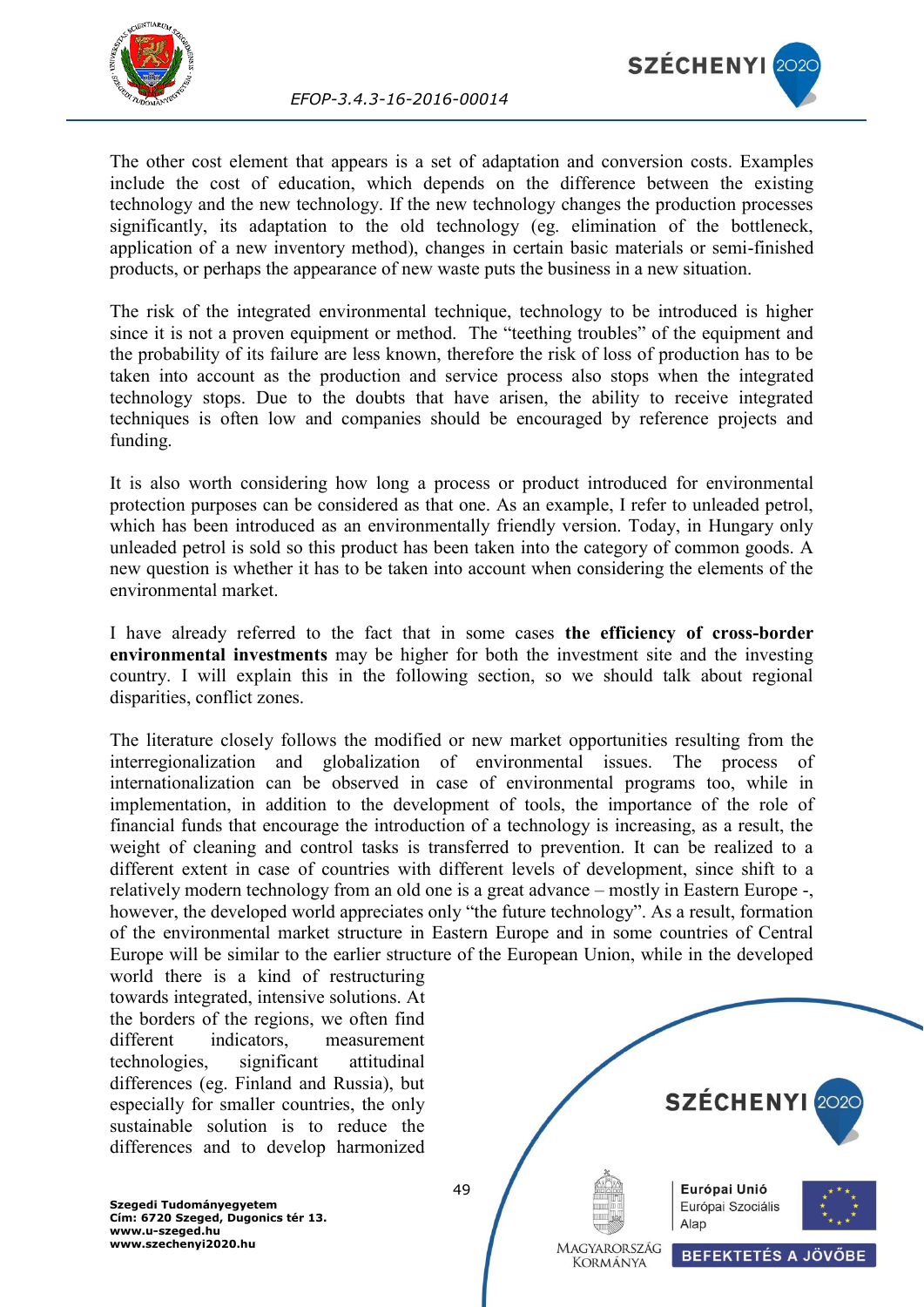The other cost element that appears is a set of adaptation and conversion costs. Examples include the cost of education, which depends on the difference between the existing technology and the new technology. If the new technology changes the production processes significantly, its adaptation to the old technology (eg. elimination of the bottleneck, application of a new inventory method), changes in certain basic materials or semi-finished products, or perhaps the appearance of new waste puts the business in a new situation.

The risk of the integrated environmental technique, technology to be introduced is higher since it is not a proven equipment or method. The "teething troubles" of the equipment and the probability of its failure are less known, therefore the risk of loss of production has to be taken into account as the production and service process also stops when the integrated technology stops. Due to the doubts that have arisen, the ability to receive integrated techniques is often low and companies should be encouraged by reference projects and funding.

It is also worth considering how long a process or product introduced for environmental protection purposes can be considered as that one. As an example, I refer to unleaded petrol, which has been introduced as an environmentally friendly version. Today, in Hungary only unleaded petrol is sold so this product has been taken into the category of common goods. A new question is whether it has to be taken into account when considering the elements of the environmental market.

I have already referred to the fact that in some cases **the efficiency of cross-border environmental investments** may be higher for both the investment site and the investing country. I will explain this in the following section, so we should talk about regional disparities, conflict zones.

The literature closely follows the modified or new market opportunities resulting from the interregionalization and globalization of environmental issues. The process of internationalization can be observed in case of environmental programs too, while in implementation, in addition to the development of tools, the importance of the role of financial funds that encourage the introduction of a technology is increasing, as a result, the weight of cleaning and control tasks is transferred to prevention. It can be realized to a different extent in case of countries with different levels of development, since shift to a relatively modern technology from an old one is a great advance – mostly in Eastern Europe -, however, the developed world appreciates only "the future technology". As a result, formation of the environmental market structure in Eastern Europe and in some countries of Central Europe will be similar to the earlier structure of the European Union, while in the developed world there is a kind of restructuring towards integrated, intensive solutions. At the borders of the regions, we often find different indicators, measurement technologies, significant attitudinal differences (eg. Finland and Russia), but especially for smaller countries, the only sustainable solution is to reduce the differences and to develop harmonized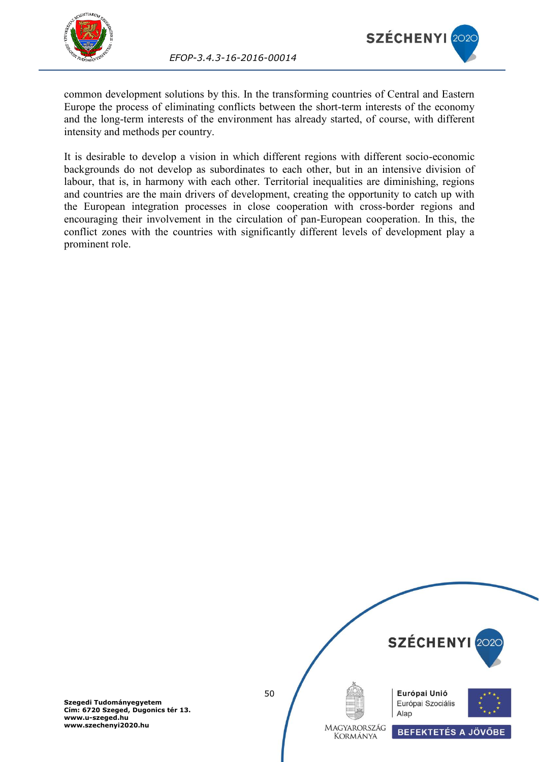common development solutions by this. In the transforming countries of Central and Eastern Europe the process of eliminating conflicts between the short-term interests of the economy and the long-term interests of the environment has already started, of course, with different intensity and methods per country.

It is desirable to develop a vision in which different regions with different socio-economic backgrounds do not develop as subordinates to each other, but in an intensive division of labour, that is, in harmony with each other. Territorial inequalities are diminishing, regions and countries are the main drivers of development, creating the opportunity to catch up with the European integration processes in close cooperation with cross-border regions and encouraging their involvement in the circulation of pan-European cooperation. In this, the conflict zones with the countries with significantly different levels of development play a prominent role.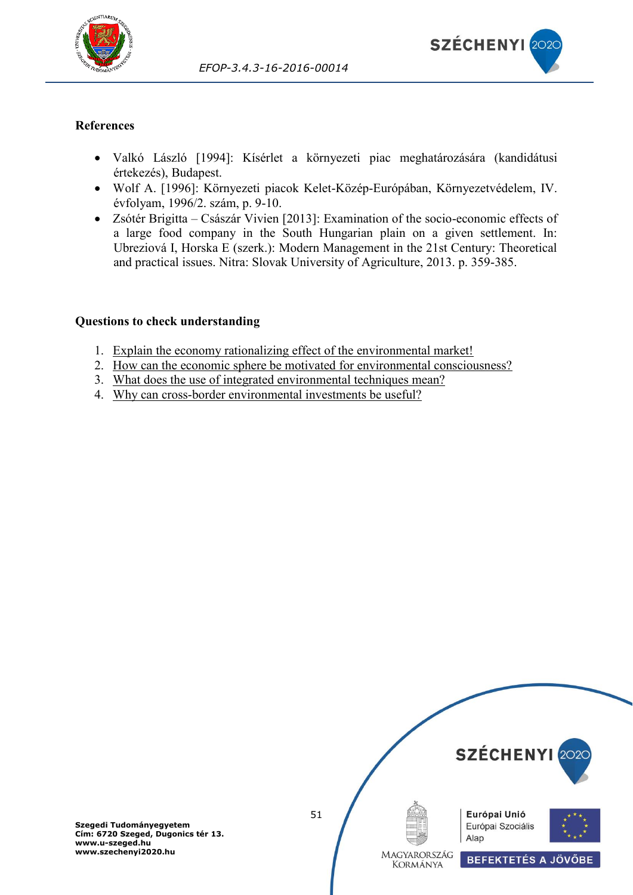## References

- Valkó László [1994]: Kísérlet a környezeti piac meghatározására (kandidátusi értekezés), Budapest.
- Wolf A. [1996]: Környezeti piacok Kelet-Közép-Európában, Környezetvédelem, IV. évfolyam, 1996/2. szám, p. 9-10.
- Zsótér Brigitta – Császár Vivien [2013]: Examination of the socio-economic effects of a large food company in the South Hungarian plain on a given settlement. In: Ubreziová I, Horska E (szerk.): Modern Management in the 21st Century: Theoretical and practical issues. Nitra: Slovak University of Agriculture, 2013. p. 359-385.

## Questions to check understanding

1. Explain the economy rationalizing effect of the environmental market!
2. How can the economic sphere be motivated for environmental consciousness?
3. What does the use of integrated environmental techniques mean?
4. Why can cross-border environmental investments be useful?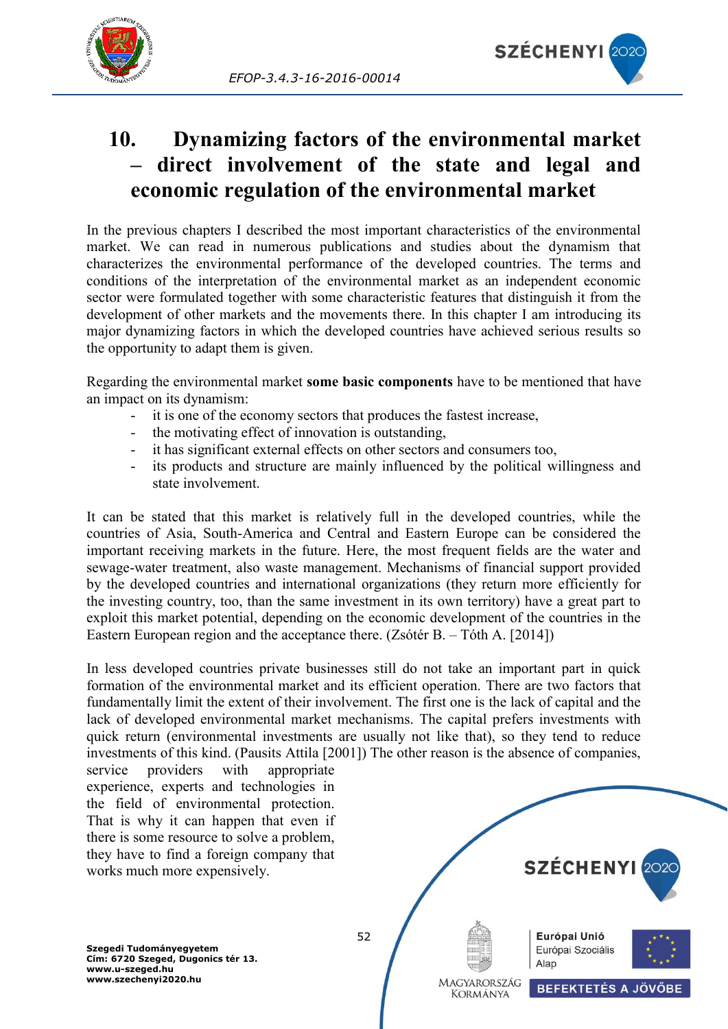# 10. Dynamizing factors of the environmental market – direct involvement of the state and legal and economic regulation of the environmental market

In the previous chapters I described the most important characteristics of the environmental market. We can read in numerous publications and studies about the dynamism that characterizes the environmental performance of the developed countries. The terms and conditions of the interpretation of the environmental market as an independent economic sector were formulated together with some characteristic features that distinguish it from the development of other markets and the movements there. In this chapter I am introducing its major dynamizing factors in which the developed countries have achieved serious results so the opportunity to adapt them is given.

Regarding the environmental market **some basic components** have to be mentioned that have an impact on its dynamism:

- it is one of the economy sectors that produces the fastest increase,
- the motivating effect of innovation is outstanding,
- it has significant external effects on other sectors and consumers too,
- its products and structure are mainly influenced by the political willingness and state involvement.

It can be stated that this market is relatively full in the developed countries, while the countries of Asia, South-America and Central and Eastern Europe can be considered the important receiving markets in the future. Here, the most frequent fields are the water and sewage-water treatment, also waste management. Mechanisms of financial support provided by the developed countries and international organizations (they return more efficiently for the investing country, too, than the same investment in its own territory) have a great part to exploit this market potential, depending on the economic development of the countries in the Eastern European region and the acceptance there. (Zsótér B. – Tóth A. [2014])

In less developed countries private businesses still do not take an important part in quick formation of the environmental market and its efficient operation. There are two factors that fundamentally limit the extent of their involvement. The first one is the lack of capital and the lack of developed environmental market mechanisms. The capital prefers investments with quick return (environmental investments are usually not like that), so they tend to reduce investments of this kind. (Pausits Attila [2001]) The other reason is the absence of companies, service providers with appropriate experience, experts and technologies in the field of environmental protection. That is why it can happen that even if there is some resource to solve a problem, they have to find a foreign company that works much more expensively.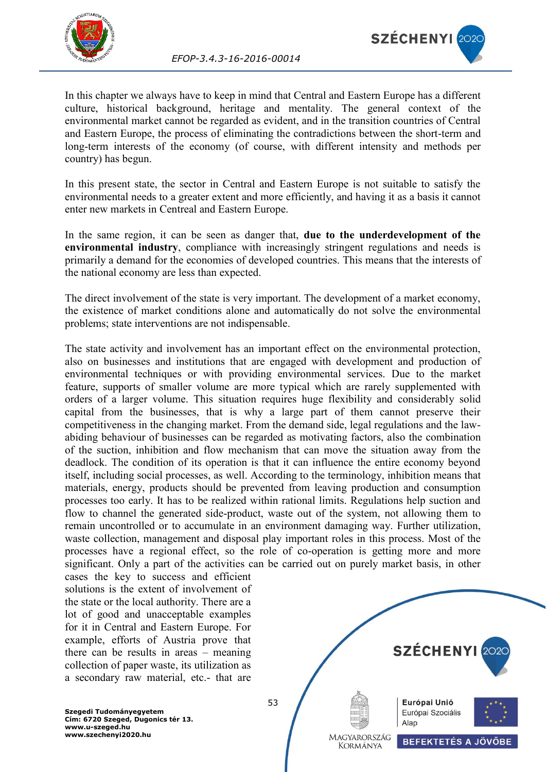In this chapter we always have to keep in mind that Central and Eastern Europe has a different culture, historical background, heritage and mentality. The general context of the environmental market cannot be regarded as evident, and in the transition countries of Central and Eastern Europe, the process of eliminating the contradictions between the short-term and long-term interests of the economy (of course, with different intensity and methods per country) has begun.

In this present state, the sector in Central and Eastern Europe is not suitable to satisfy the environmental needs to a greater extent and more efficiently, and having it as a basis it cannot enter new markets in Centreal and Eastern Europe.

In the same region, it can be seen as danger that, **due to the underdevelopment of the environmental industry**, compliance with increasingly stringent regulations and needs is primarily a demand for the economies of developed countries. This means that the interests of the national economy are less than expected.

The direct involvement of the state is very important. The development of a market economy, the existence of market conditions alone and automatically do not solve the environmental problems; state interventions are not indispensable.

The state activity and involvement has an important effect on the environmental protection, also on businesses and institutions that are engaged with development and production of environmental techniques or with providing environmental services. Due to the market feature, supports of smaller volume are more typical which are rarely supplemented with orders of a larger volume. This situation requires huge flexibility and considerably solid capital from the businesses, that is why a large part of them cannot preserve their competitiveness in the changing market. From the demand side, legal regulations and the law-abiding behaviour of businesses can be regarded as motivating factors, also the combination of the suction, inhibition and flow mechanism that can move the situation away from the deadlock. The condition of its operation is that it can influence the entire economy beyond itself, including social processes, as well. According to the terminology, inhibition means that materials, energy, products should be prevented from leaving production and consumption processes too early. It has to be realized within rational limits. Regulations help suction and flow to channel the generated side-product, waste out of the system, not allowing them to remain uncontrolled or to accumulate in an environment damaging way. Further utilization, waste collection, management and disposal play important roles in this process. Most of the processes have a regional effect, so the role of co-operation is getting more and more significant. Only a part of the activities can be carried out on purely market basis, in other cases the key to success and efficient solutions is the extent of involvement of the state or the local authority. There are a lot of good and unacceptable examples for it in Central and Eastern Europe. For example, efforts of Austria prove that there can be results in areas – meaning collection of paper waste, its utilization as a secondary raw material, etc.- that are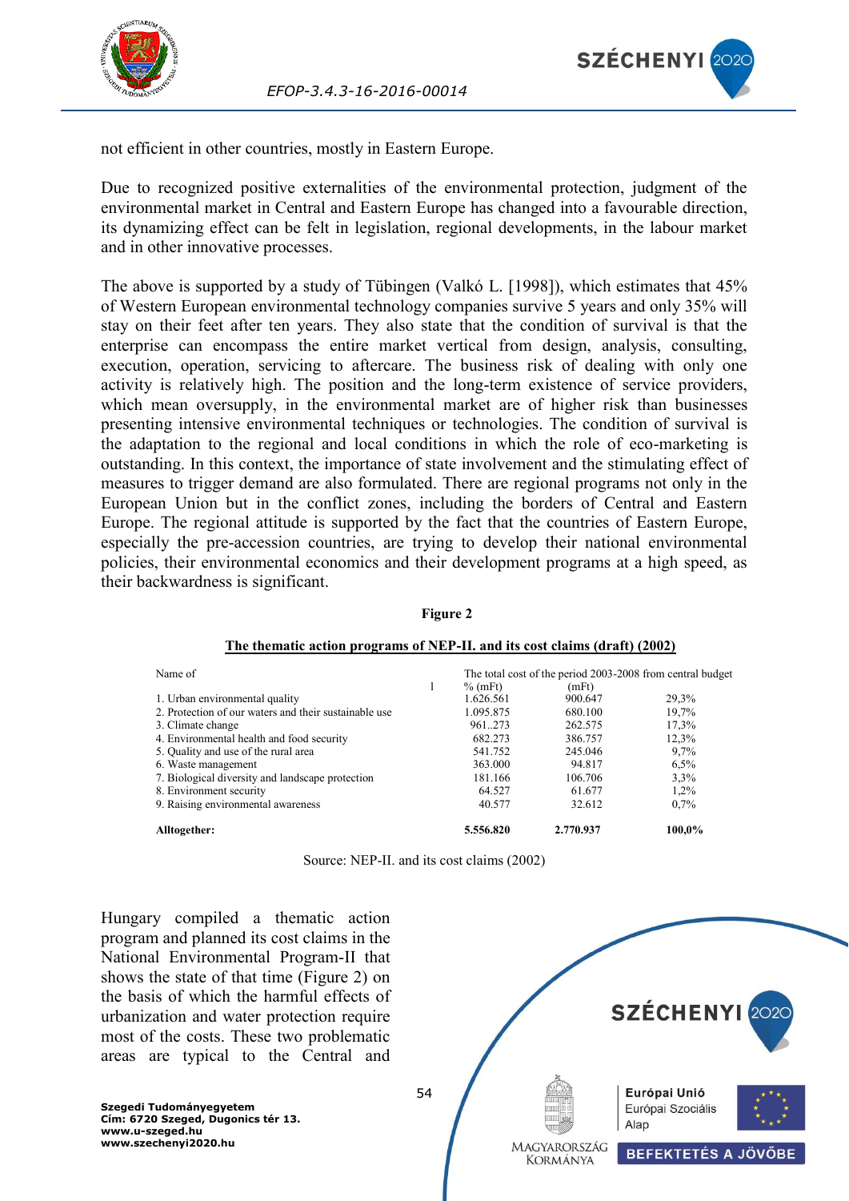not efficient in other countries, mostly in Eastern Europe.

Due to recognized positive externalities of the environmental protection, judgment of the environmental market in Central and Eastern Europe has changed into a favourable direction, its dynamizing effect can be felt in legislation, regional developments, in the labour market and in other innovative processes.

The above is supported by a study of Tübingen (Valkó L. [1998]), which estimates that 45% of Western European environmental technology companies survive 5 years and only 35% will stay on their feet after ten years. They also state that the condition of survival is that the enterprise can encompass the entire market vertical from design, analysis, consulting, execution, operation, servicing to aftercare. The business risk of dealing with only one activity is relatively high. The position and the long-term existence of service providers, which mean oversupply, in the environmental market are of higher risk than businesses presenting intensive environmental techniques or technologies. The condition of survival is the adaptation to the regional and local conditions in which the role of eco-marketing is outstanding. In this context, the importance of state involvement and the stimulating effect of measures to trigger demand are also formulated. There are regional programs not only in the European Union but in the conflict zones, including the borders of Central and Eastern Europe. The regional attitude is supported by the fact that the countries of Eastern Europe, especially the pre-accession countries, are trying to develop their national environmental policies, their environmental economics and their development programs at a high speed, as their backwardness is significant.

**Figure 2**

**The thematic action programs of NEP-II. and its cost claims (draft) (2002)**

| Name of | | The total cost of the period 2003-2008 from central budget | | |
|---|---|---|---|---|
| | l | % (mFt) | (mFt) | |
| 1. Urban environmental quality | | 1.626.561 | 900.647 | 29,3% |
| 2. Protection of our waters and their sustainable use | | 1.095.875 | 680.100 | 19,7% |
| 3. Climate change | | 961..273 | 262.575 | 17,3% |
| 4. Environmental health and food security | | 682.273 | 386.757 | 12,3% |
| 5. Quality and use of the rural area | | 541.752 | 245.046 | 9,7% |
| 6. Waste management | | 363.000 | 94.817 | 6,5% |
| 7. Biological diversity and landscape protection | | 181.166 | 106.706 | 3,3% |
| 8. Environment security | | 64.527 | 61.677 | 1,2% |
| 9. Raising environmental awareness | | 40.577 | 32.612 | 0,7% |
| **Alltogether:** | | **5.556.820** | **2.770.937** | **100,0%** |

Source: NEP-II. and its cost claims (2002)

Hungary compiled a thematic action program and planned its cost claims in the National Environmental Program-II that shows the state of that time (Figure 2) on the basis of which the harmful effects of urbanization and water protection require most of the costs. These two problematic areas are typical to the Central and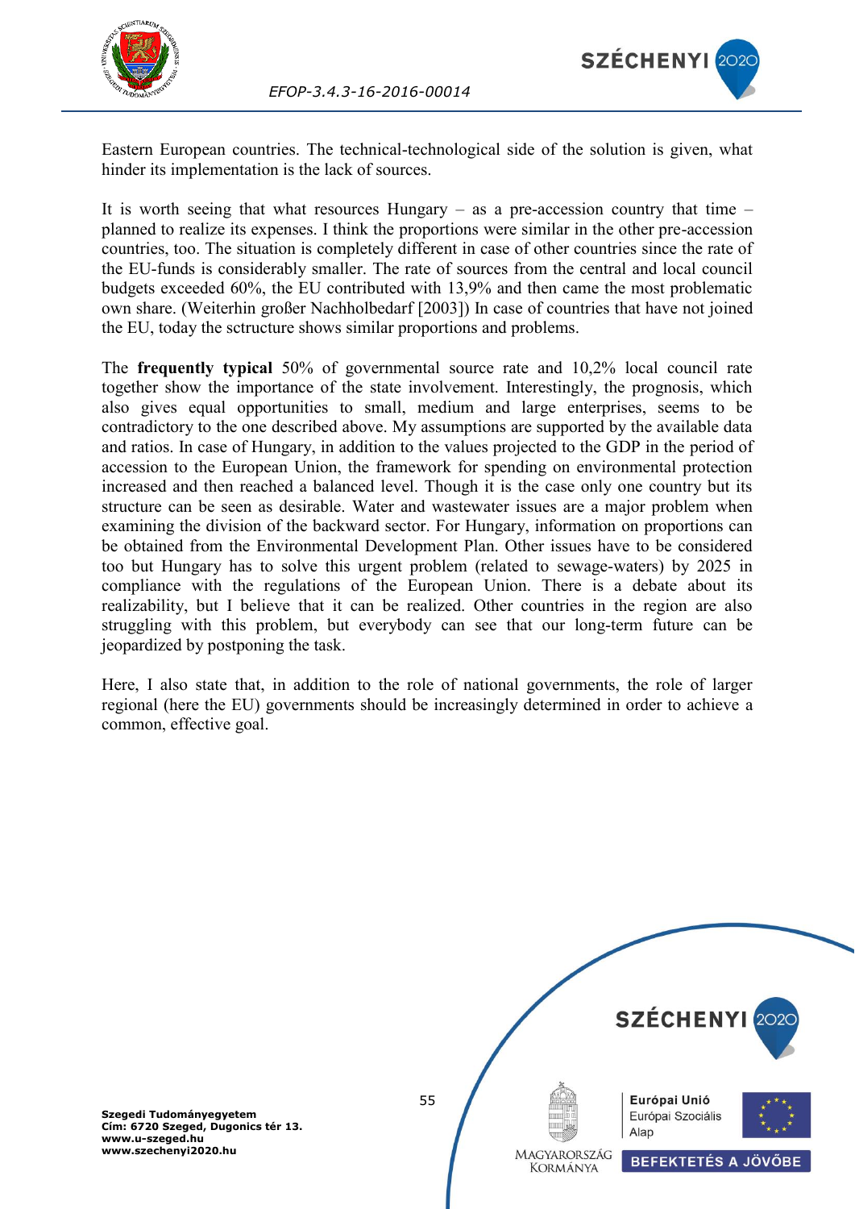Eastern European countries. The technical-technological side of the solution is given, what hinder its implementation is the lack of sources.

It is worth seeing that what resources Hungary – as a pre-accession country that time – planned to realize its expenses. I think the proportions were similar in the other pre-accession countries, too. The situation is completely different in case of other countries since the rate of the EU-funds is considerably smaller. The rate of sources from the central and local council budgets exceeded 60%, the EU contributed with 13,9% and then came the most problematic own share. (Weiterhin großer Nachholbedarf [2003]) In case of countries that have not joined the EU, today the sctructure shows similar proportions and problems.

The **frequently typical** 50% of governmental source rate and 10,2% local council rate together show the importance of the state involvement. Interestingly, the prognosis, which also gives equal opportunities to small, medium and large enterprises, seems to be contradictory to the one described above. My assumptions are supported by the available data and ratios. In case of Hungary, in addition to the values projected to the GDP in the period of accession to the European Union, the framework for spending on environmental protection increased and then reached a balanced level. Though it is the case only one country but its structure can be seen as desirable. Water and wastewater issues are a major problem when examining the division of the backward sector. For Hungary, information on proportions can be obtained from the Environmental Development Plan. Other issues have to be considered too but Hungary has to solve this urgent problem (related to sewage-waters) by 2025 in compliance with the regulations of the European Union. There is a debate about its realizability, but I believe that it can be realized. Other countries in the region are also struggling with this problem, but everybody can see that our long-term future can be jeopardized by postponing the task.

Here, I also state that, in addition to the role of national governments, the role of larger regional (here the EU) governments should be increasingly determined in order to achieve a common, effective goal.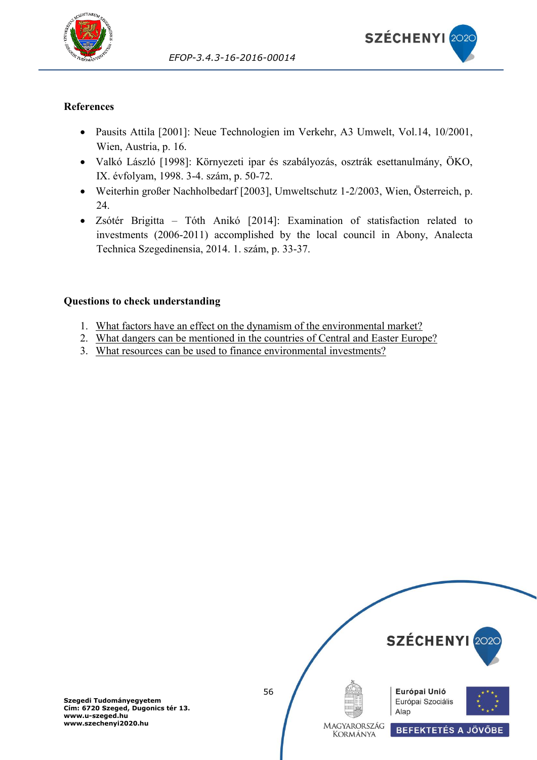## References

- Pausits Attila [2001]: Neue Technologien im Verkehr, A3 Umwelt, Vol.14, 10/2001, Wien, Austria, p. 16.
- Valkó László [1998]: Környezeti ipar és szabályozás, osztrák esettanulmány, ÖKO, IX. évfolyam, 1998. 3-4. szám, p. 50-72.
- Weiterhin großer Nachholbedarf [2003], Umweltschutz 1-2/2003, Wien, Österreich, p. 24.
- Zsótér Brigitta – Tóth Anikó [2014]: Examination of statisfaction related to investments (2006-2011) accomplished by the local council in Abony, Analecta Technica Szegedinensia, 2014. 1. szám, p. 33-37.

## Questions to check understanding

1. What factors have an effect on the dynamism of the environmental market?
2. What dangers can be mentioned in the countries of Central and Easter Europe?
3. What resources can be used to finance environmental investments?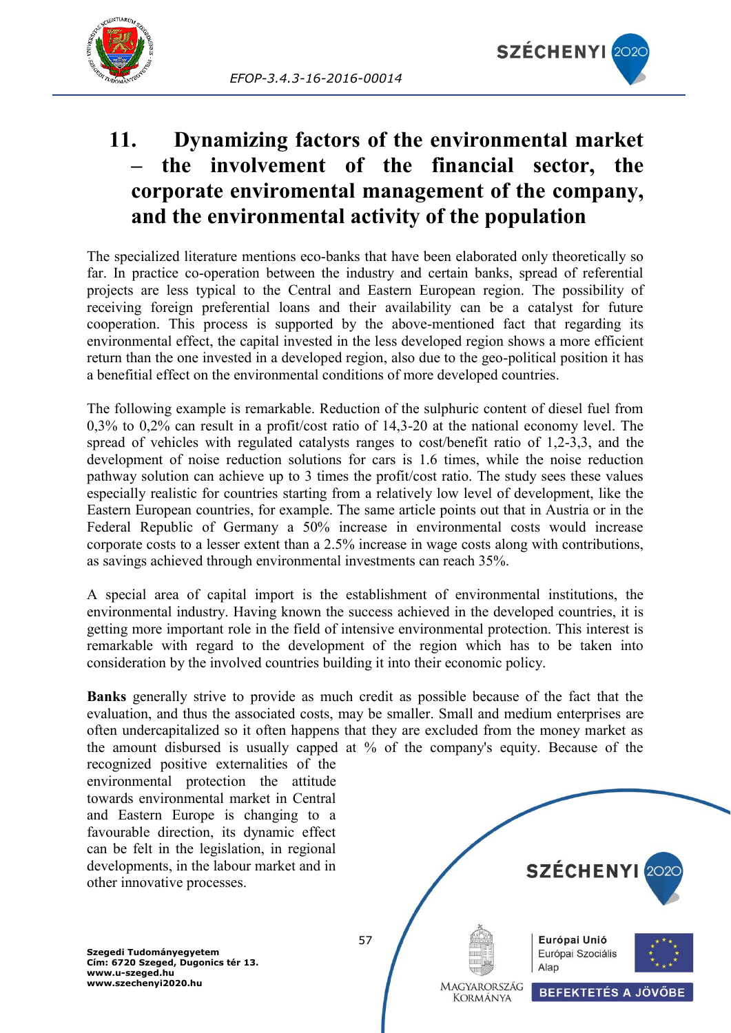# 11. Dynamizing factors of the environmental market – the involvement of the financial sector, the corporate enviromental management of the company, and the environmental activity of the population

The specialized literature mentions eco-banks that have been elaborated only theoretically so far. In practice co-operation between the industry and certain banks, spread of referential projects are less typical to the Central and Eastern European region. The possibility of receiving foreign preferential loans and their availability can be a catalyst for future cooperation. This process is supported by the above-mentioned fact that regarding its environmental effect, the capital invested in the less developed region shows a more efficient return than the one invested in a developed region, also due to the geo-political position it has a benefitial effect on the environmental conditions of more developed countries.

The following example is remarkable. Reduction of the sulphuric content of diesel fuel from 0,3% to 0,2% can result in a profit/cost ratio of 14,3-20 at the national economy level. The spread of vehicles with regulated catalysts ranges to cost/benefit ratio of 1,2-3,3, and the development of noise reduction solutions for cars is 1.6 times, while the noise reduction pathway solution can achieve up to 3 times the profit/cost ratio. The study sees these values especially realistic for countries starting from a relatively low level of development, like the Eastern European countries, for example. The same article points out that in Austria or in the Federal Republic of Germany a 50% increase in environmental costs would increase corporate costs to a lesser extent than a 2.5% increase in wage costs along with contributions, as savings achieved through environmental investments can reach 35%.

A special area of capital import is the establishment of environmental institutions, the environmental industry. Having known the success achieved in the developed countries, it is getting more important role in the field of intensive environmental protection. This interest is remarkable with regard to the development of the region which has to be taken into consideration by the involved countries building it into their economic policy.

**Banks** generally strive to provide as much credit as possible because of the fact that the evaluation, and thus the associated costs, may be smaller. Small and medium enterprises are often undercapitalized so it often happens that they are excluded from the money market as the amount disbursed is usually capped at % of the company's equity. Because of the recognized positive externalities of the environmental protection the attitude towards environmental market in Central and Eastern Europe is changing to a favourable direction, its dynamic effect can be felt in the legislation, in regional developments, in the labour market and in other innovative processes.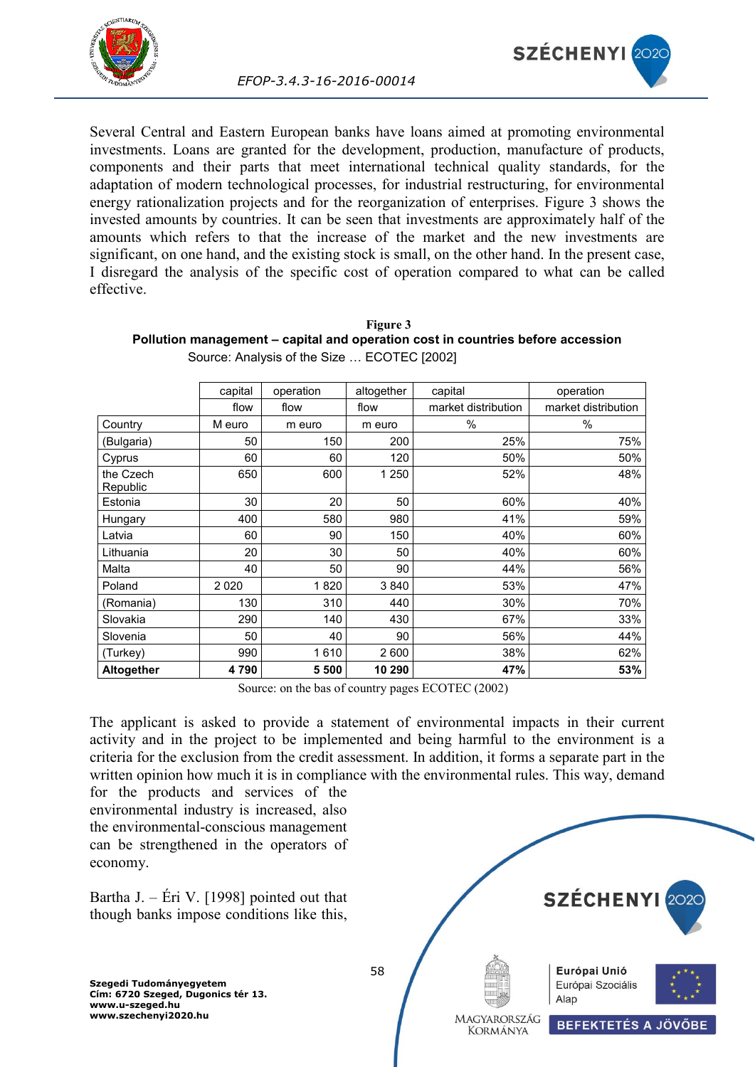Several Central and Eastern European banks have loans aimed at promoting environmental investments. Loans are granted for the development, production, manufacture of products, components and their parts that meet international technical quality standards, for the adaptation of modern technological processes, for industrial restructuring, for environmental energy rationalization projects and for the reorganization of enterprises. Figure 3 shows the invested amounts by countries. It can be seen that investments are approximately half of the amounts which refers to that the increase of the market and the new investments are significant, on one hand, and the existing stock is small, on the other hand. In the present case, I disregard the analysis of the specific cost of operation compared to what can be called effective.

**Figure 3**

**Pollution management – capital and operation cost in countries before accession**

Source: Analysis of the Size … ECOTEC [2002]

| | capital flow | operation flow | altogether flow | capital market distribution | operation market distribution |
|---|---|---|---|---|---|
| Country | M euro | m euro | m euro | % | % |
| (Bulgaria) | 50 | 150 | 200 | 25% | 75% |
| Cyprus | 60 | 60 | 120 | 50% | 50% |
| the Czech Republic | 650 | 600 | 1 250 | 52% | 48% |
| Estonia | 30 | 20 | 50 | 60% | 40% |
| Hungary | 400 | 580 | 980 | 41% | 59% |
| Latvia | 60 | 90 | 150 | 40% | 60% |
| Lithuania | 20 | 30 | 50 | 40% | 60% |
| Malta | 40 | 50 | 90 | 44% | 56% |
| Poland | 2 020 | 1 820 | 3 840 | 53% | 47% |
| (Romania) | 130 | 310 | 440 | 30% | 70% |
| Slovakia | 290 | 140 | 430 | 67% | 33% |
| Slovenia | 50 | 40 | 90 | 56% | 44% |
| (Turkey) | 990 | 1 610 | 2 600 | 38% | 62% |
| **Altogether** | **4 790** | **5 500** | **10 290** | **47%** | **53%** |

Source: on the bas of country pages ECOTEC (2002)

The applicant is asked to provide a statement of environmental impacts in their current activity and in the project to be implemented and being harmful to the environment is a criteria for the exclusion from the credit assessment. In addition, it forms a separate part in the written opinion how much it is in compliance with the environmental rules. This way, demand for the products and services of the environmental industry is increased, also the environmental-conscious management can be strengthened in the operators of economy.

Bartha J. – Éri V. [1998] pointed out that though banks impose conditions like this,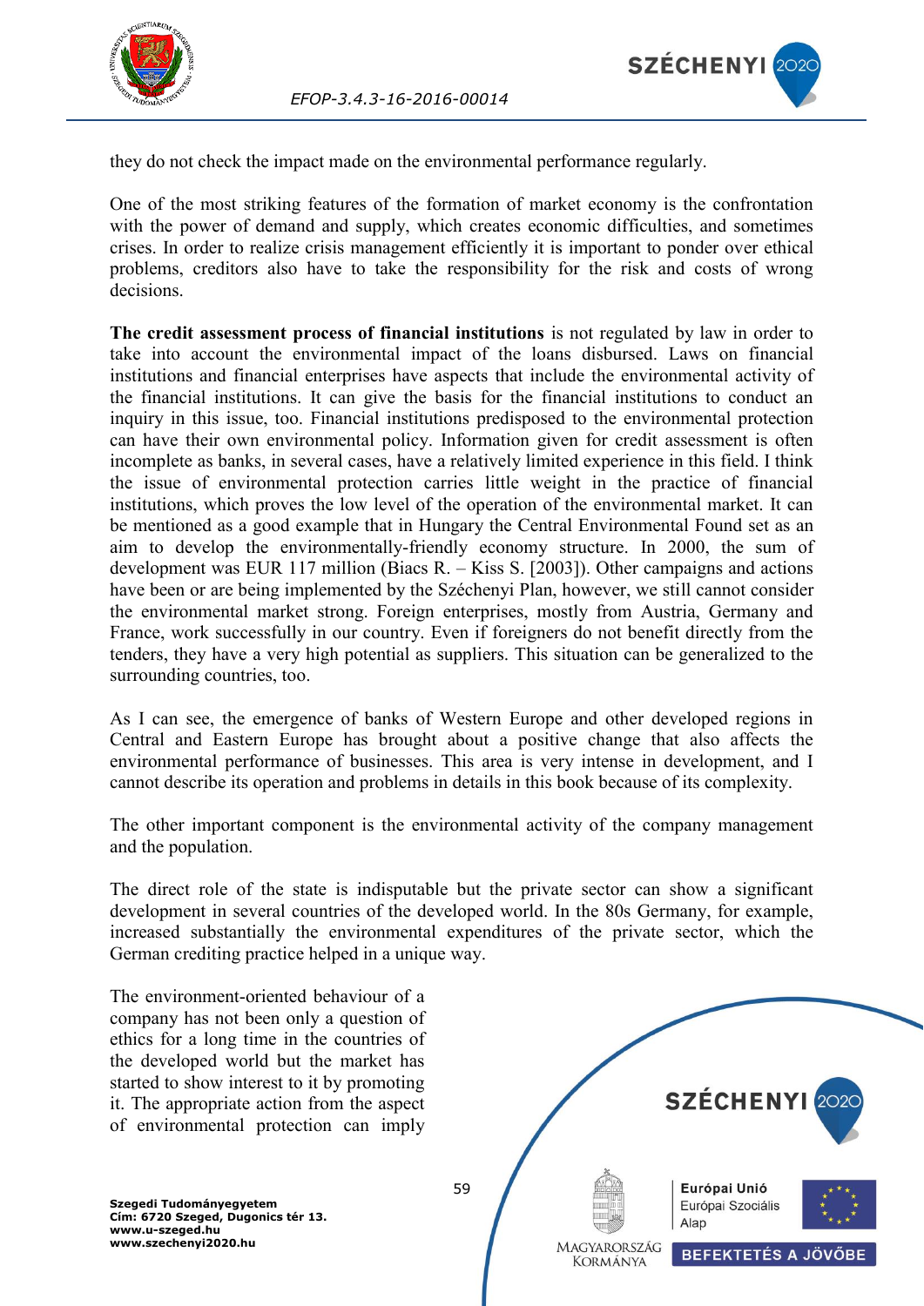they do not check the impact made on the environmental performance regularly.

One of the most striking features of the formation of market economy is the confrontation with the power of demand and supply, which creates economic difficulties, and sometimes crises. In order to realize crisis management efficiently it is important to ponder over ethical problems, creditors also have to take the responsibility for the risk and costs of wrong decisions.

**The credit assessment process of financial institutions** is not regulated by law in order to take into account the environmental impact of the loans disbursed. Laws on financial institutions and financial enterprises have aspects that include the environmental activity of the financial institutions. It can give the basis for the financial institutions to conduct an inquiry in this issue, too. Financial institutions predisposed to the environmental protection can have their own environmental policy. Information given for credit assessment is often incomplete as banks, in several cases, have a relatively limited experience in this field. I think the issue of environmental protection carries little weight in the practice of financial institutions, which proves the low level of the operation of the environmental market. It can be mentioned as a good example that in Hungary the Central Environmental Found set as an aim to develop the environmentally-friendly economy structure. In 2000, the sum of development was EUR 117 million (Biacs R. – Kiss S. [2003]). Other campaigns and actions have been or are being implemented by the Széchenyi Plan, however, we still cannot consider the environmental market strong. Foreign enterprises, mostly from Austria, Germany and France, work successfully in our country. Even if foreigners do not benefit directly from the tenders, they have a very high potential as suppliers. This situation can be generalized to the surrounding countries, too.

As I can see, the emergence of banks of Western Europe and other developed regions in Central and Eastern Europe has brought about a positive change that also affects the environmental performance of businesses. This area is very intense in development, and I cannot describe its operation and problems in details in this book because of its complexity.

The other important component is the environmental activity of the company management and the population.

The direct role of the state is indisputable but the private sector can show a significant development in several countries of the developed world. In the 80s Germany, for example, increased substantially the environmental expenditures of the private sector, which the German crediting practice helped in a unique way.

The environment-oriented behaviour of a company has not been only a question of ethics for a long time in the countries of the developed world but the market has started to show interest to it by promoting it. The appropriate action from the aspect of environmental protection can imply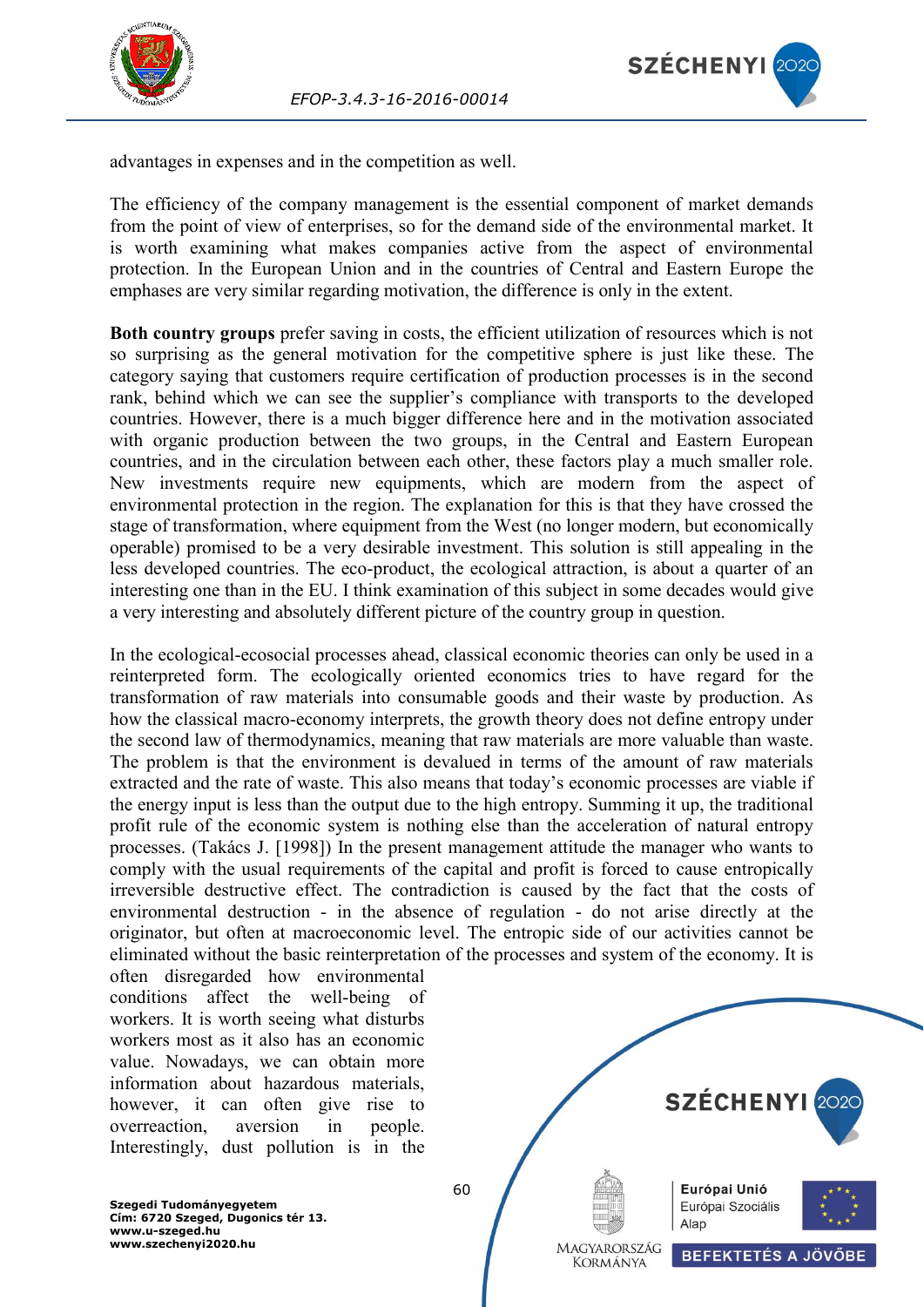advantages in expenses and in the competition as well.

The efficiency of the company management is the essential component of market demands from the point of view of enterprises, so for the demand side of the environmental market. It is worth examining what makes companies active from the aspect of environmental protection. In the European Union and in the countries of Central and Eastern Europe the emphases are very similar regarding motivation, the difference is only in the extent.

**Both country groups** prefer saving in costs, the efficient utilization of resources which is not so surprising as the general motivation for the competitive sphere is just like these. The category saying that customers require certification of production processes is in the second rank, behind which we can see the supplier's compliance with transports to the developed countries. However, there is a much bigger difference here and in the motivation associated with organic production between the two groups, in the Central and Eastern European countries, and in the circulation between each other, these factors play a much smaller role. New investments require new equipments, which are modern from the aspect of environmental protection in the region. The explanation for this is that they have crossed the stage of transformation, where equipment from the West (no longer modern, but economically operable) promised to be a very desirable investment. This solution is still appealing in the less developed countries. The eco-product, the ecological attraction, is about a quarter of an interesting one than in the EU. I think examination of this subject in some decades would give a very interesting and absolutely different picture of the country group in question.

In the ecological-ecosocial processes ahead, classical economic theories can only be used in a reinterpreted form. The ecologically oriented economics tries to have regard for the transformation of raw materials into consumable goods and their waste by production. As how the classical macro-economy interprets, the growth theory does not define entropy under the second law of thermodynamics, meaning that raw materials are more valuable than waste. The problem is that the environment is devalued in terms of the amount of raw materials extracted and the rate of waste. This also means that today's economic processes are viable if the energy input is less than the output due to the high entropy. Summing it up, the traditional profit rule of the economic system is nothing else than the acceleration of natural entropy processes. (Takács J. [1998]) In the present management attitude the manager who wants to comply with the usual requirements of the capital and profit is forced to cause entropically irreversible destructive effect. The contradiction is caused by the fact that the costs of environmental destruction - in the absence of regulation - do not arise directly at the originator, but often at macroeconomic level. The entropic side of our activities cannot be eliminated without the basic reinterpretation of the processes and system of the economy. It is often disregarded how environmental conditions affect the well-being of workers. It is worth seeing what disturbs workers most as it also has an economic value. Nowadays, we can obtain more information about hazardous materials, however, it can often give rise to overreaction, aversion in people. Interestingly, dust pollution is in the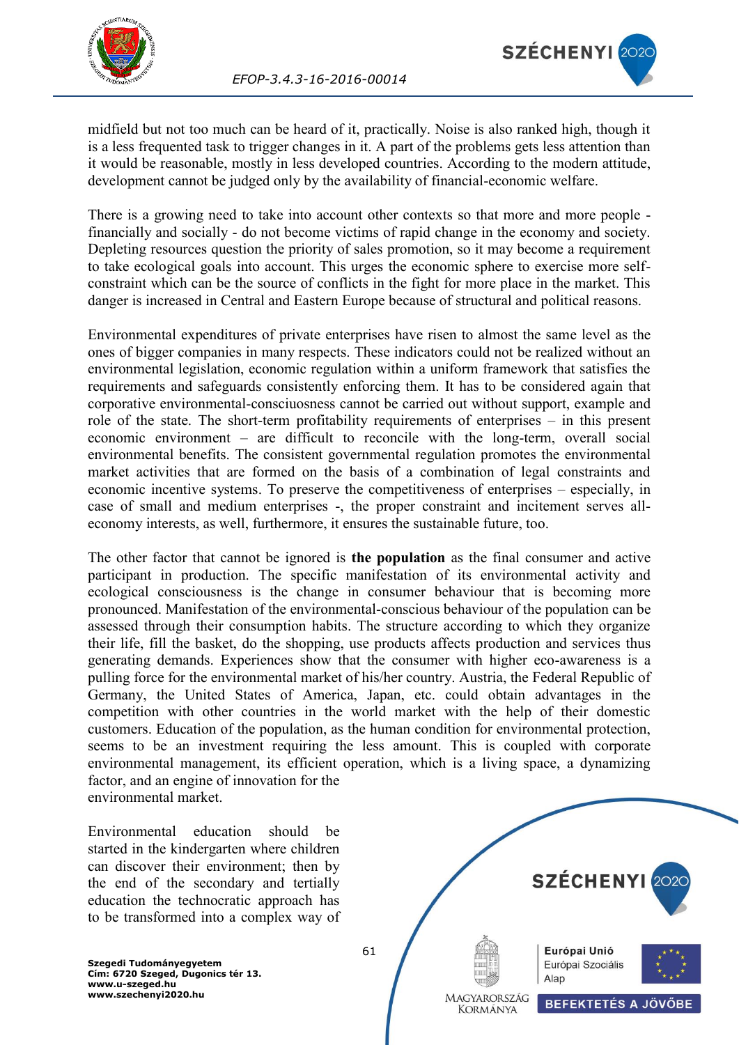midfield but not too much can be heard of it, practically. Noise is also ranked high, though it is a less frequented task to trigger changes in it. A part of the problems gets less attention than it would be reasonable, mostly in less developed countries. According to the modern attitude, development cannot be judged only by the availability of financial-economic welfare.

There is a growing need to take into account other contexts so that more and more people - financially and socially - do not become victims of rapid change in the economy and society. Depleting resources question the priority of sales promotion, so it may become a requirement to take ecological goals into account. This urges the economic sphere to exercise more self-constraint which can be the source of conflicts in the fight for more place in the market. This danger is increased in Central and Eastern Europe because of structural and political reasons.

Environmental expenditures of private enterprises have risen to almost the same level as the ones of bigger companies in many respects. These indicators could not be realized without an environmental legislation, economic regulation within a uniform framework that satisfies the requirements and safeguards consistently enforcing them. It has to be considered again that corporative environmental-consciuosness cannot be carried out without support, example and role of the state. The short-term profitability requirements of enterprises – in this present economic environment – are difficult to reconcile with the long-term, overall social environmental benefits. The consistent governmental regulation promotes the environmental market activities that are formed on the basis of a combination of legal constraints and economic incentive systems. To preserve the competitiveness of enterprises – especially, in case of small and medium enterprises -, the proper constraint and incitement serves all-economy interests, as well, furthermore, it ensures the sustainable future, too.

The other factor that cannot be ignored is **the population** as the final consumer and active participant in production. The specific manifestation of its environmental activity and ecological consciousness is the change in consumer behaviour that is becoming more pronounced. Manifestation of the environmental-conscious behaviour of the population can be assessed through their consumption habits. The structure according to which they organize their life, fill the basket, do the shopping, use products affects production and services thus generating demands. Experiences show that the consumer with higher eco-awareness is a pulling force for the environmental market of his/her country. Austria, the Federal Republic of Germany, the United States of America, Japan, etc. could obtain advantages in the competition with other countries in the world market with the help of their domestic customers. Education of the population, as the human condition for environmental protection, seems to be an investment requiring the less amount. This is coupled with corporate environmental management, its efficient operation, which is a living space, a dynamizing factor, and an engine of innovation for the environmental market.

Environmental education should be started in the kindergarten where children can discover their environment; then by the end of the secondary and tertially education the technocratic approach has to be transformed into a complex way of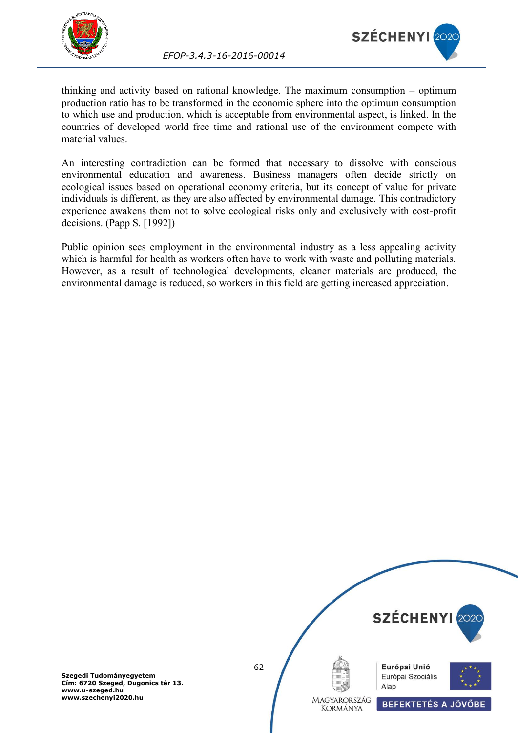thinking and activity based on rational knowledge. The maximum consumption – optimum production ratio has to be transformed in the economic sphere into the optimum consumption to which use and production, which is acceptable from environmental aspect, is linked. In the countries of developed world free time and rational use of the environment compete with material values.

An interesting contradiction can be formed that necessary to dissolve with conscious environmental education and awareness. Business managers often decide strictly on ecological issues based on operational economy criteria, but its concept of value for private individuals is different, as they are also affected by environmental damage. This contradictory experience awakens them not to solve ecological risks only and exclusively with cost-profit decisions. (Papp S. [1992])

Public opinion sees employment in the environmental industry as a less appealing activity which is harmful for health as workers often have to work with waste and polluting materials. However, as a result of technological developments, cleaner materials are produced, the environmental damage is reduced, so workers in this field are getting increased appreciation.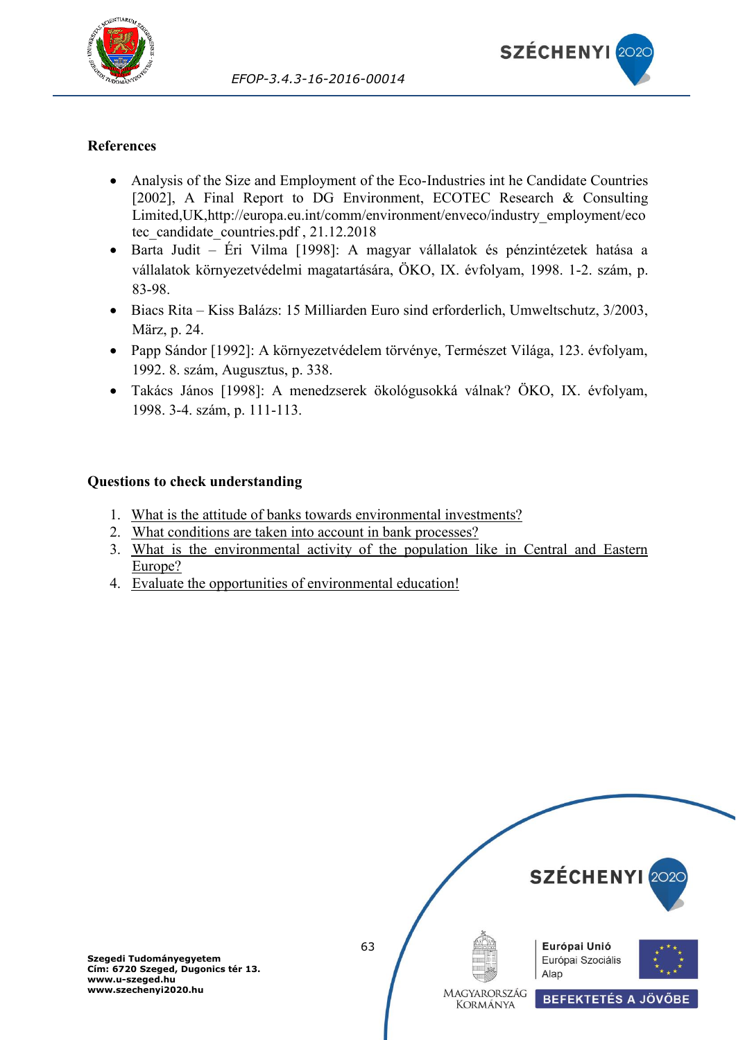**References**

- Analysis of the Size and Employment of the Eco-Industries int he Candidate Countries [2002], A Final Report to DG Environment, ECOTEC Research & Consulting Limited,UK,http://europa.eu.int/comm/environment/enveco/industry_employment/ecotec_candidate_countries.pdf , 21.12.2018
- Barta Judit – Éri Vilma [1998]: A magyar vállalatok és pénzintézetek hatása a vállalatok környezetvédelmi magatartására, ÖKO, IX. évfolyam, 1998. 1-2. szám, p. 83-98.
- Biacs Rita – Kiss Balázs: 15 Milliarden Euro sind erforderlich, Umweltschutz, 3/2003, März, p. 24.
- Papp Sándor [1992]: A környezetvédelem törvénye, Természet Világa, 123. évfolyam, 1992. 8. szám, Augusztus, p. 338.
- Takács János [1998]: A menedzserek ökológusokká válnak? ÖKO, IX. évfolyam, 1998. 3-4. szám, p. 111-113.

**Questions to check understanding**

1. What is the attitude of banks towards environmental investments?
2. What conditions are taken into account in bank processes?
3. What is the environmental activity of the population like in Central and Eastern Europe?
4. Evaluate the opportunities of environmental education!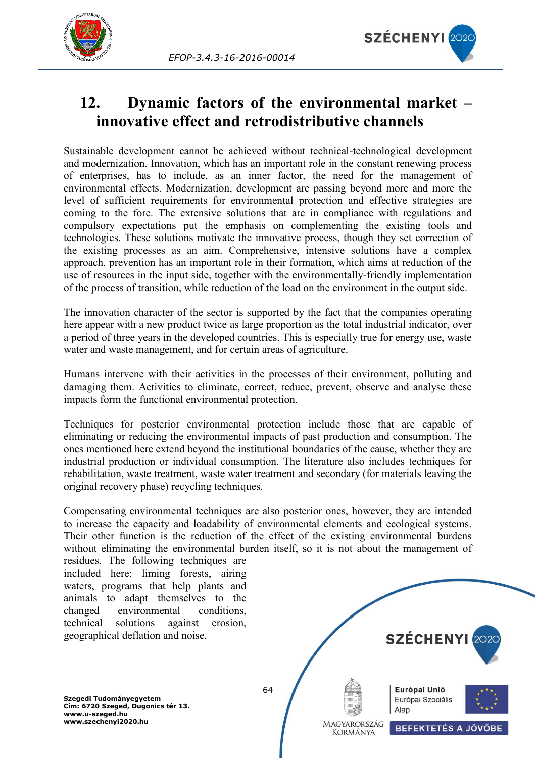# 12. Dynamic factors of the environmental market – innovative effect and retrodistributive channels

Sustainable development cannot be achieved without technical-technological development and modernization. Innovation, which has an important role in the constant renewing process of enterprises, has to include, as an inner factor, the need for the management of environmental effects. Modernization, development are passing beyond more and more the level of sufficient requirements for environmental protection and effective strategies are coming to the fore. The extensive solutions that are in compliance with regulations and compulsory expectations put the emphasis on complementing the existing tools and technologies. These solutions motivate the innovative process, though they set correction of the existing processes as an aim. Comprehensive, intensive solutions have a complex approach, prevention has an important role in their formation, which aims at reduction of the use of resources in the input side, together with the environmentally-friendly implementation of the process of transition, while reduction of the load on the environment in the output side.

The innovation character of the sector is supported by the fact that the companies operating here appear with a new product twice as large proportion as the total industrial indicator, over a period of three years in the developed countries. This is especially true for energy use, waste water and waste management, and for certain areas of agriculture.

Humans intervene with their activities in the processes of their environment, polluting and damaging them. Activities to eliminate, correct, reduce, prevent, observe and analyse these impacts form the functional environmental protection.

Techniques for posterior environmental protection include those that are capable of eliminating or reducing the environmental impacts of past production and consumption. The ones mentioned here extend beyond the institutional boundaries of the cause, whether they are industrial production or individual consumption. The literature also includes techniques for rehabilitation, waste treatment, waste water treatment and secondary (for materials leaving the original recovery phase) recycling techniques.

Compensating environmental techniques are also posterior ones, however, they are intended to increase the capacity and loadability of environmental elements and ecological systems. Their other function is the reduction of the effect of the existing environmental burdens without eliminating the environmental burden itself, so it is not about the management of residues. The following techniques are included here: liming forests, airing waters, programs that help plants and animals to adapt themselves to the changed environmental conditions, technical solutions against erosion, geographical deflation and noise.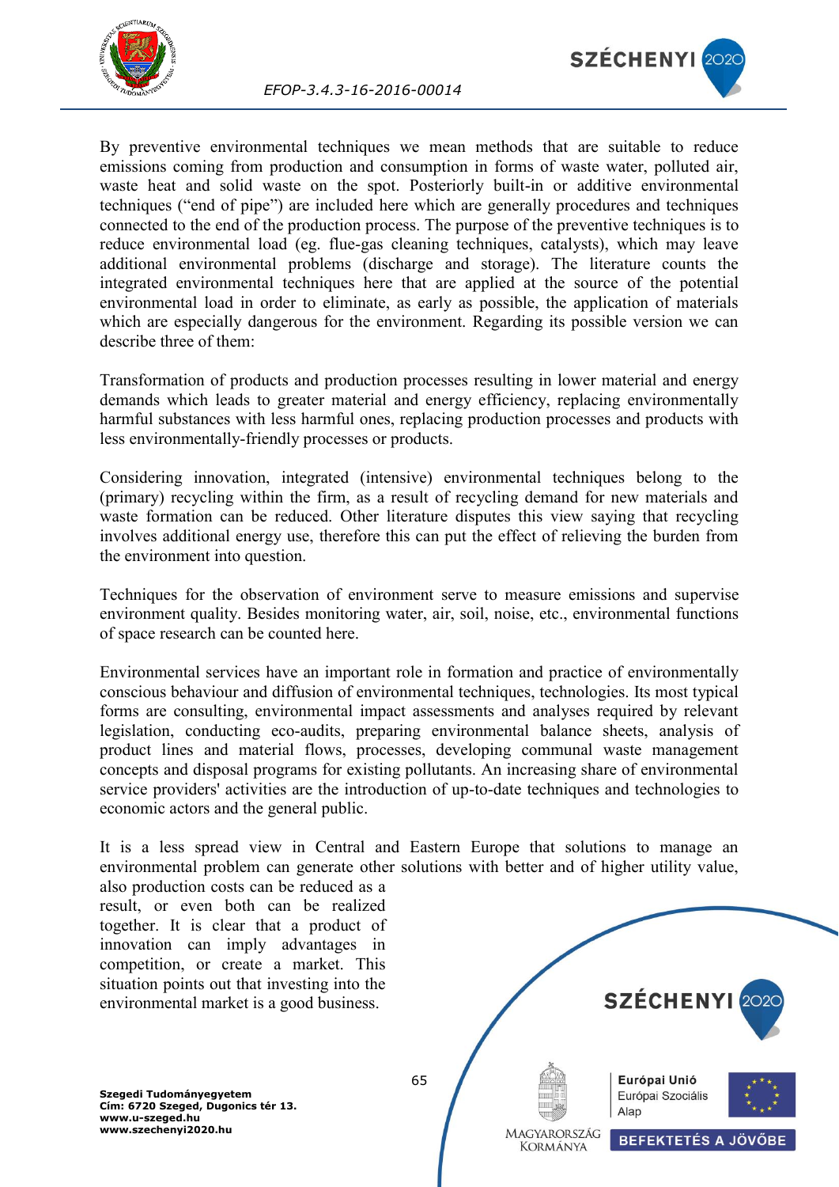By preventive environmental techniques we mean methods that are suitable to reduce emissions coming from production and consumption in forms of waste water, polluted air, waste heat and solid waste on the spot. Posteriorly built-in or additive environmental techniques ("end of pipe") are included here which are generally procedures and techniques connected to the end of the production process. The purpose of the preventive techniques is to reduce environmental load (eg. flue-gas cleaning techniques, catalysts), which may leave additional environmental problems (discharge and storage). The literature counts the integrated environmental techniques here that are applied at the source of the potential environmental load in order to eliminate, as early as possible, the application of materials which are especially dangerous for the environment. Regarding its possible version we can describe three of them:

Transformation of products and production processes resulting in lower material and energy demands which leads to greater material and energy efficiency, replacing environmentally harmful substances with less harmful ones, replacing production processes and products with less environmentally-friendly processes or products.

Considering innovation, integrated (intensive) environmental techniques belong to the (primary) recycling within the firm, as a result of recycling demand for new materials and waste formation can be reduced. Other literature disputes this view saying that recycling involves additional energy use, therefore this can put the effect of relieving the burden from the environment into question.

Techniques for the observation of environment serve to measure emissions and supervise environment quality. Besides monitoring water, air, soil, noise, etc., environmental functions of space research can be counted here.

Environmental services have an important role in formation and practice of environmentally conscious behaviour and diffusion of environmental techniques, technologies. Its most typical forms are consulting, environmental impact assessments and analyses required by relevant legislation, conducting eco-audits, preparing environmental balance sheets, analysis of product lines and material flows, processes, developing communal waste management concepts and disposal programs for existing pollutants. An increasing share of environmental service providers' activities are the introduction of up-to-date techniques and technologies to economic actors and the general public.

It is a less spread view in Central and Eastern Europe that solutions to manage an environmental problem can generate other solutions with better and of higher utility value, also production costs can be reduced as a result, or even both can be realized together. It is clear that a product of innovation can imply advantages in competition, or create a market. This situation points out that investing into the environmental market is a good business.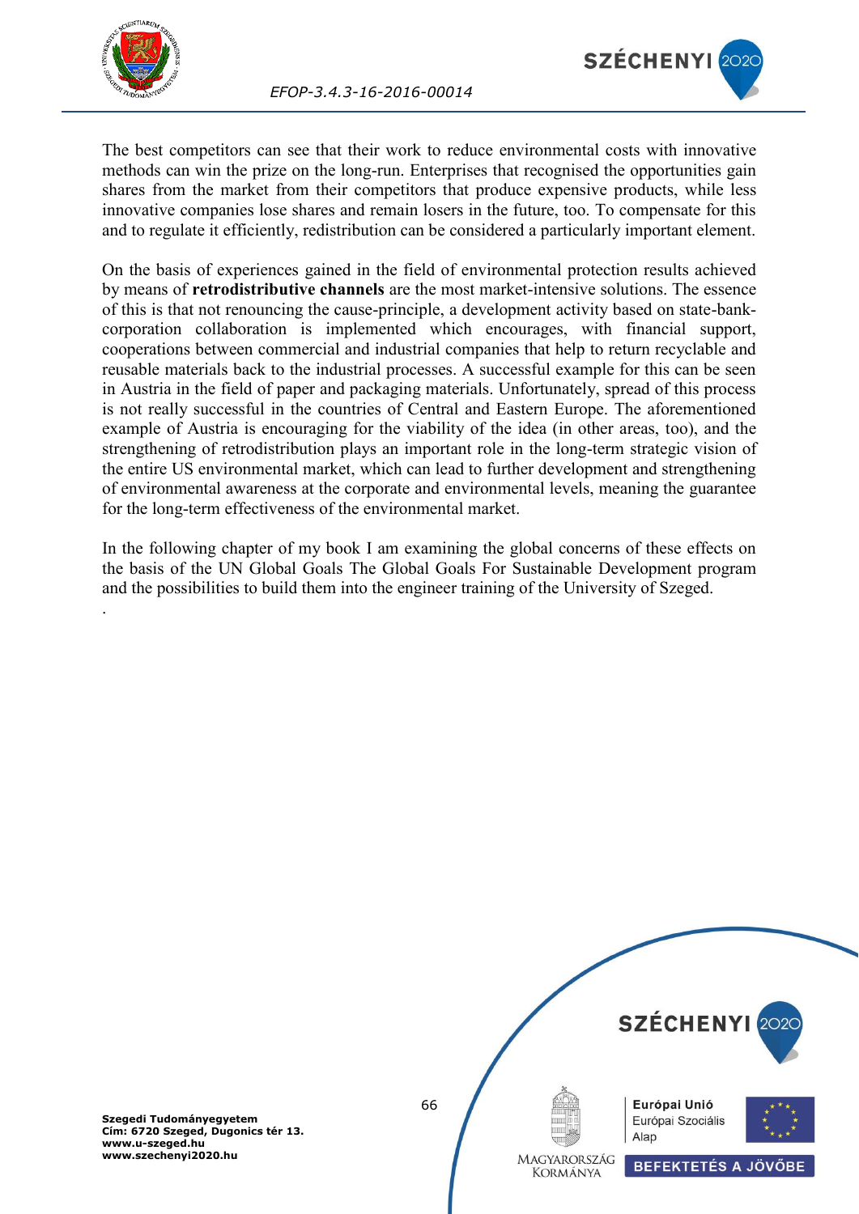The best competitors can see that their work to reduce environmental costs with innovative methods can win the prize on the long-run. Enterprises that recognised the opportunities gain shares from the market from their competitors that produce expensive products, while less innovative companies lose shares and remain losers in the future, too. To compensate for this and to regulate it efficiently, redistribution can be considered a particularly important element.

On the basis of experiences gained in the field of environmental protection results achieved by means of **retrodistributive channels** are the most market-intensive solutions. The essence of this is that not renouncing the cause-principle, a development activity based on state-bank-corporation collaboration is implemented which encourages, with financial support, cooperations between commercial and industrial companies that help to return recyclable and reusable materials back to the industrial processes. A successful example for this can be seen in Austria in the field of paper and packaging materials. Unfortunately, spread of this process is not really successful in the countries of Central and Eastern Europe. The aforementioned example of Austria is encouraging for the viability of the idea (in other areas, too), and the strengthening of retrodistribution plays an important role in the long-term strategic vision of the entire US environmental market, which can lead to further development and strengthening of environmental awareness at the corporate and environmental levels, meaning the guarantee for the long-term effectiveness of the environmental market.

In the following chapter of my book I am examining the global concerns of these effects on the basis of the UN Global Goals The Global Goals For Sustainable Development program and the possibilities to build them into the engineer training of the University of Szeged.

.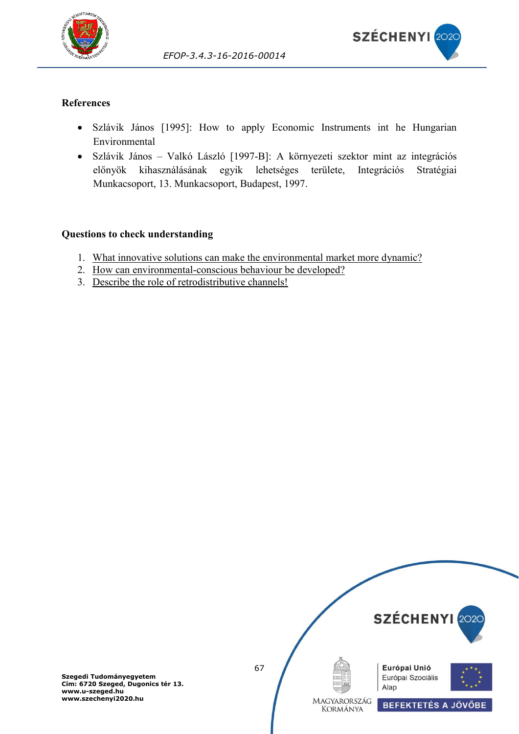## References

- Szlávik János [1995]: How to apply Economic Instruments int he Hungarian Environmental
- Szlávik János – Valkó László [1997-B]: A környezeti szektor mint az integrációs előnyök kihasználásának egyik lehetséges területe, Integrációs Stratégiai Munkacsoport, 13. Munkacsoport, Budapest, 1997.

## Questions to check understanding

1. What innovative solutions can make the environmental market more dynamic?
2. How can environmental-conscious behaviour be developed?
3. Describe the role of retrodistributive channels!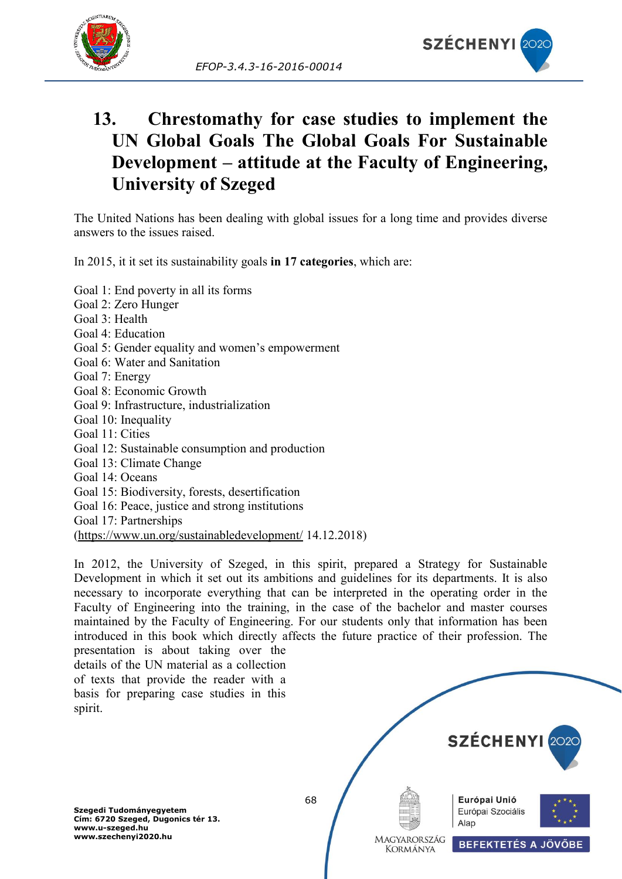# 13. Chrestomathy for case studies to implement the UN Global Goals The Global Goals For Sustainable Development – attitude at the Faculty of Engineering, University of Szeged

The United Nations has been dealing with global issues for a long time and provides diverse answers to the issues raised.

In 2015, it it set its sustainability goals **in 17 categories**, which are:

Goal 1: End poverty in all its forms
Goal 2: Zero Hunger
Goal 3: Health
Goal 4: Education
Goal 5: Gender equality and women's empowerment
Goal 6: Water and Sanitation
Goal 7: Energy
Goal 8: Economic Growth
Goal 9: Infrastructure, industrialization
Goal 10: Inequality
Goal 11: Cities
Goal 12: Sustainable consumption and production
Goal 13: Climate Change
Goal 14: Oceans
Goal 15: Biodiversity, forests, desertification
Goal 16: Peace, justice and strong institutions
Goal 17: Partnerships
(https://www.un.org/sustainabledevelopment/ 14.12.2018)

In 2012, the University of Szeged, in this spirit, prepared a Strategy for Sustainable Development in which it set out its ambitions and guidelines for its departments. It is also necessary to incorporate everything that can be interpreted in the operating order in the Faculty of Engineering into the training, in the case of the bachelor and master courses maintained by the Faculty of Engineering. For our students only that information has been introduced in this book which directly affects the future practice of their profession. The presentation is about taking over the details of the UN material as a collection of texts that provide the reader with a basis for preparing case studies in this spirit.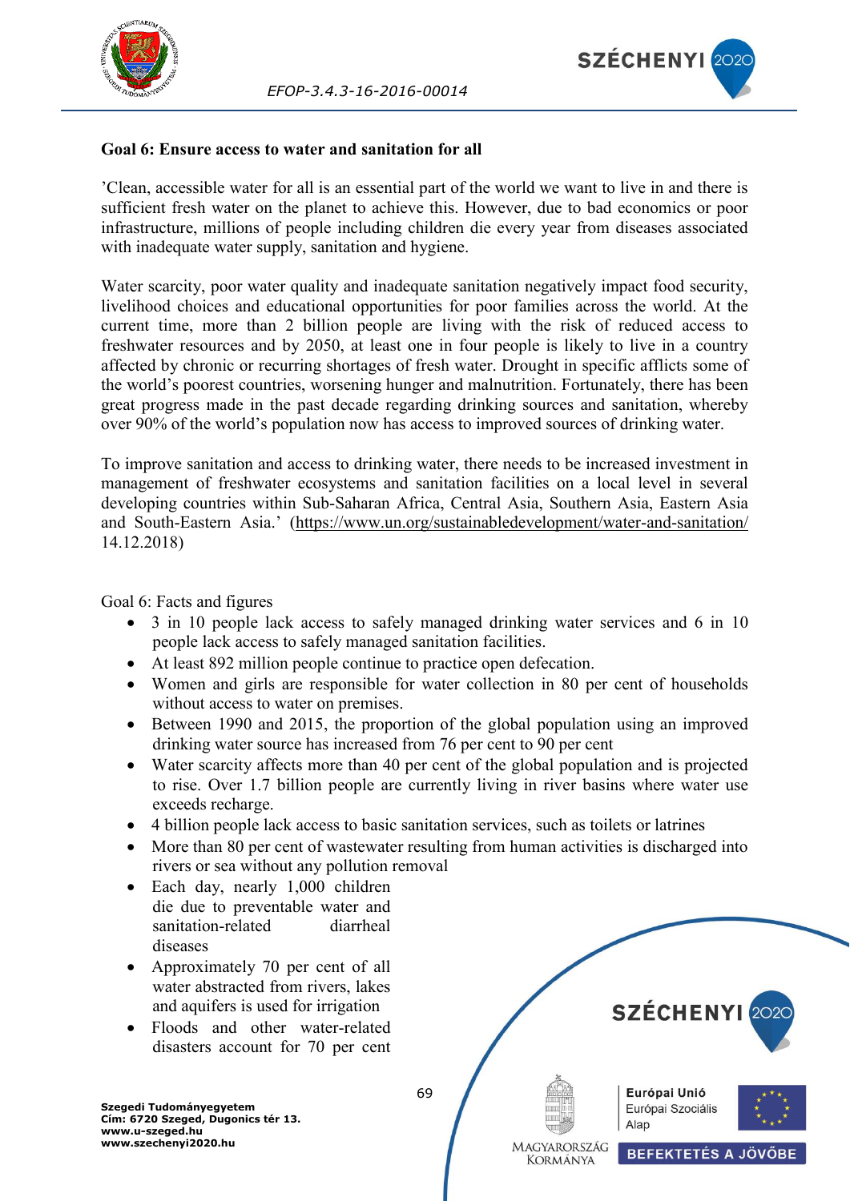**Goal 6: Ensure access to water and sanitation for all**

'Clean, accessible water for all is an essential part of the world we want to live in and there is sufficient fresh water on the planet to achieve this. However, due to bad economics or poor infrastructure, millions of people including children die every year from diseases associated with inadequate water supply, sanitation and hygiene.

Water scarcity, poor water quality and inadequate sanitation negatively impact food security, livelihood choices and educational opportunities for poor families across the world. At the current time, more than 2 billion people are living with the risk of reduced access to freshwater resources and by 2050, at least one in four people is likely to live in a country affected by chronic or recurring shortages of fresh water. Drought in specific afflicts some of the world's poorest countries, worsening hunger and malnutrition. Fortunately, there has been great progress made in the past decade regarding drinking sources and sanitation, whereby over 90% of the world's population now has access to improved sources of drinking water.

To improve sanitation and access to drinking water, there needs to be increased investment in management of freshwater ecosystems and sanitation facilities on a local level in several developing countries within Sub-Saharan Africa, Central Asia, Southern Asia, Eastern Asia and South-Eastern Asia.' (https://www.un.org/sustainabledevelopment/water-and-sanitation/ 14.12.2018)

Goal 6: Facts and figures

- 3 in 10 people lack access to safely managed drinking water services and 6 in 10 people lack access to safely managed sanitation facilities.
- At least 892 million people continue to practice open defecation.
- Women and girls are responsible for water collection in 80 per cent of households without access to water on premises.
- Between 1990 and 2015, the proportion of the global population using an improved drinking water source has increased from 76 per cent to 90 per cent
- Water scarcity affects more than 40 per cent of the global population and is projected to rise. Over 1.7 billion people are currently living in river basins where water use exceeds recharge.
- 4 billion people lack access to basic sanitation services, such as toilets or latrines
- More than 80 per cent of wastewater resulting from human activities is discharged into rivers or sea without any pollution removal
- Each day, nearly 1,000 children die due to preventable water and sanitation-related diarrheal diseases
- Approximately 70 per cent of all water abstracted from rivers, lakes and aquifers is used for irrigation
- Floods and other water-related disasters account for 70 per cent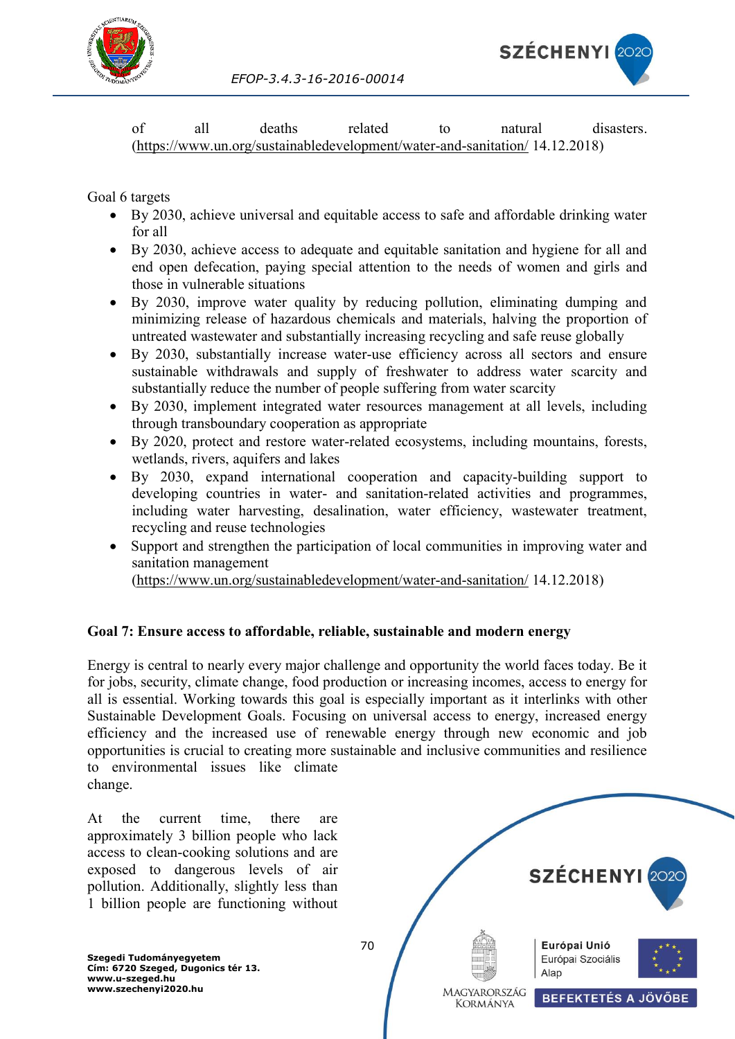of all deaths related to natural disasters. (https://www.un.org/sustainabledevelopment/water-and-sanitation/ 14.12.2018)

Goal 6 targets

- By 2030, achieve universal and equitable access to safe and affordable drinking water for all
- By 2030, achieve access to adequate and equitable sanitation and hygiene for all and end open defecation, paying special attention to the needs of women and girls and those in vulnerable situations
- By 2030, improve water quality by reducing pollution, eliminating dumping and minimizing release of hazardous chemicals and materials, halving the proportion of untreated wastewater and substantially increasing recycling and safe reuse globally
- By 2030, substantially increase water-use efficiency across all sectors and ensure sustainable withdrawals and supply of freshwater to address water scarcity and substantially reduce the number of people suffering from water scarcity
- By 2030, implement integrated water resources management at all levels, including through transboundary cooperation as appropriate
- By 2020, protect and restore water-related ecosystems, including mountains, forests, wetlands, rivers, aquifers and lakes
- By 2030, expand international cooperation and capacity-building support to developing countries in water- and sanitation-related activities and programmes, including water harvesting, desalination, water efficiency, wastewater treatment, recycling and reuse technologies
- Support and strengthen the participation of local communities in improving water and sanitation management (https://www.un.org/sustainabledevelopment/water-and-sanitation/ 14.12.2018)

**Goal 7: Ensure access to affordable, reliable, sustainable and modern energy**

Energy is central to nearly every major challenge and opportunity the world faces today. Be it for jobs, security, climate change, food production or increasing incomes, access to energy for all is essential. Working towards this goal is especially important as it interlinks with other Sustainable Development Goals. Focusing on universal access to energy, increased energy efficiency and the increased use of renewable energy through new economic and job opportunities is crucial to creating more sustainable and inclusive communities and resilience to environmental issues like climate change.

At the current time, there are approximately 3 billion people who lack access to clean-cooking solutions and are exposed to dangerous levels of air pollution. Additionally, slightly less than 1 billion people are functioning without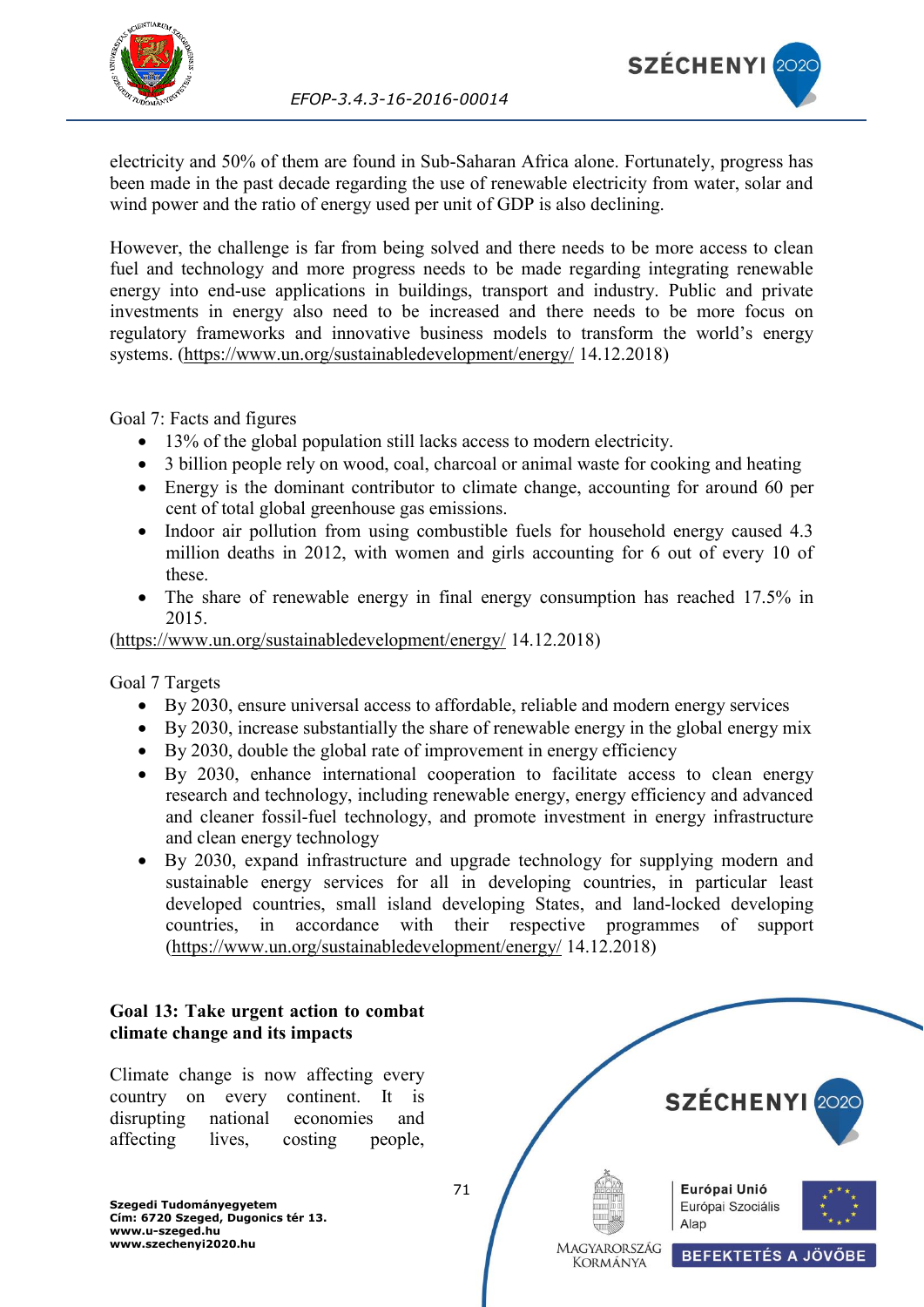electricity and 50% of them are found in Sub-Saharan Africa alone. Fortunately, progress has been made in the past decade regarding the use of renewable electricity from water, solar and wind power and the ratio of energy used per unit of GDP is also declining.

However, the challenge is far from being solved and there needs to be more access to clean fuel and technology and more progress needs to be made regarding integrating renewable energy into end-use applications in buildings, transport and industry. Public and private investments in energy also need to be increased and there needs to be more focus on regulatory frameworks and innovative business models to transform the world's energy systems. (https://www.un.org/sustainabledevelopment/energy/ 14.12.2018)

Goal 7: Facts and figures

- 13% of the global population still lacks access to modern electricity.
- 3 billion people rely on wood, coal, charcoal or animal waste for cooking and heating
- Energy is the dominant contributor to climate change, accounting for around 60 per cent of total global greenhouse gas emissions.
- Indoor air pollution from using combustible fuels for household energy caused 4.3 million deaths in 2012, with women and girls accounting for 6 out of every 10 of these.
- The share of renewable energy in final energy consumption has reached 17.5% in 2015.

(https://www.un.org/sustainabledevelopment/energy/ 14.12.2018)

Goal 7 Targets

- By 2030, ensure universal access to affordable, reliable and modern energy services
- By 2030, increase substantially the share of renewable energy in the global energy mix
- By 2030, double the global rate of improvement in energy efficiency
- By 2030, enhance international cooperation to facilitate access to clean energy research and technology, including renewable energy, energy efficiency and advanced and cleaner fossil-fuel technology, and promote investment in energy infrastructure and clean energy technology
- By 2030, expand infrastructure and upgrade technology for supplying modern and sustainable energy services for all in developing countries, in particular least developed countries, small island developing States, and land-locked developing countries, in accordance with their respective programmes of support (https://www.un.org/sustainabledevelopment/energy/ 14.12.2018)

**Goal 13: Take urgent action to combat climate change and its impacts**

Climate change is now affecting every country on every continent. It is disrupting national economies and affecting lives, costing people,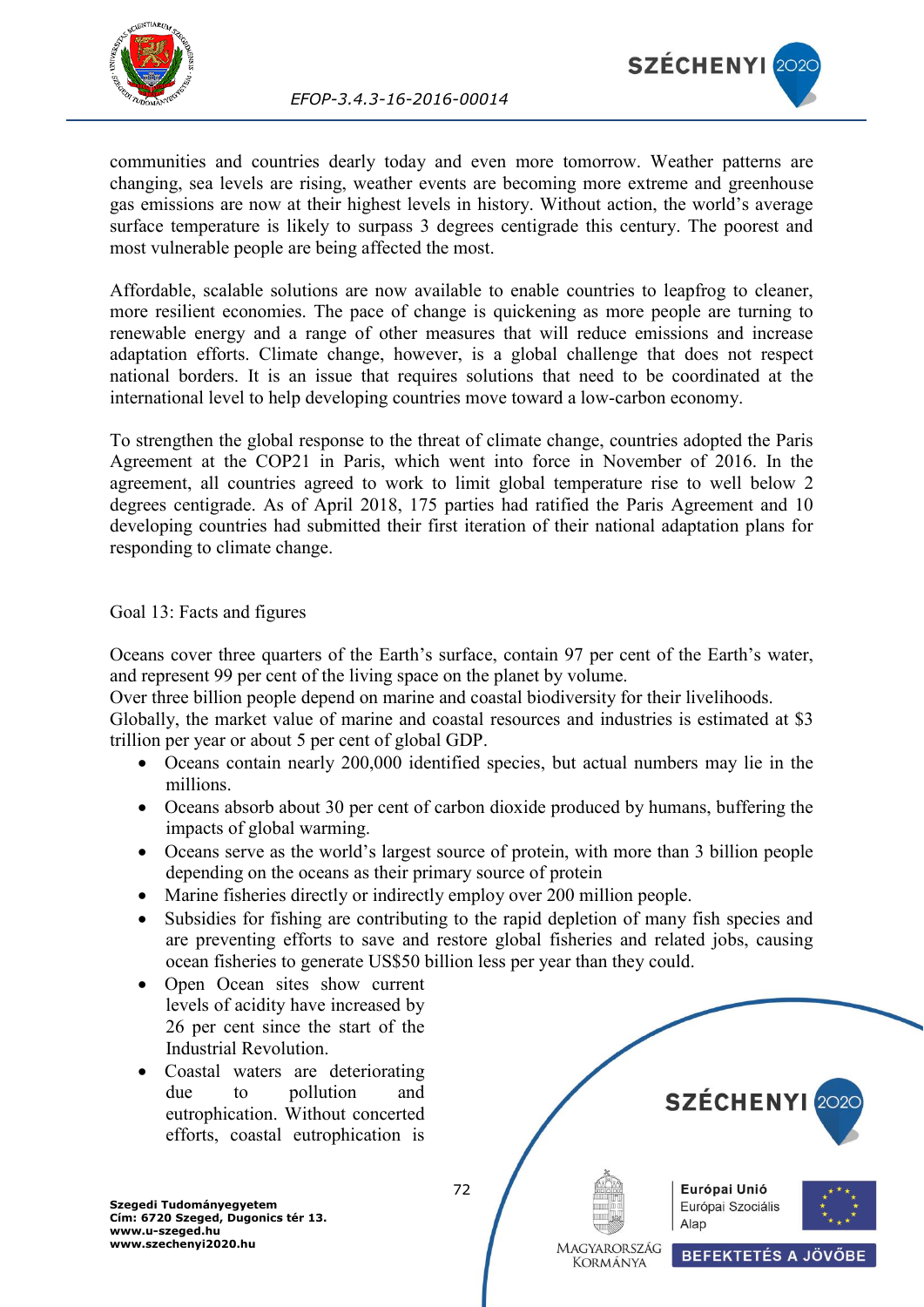communities and countries dearly today and even more tomorrow. Weather patterns are changing, sea levels are rising, weather events are becoming more extreme and greenhouse gas emissions are now at their highest levels in history. Without action, the world's average surface temperature is likely to surpass 3 degrees centigrade this century. The poorest and most vulnerable people are being affected the most.

Affordable, scalable solutions are now available to enable countries to leapfrog to cleaner, more resilient economies. The pace of change is quickening as more people are turning to renewable energy and a range of other measures that will reduce emissions and increase adaptation efforts. Climate change, however, is a global challenge that does not respect national borders. It is an issue that requires solutions that need to be coordinated at the international level to help developing countries move toward a low-carbon economy.

To strengthen the global response to the threat of climate change, countries adopted the Paris Agreement at the COP21 in Paris, which went into force in November of 2016. In the agreement, all countries agreed to work to limit global temperature rise to well below 2 degrees centigrade. As of April 2018, 175 parties had ratified the Paris Agreement and 10 developing countries had submitted their first iteration of their national adaptation plans for responding to climate change.

Goal 13: Facts and figures

Oceans cover three quarters of the Earth's surface, contain 97 per cent of the Earth's water, and represent 99 per cent of the living space on the planet by volume.
Over three billion people depend on marine and coastal biodiversity for their livelihoods.
Globally, the market value of marine and coastal resources and industries is estimated at $3 trillion per year or about 5 per cent of global GDP.

- Oceans contain nearly 200,000 identified species, but actual numbers may lie in the millions.
- Oceans absorb about 30 per cent of carbon dioxide produced by humans, buffering the impacts of global warming.
- Oceans serve as the world's largest source of protein, with more than 3 billion people depending on the oceans as their primary source of protein
- Marine fisheries directly or indirectly employ over 200 million people.
- Subsidies for fishing are contributing to the rapid depletion of many fish species and are preventing efforts to save and restore global fisheries and related jobs, causing ocean fisheries to generate US$50 billion less per year than they could.
- Open Ocean sites show current levels of acidity have increased by 26 per cent since the start of the Industrial Revolution.
- Coastal waters are deteriorating due to pollution and eutrophication. Without concerted efforts, coastal eutrophication is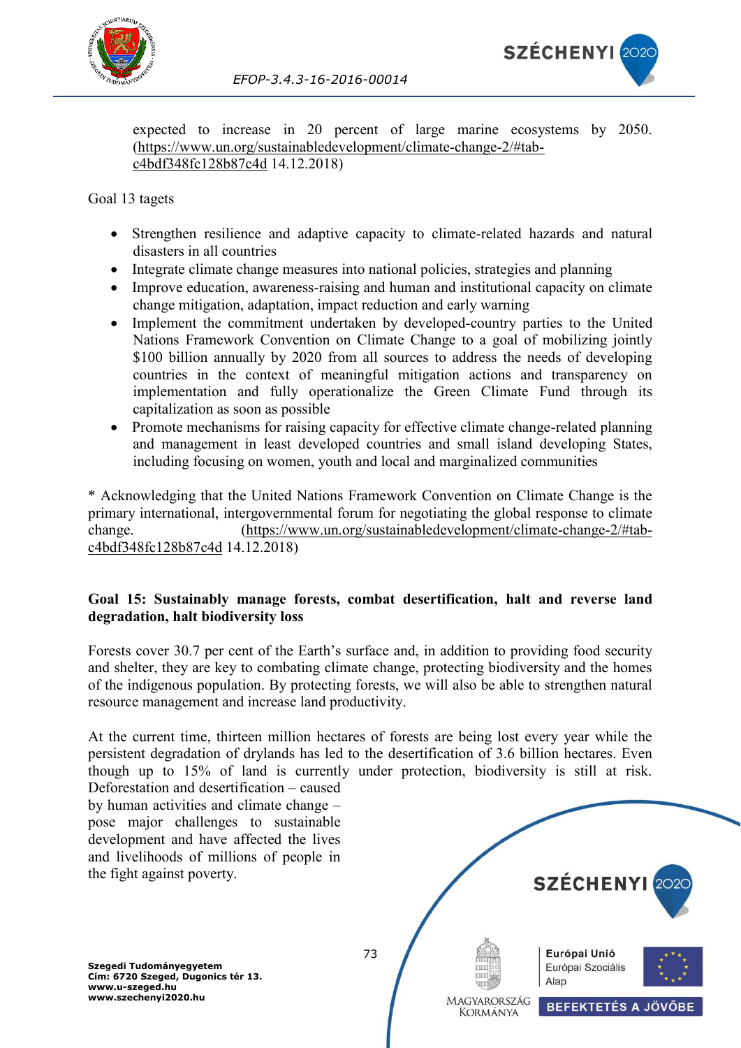expected to increase in 20 percent of large marine ecosystems by 2050. (https://www.un.org/sustainabledevelopment/climate-change-2/#tab-c4bdf348fc128b87c4d 14.12.2018)

Goal 13 tagets

- Strengthen resilience and adaptive capacity to climate-related hazards and natural disasters in all countries
- Integrate climate change measures into national policies, strategies and planning
- Improve education, awareness-raising and human and institutional capacity on climate change mitigation, adaptation, impact reduction and early warning
- Implement the commitment undertaken by developed-country parties to the United Nations Framework Convention on Climate Change to a goal of mobilizing jointly $100 billion annually by 2020 from all sources to address the needs of developing countries in the context of meaningful mitigation actions and transparency on implementation and fully operationalize the Green Climate Fund through its capitalization as soon as possible
- Promote mechanisms for raising capacity for effective climate change-related planning and management in least developed countries and small island developing States, including focusing on women, youth and local and marginalized communities

* Acknowledging that the United Nations Framework Convention on Climate Change is the primary international, intergovernmental forum for negotiating the global response to climate change. (https://www.un.org/sustainabledevelopment/climate-change-2/#tab-c4bdf348fc128b87c4d 14.12.2018)

**Goal 15: Sustainably manage forests, combat desertification, halt and reverse land degradation, halt biodiversity loss**

Forests cover 30.7 per cent of the Earth's surface and, in addition to providing food security and shelter, they are key to combating climate change, protecting biodiversity and the homes of the indigenous population. By protecting forests, we will also be able to strengthen natural resource management and increase land productivity.

At the current time, thirteen million hectares of forests are being lost every year while the persistent degradation of drylands has led to the desertification of 3.6 billion hectares. Even though up to 15% of land is currently under protection, biodiversity is still at risk. Deforestation and desertification – caused by human activities and climate change – pose major challenges to sustainable development and have affected the lives and livelihoods of millions of people in the fight against poverty.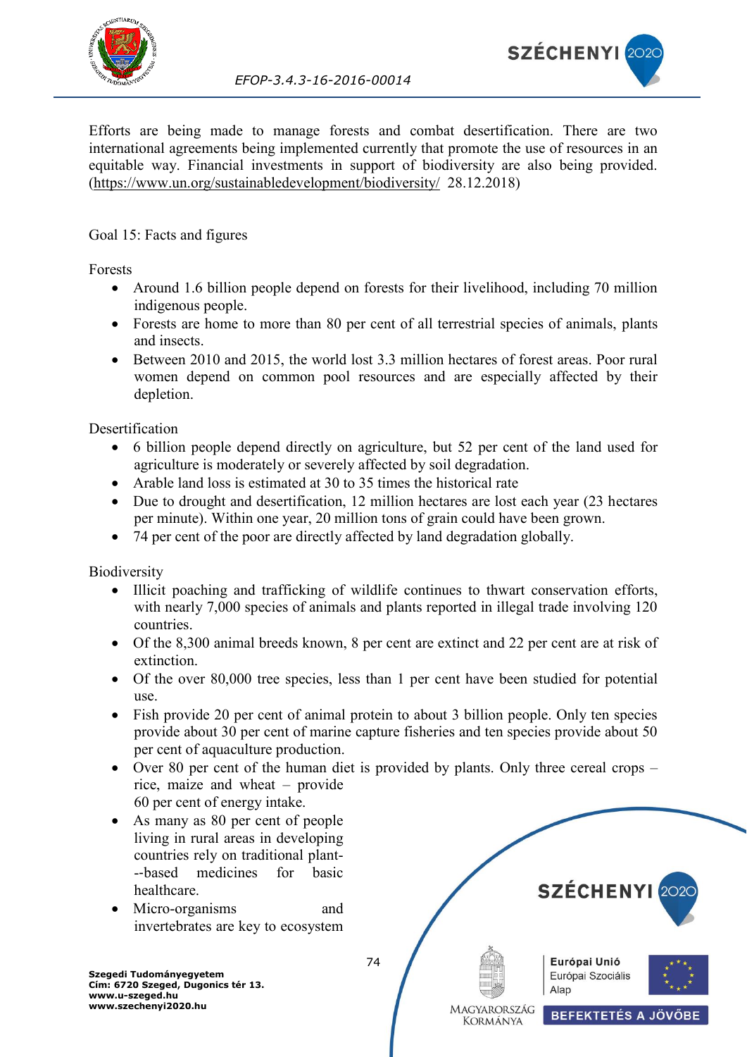Efforts are being made to manage forests and combat desertification. There are two international agreements being implemented currently that promote the use of resources in an equitable way. Financial investments in support of biodiversity are also being provided. (https://www.un.org/sustainabledevelopment/biodiversity/ 28.12.2018)

Goal 15: Facts and figures

Forests

- Around 1.6 billion people depend on forests for their livelihood, including 70 million indigenous people.
- Forests are home to more than 80 per cent of all terrestrial species of animals, plants and insects.
- Between 2010 and 2015, the world lost 3.3 million hectares of forest areas. Poor rural women depend on common pool resources and are especially affected by their depletion.

Desertification

- 6 billion people depend directly on agriculture, but 52 per cent of the land used for agriculture is moderately or severely affected by soil degradation.
- Arable land loss is estimated at 30 to 35 times the historical rate
- Due to drought and desertification, 12 million hectares are lost each year (23 hectares per minute). Within one year, 20 million tons of grain could have been grown.
- 74 per cent of the poor are directly affected by land degradation globally.

Biodiversity

- Illicit poaching and trafficking of wildlife continues to thwart conservation efforts, with nearly 7,000 species of animals and plants reported in illegal trade involving 120 countries.
- Of the 8,300 animal breeds known, 8 per cent are extinct and 22 per cent are at risk of extinction.
- Of the over 80,000 tree species, less than 1 per cent have been studied for potential use.
- Fish provide 20 per cent of animal protein to about 3 billion people. Only ten species provide about 30 per cent of marine capture fisheries and ten species provide about 50 per cent of aquaculture production.
- Over 80 per cent of the human diet is provided by plants. Only three cereal crops – rice, maize and wheat – provide 60 per cent of energy intake.
- As many as 80 per cent of people living in rural areas in developing countries rely on traditional plant--based medicines for basic healthcare.
- Micro-organisms and invertebrates are key to ecosystem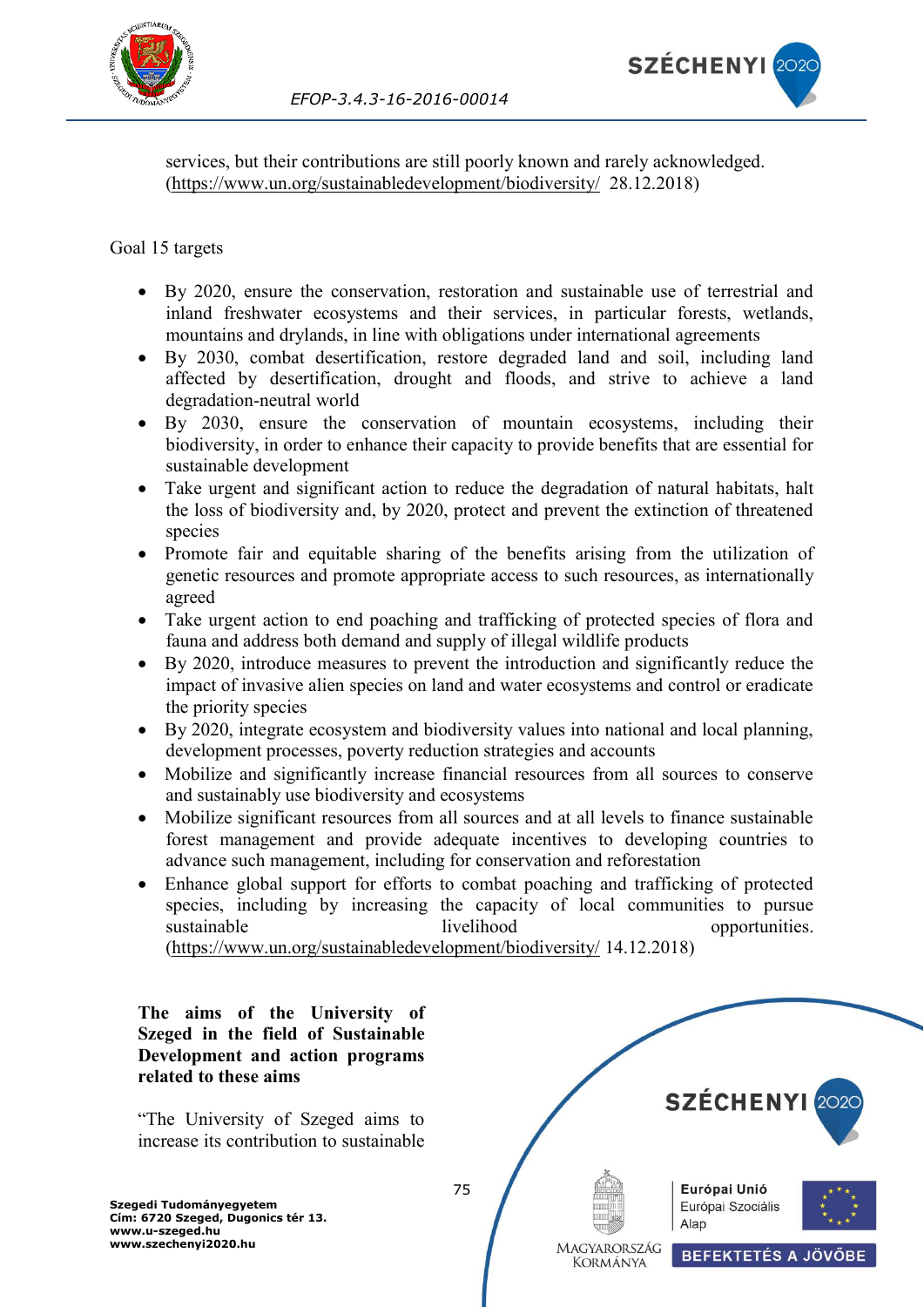services, but their contributions are still poorly known and rarely acknowledged. (https://www.un.org/sustainabledevelopment/biodiversity/ 28.12.2018)

Goal 15 targets

- By 2020, ensure the conservation, restoration and sustainable use of terrestrial and inland freshwater ecosystems and their services, in particular forests, wetlands, mountains and drylands, in line with obligations under international agreements
- By 2030, combat desertification, restore degraded land and soil, including land affected by desertification, drought and floods, and strive to achieve a land degradation-neutral world
- By 2030, ensure the conservation of mountain ecosystems, including their biodiversity, in order to enhance their capacity to provide benefits that are essential for sustainable development
- Take urgent and significant action to reduce the degradation of natural habitats, halt the loss of biodiversity and, by 2020, protect and prevent the extinction of threatened species
- Promote fair and equitable sharing of the benefits arising from the utilization of genetic resources and promote appropriate access to such resources, as internationally agreed
- Take urgent action to end poaching and trafficking of protected species of flora and fauna and address both demand and supply of illegal wildlife products
- By 2020, introduce measures to prevent the introduction and significantly reduce the impact of invasive alien species on land and water ecosystems and control or eradicate the priority species
- By 2020, integrate ecosystem and biodiversity values into national and local planning, development processes, poverty reduction strategies and accounts
- Mobilize and significantly increase financial resources from all sources to conserve and sustainably use biodiversity and ecosystems
- Mobilize significant resources from all sources and at all levels to finance sustainable forest management and provide adequate incentives to developing countries to advance such management, including for conservation and reforestation
- Enhance global support for efforts to combat poaching and trafficking of protected species, including by increasing the capacity of local communities to pursue sustainable livelihood opportunities. (https://www.un.org/sustainabledevelopment/biodiversity/ 14.12.2018)

**The aims of the University of Szeged in the field of Sustainable Development and action programs related to these aims**

"The University of Szeged aims to increase its contribution to sustainable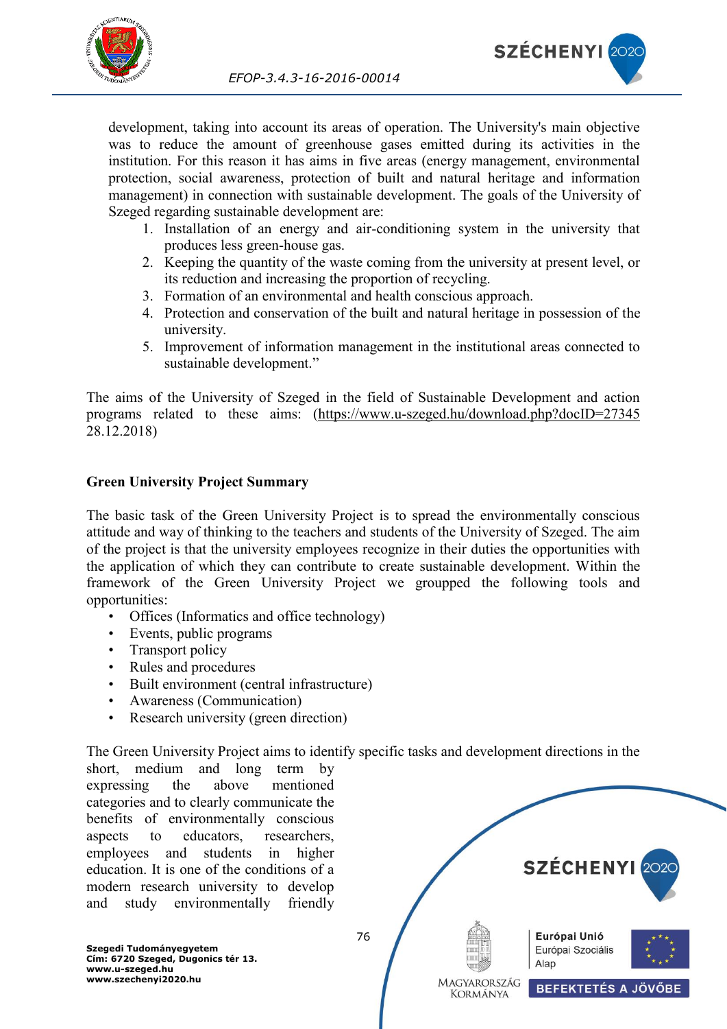development, taking into account its areas of operation. The University's main objective was to reduce the amount of greenhouse gases emitted during its activities in the institution. For this reason it has aims in five areas (energy management, environmental protection, social awareness, protection of built and natural heritage and information management) in connection with sustainable development. The goals of the University of Szeged regarding sustainable development are:

1. Installation of an energy and air-conditioning system in the university that produces less green-house gas.
2. Keeping the quantity of the waste coming from the university at present level, or its reduction and increasing the proportion of recycling.
3. Formation of an environmental and health conscious approach.
4. Protection and conservation of the built and natural heritage in possession of the university.
5. Improvement of information management in the institutional areas connected to sustainable development."

The aims of the University of Szeged in the field of Sustainable Development and action programs related to these aims: (https://www.u-szeged.hu/download.php?docID=27345 28.12.2018)

**Green University Project Summary**

The basic task of the Green University Project is to spread the environmentally conscious attitude and way of thinking to the teachers and students of the University of Szeged. The aim of the project is that the university employees recognize in their duties the opportunities with the application of which they can contribute to create sustainable development. Within the framework of the Green University Project we groupped the following tools and opportunities:

- Offices (Informatics and office technology)
- Events, public programs
- Transport policy
- Rules and procedures
- Built environment (central infrastructure)
- Awareness (Communication)
- Research university (green direction)

The Green University Project aims to identify specific tasks and development directions in the short, medium and long term by expressing the above mentioned categories and to clearly communicate the benefits of environmentally conscious aspects to educators, researchers, employees and students in higher education. It is one of the conditions of a modern research university to develop and study environmentally friendly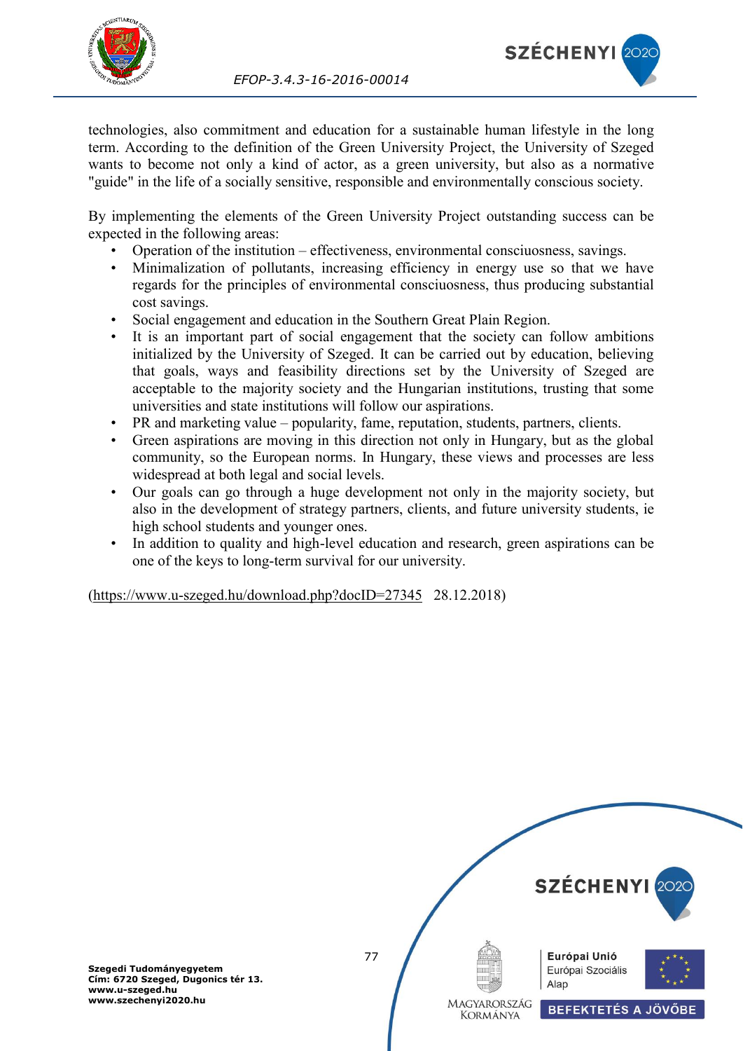technologies, also commitment and education for a sustainable human lifestyle in the long term. According to the definition of the Green University Project, the University of Szeged wants to become not only a kind of actor, as a green university, but also as a normative "guide" in the life of a socially sensitive, responsible and environmentally conscious society.

By implementing the elements of the Green University Project outstanding success can be expected in the following areas:

- Operation of the institution – effectiveness, environmental consciuosness, savings.
- Minimalization of pollutants, increasing efficiency in energy use so that we have regards for the principles of environmental consciuosness, thus producing substantial cost savings.
- Social engagement and education in the Southern Great Plain Region.
- It is an important part of social engagement that the society can follow ambitions initialized by the University of Szeged. It can be carried out by education, believing that goals, ways and feasibility directions set by the University of Szeged are acceptable to the majority society and the Hungarian institutions, trusting that some universities and state institutions will follow our aspirations.
- PR and marketing value – popularity, fame, reputation, students, partners, clients.
- Green aspirations are moving in this direction not only in Hungary, but as the global community, so the European norms. In Hungary, these views and processes are less widespread at both legal and social levels.
- Our goals can go through a huge development not only in the majority society, but also in the development of strategy partners, clients, and future university students, ie high school students and younger ones.
- In addition to quality and high-level education and research, green aspirations can be one of the keys to long-term survival for our university.

(https://www.u-szeged.hu/download.php?docID=27345 28.12.2018)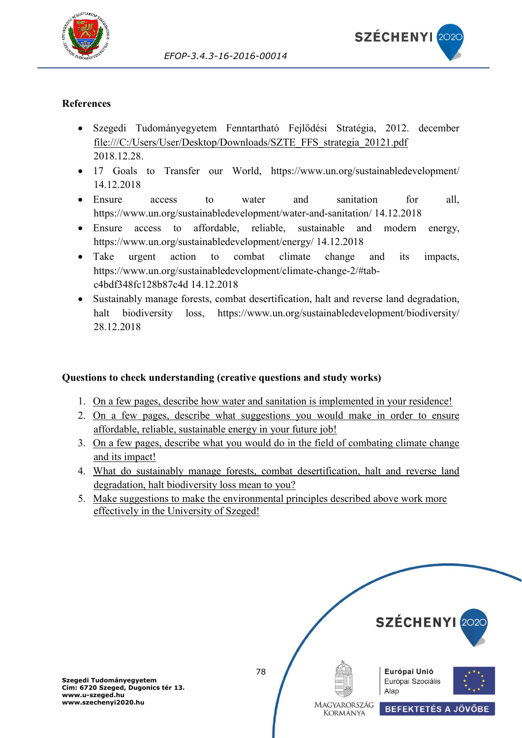**References**

- Szegedi Tudományegyetem Fenntartható Fejlődési Stratégia, 2012. december file:///C:/Users/User/Desktop/Downloads/SZTE_FFS_strategia_20121.pdf 2018.12.28.
- 17 Goals to Transfer our World, https://www.un.org/sustainabledevelopment/ 14.12.2018
- Ensure access to water and sanitation for all, https://www.un.org/sustainabledevelopment/water-and-sanitation/ 14.12.2018
- Ensure access to affordable, reliable, sustainable and modern energy, https://www.un.org/sustainabledevelopment/energy/ 14.12.2018
- Take urgent action to combat climate change and its impacts, https://www.un.org/sustainabledevelopment/climate-change-2/#tab-c4bdf348fc128b87c4d 14.12.2018
- Sustainably manage forests, combat desertification, halt and reverse land degradation, halt biodiversity loss, https://www.un.org/sustainabledevelopment/biodiversity/ 28.12.2018

**Questions to check understanding (creative questions and study works)**

1. On a few pages, describe how water and sanitation is implemented in your residence!
2. On a few pages, describe what suggestions you would make in order to ensure affordable, reliable, sustainable energy in your future job!
3. On a few pages, describe what you would do in the field of combating climate change and its impact!
4. What do sustainably manage forests, combat desertification, halt and reverse land degradation, halt biodiversity loss mean to you?
5. Make suggestions to make the environmental principles described above work more effectively in the University of Szeged!